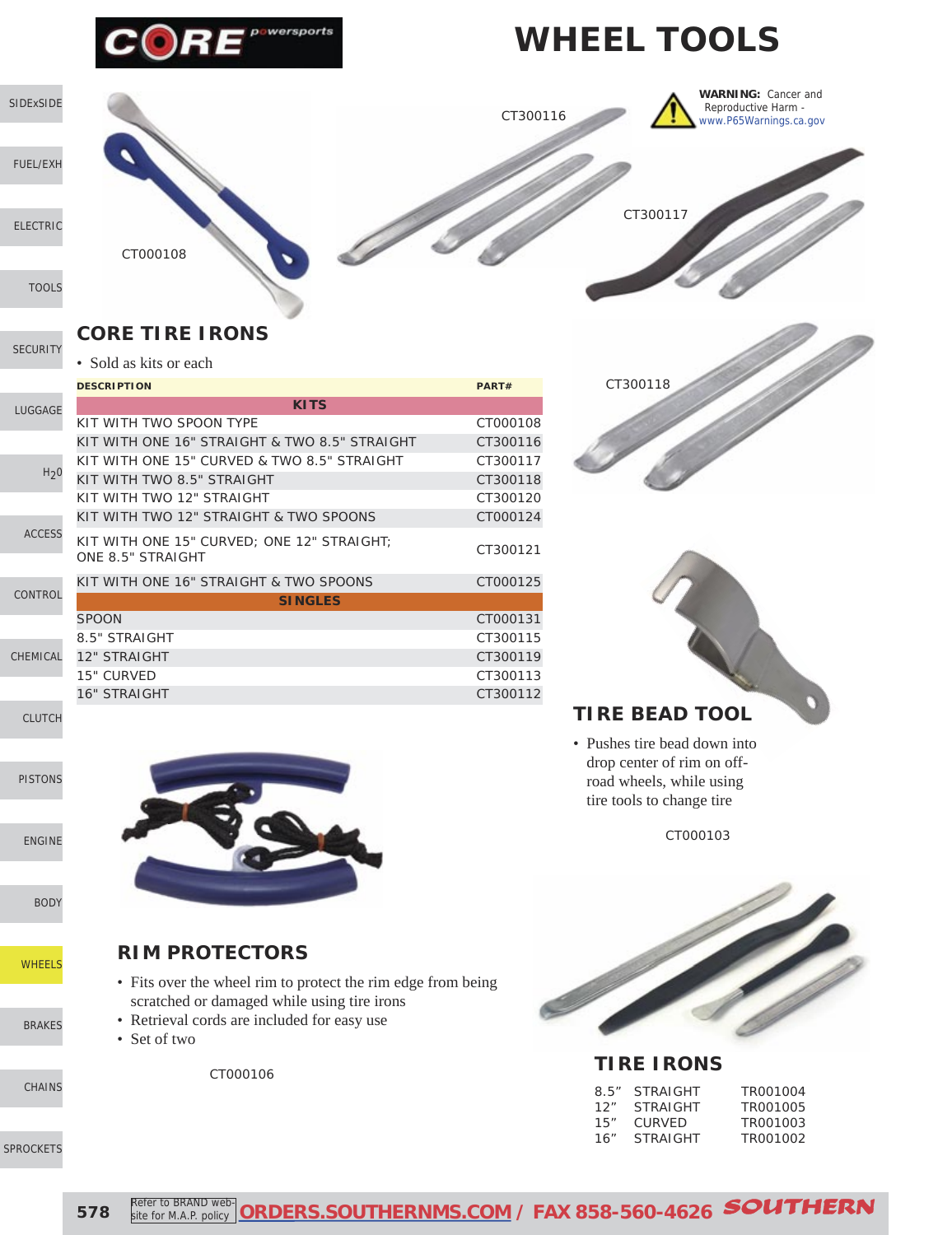# WHEEL TOOLS

**WARNING:** Cancer and Reproductive Harm - www.P65Warnings.ca.gov

CT000108

CT300116

CT300117

CT300118

## CORE TIRE IRONS

- Sold as kits or each

| DESCRIPTION | PART# |
|---|---|
| **KITS** | |
| KIT WITH TWO SPOON TYPE | CT000108 |
| KIT WITH ONE 16" STRAIGHT & TWO 8.5" STRAIGHT | CT300116 |
| KIT WITH ONE 15" CURVED & TWO 8.5" STRAIGHT | CT300117 |
| KIT WITH TWO 8.5" STRAIGHT | CT300118 |
| KIT WITH TWO 12" STRAIGHT | CT300120 |
| KIT WITH TWO 12" STRAIGHT & TWO SPOONS | CT000124 |
| KIT WITH ONE 15" CURVED; ONE 12" STRAIGHT; ONE 8.5" STRAIGHT | CT300121 |
| KIT WITH ONE 16" STRAIGHT & TWO SPOONS | CT000125 |
| **SINGLES** | |
| SPOON | CT000131 |
| 8.5" STRAIGHT | CT300115 |
| 12" STRAIGHT | CT300119 |
| 15" CURVED | CT300113 |
| 16" STRAIGHT | CT300112 |

## TIRE BEAD TOOL

- Pushes tire bead down into drop center of rim on off-road wheels, while using tire tools to change tire

CT000103

## RIM PROTECTORS

- Fits over the wheel rim to protect the rim edge from being scratched or damaged while using tire irons
- Retrieval cords are included for easy use
- Set of two

CT000106

## TIRE IRONS

| | | |
|---|---|---|
| 8.5" | STRAIGHT | TR001004 |
| 12" | STRAIGHT | TR001005 |
| 15" | CURVED | TR001003 |
| 16" | STRAIGHT | TR001002 |

Refer to BRAND web-site for M.A.P. policy **ORDERS.SOUTHERNMS.COM / FAX 858-560-4626**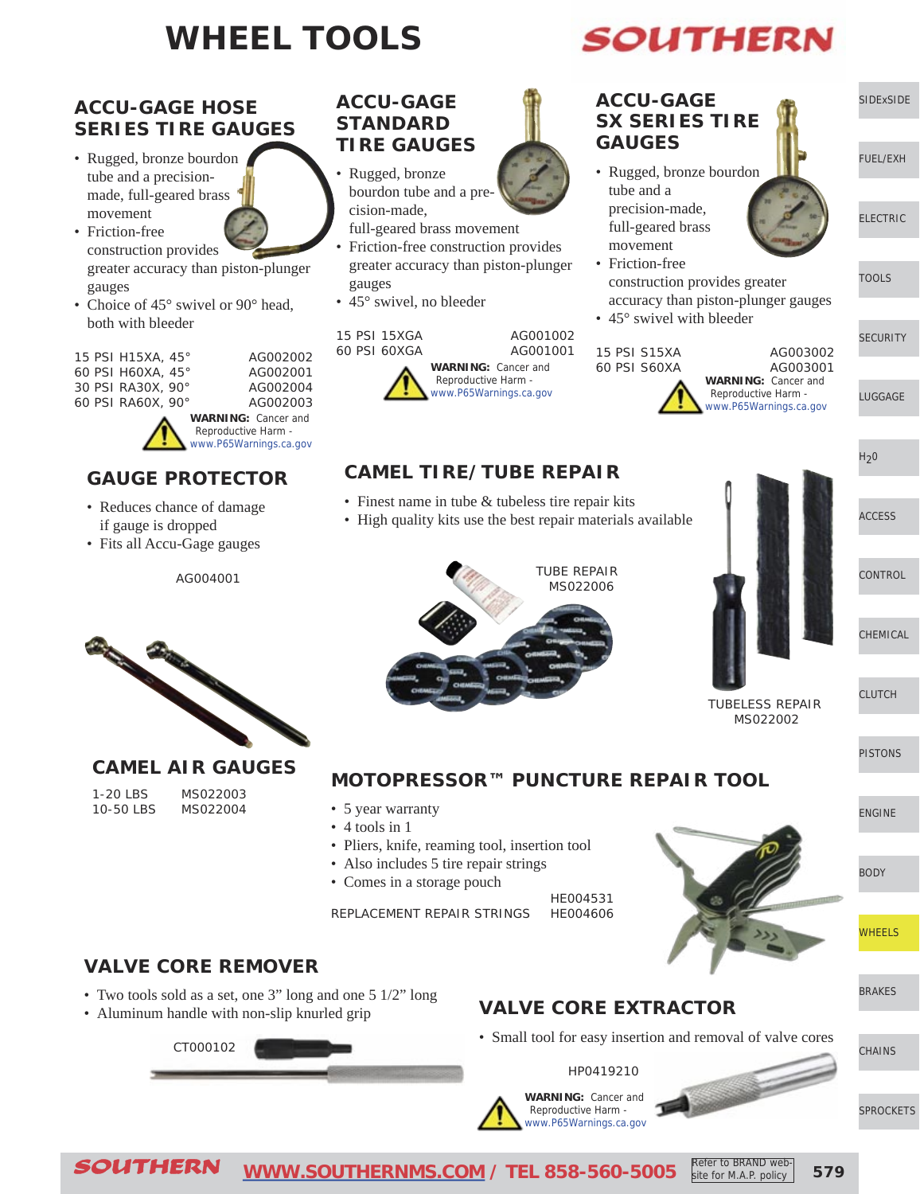# WHEEL TOOLS

## ACCU-GAGE HOSE SERIES TIRE GAUGES

- Rugged, bronze bourdon tube and a precision-made, full-geared brass movement
- Friction-free construction provides greater accuracy than piston-plunger gauges
- Choice of 45° swivel or 90° head, both with bleeder

| | |
|---|---|
| 15 PSI H15XA, 45° | AG002002 |
| 60 PSI H60XA, 45° | AG002001 |
| 30 PSI RA30X, 90° | AG002004 |
| 60 PSI RA60X, 90° | AG002003 |

**WARNING:** Cancer and Reproductive Harm - www.P65Warnings.ca.gov

## ACCU-GAGE STANDARD TIRE GAUGES

- Rugged, bronze bourdon tube and a precision-made, full-geared brass movement
- Friction-free construction provides greater accuracy than piston-plunger gauges
- 45° swivel, no bleeder

| | |
|---|---|
| 15 PSI 15XGA | AG001002 |
| 60 PSI 60XGA | AG001001 |

**WARNING:** Cancer and Reproductive Harm - www.P65Warnings.ca.gov

## ACCU-GAGE SX SERIES TIRE GAUGES

- Rugged, bronze bourdon tube and a precision-made, full-geared brass movement
- Friction-free construction provides greater accuracy than piston-plunger gauges
- 45° swivel with bleeder

| | |
|---|---|
| 15 PSI S15XA | AG003002 |
| 60 PSI S60XA | AG003001 |

**WARNING:** Cancer and Reproductive Harm - www.P65Warnings.ca.gov

## GAUGE PROTECTOR

- Reduces chance of damage if gauge is dropped
- Fits all Accu-Gage gauges

AG004001

## CAMEL TIRE/TUBE REPAIR

- Finest name in tube & tubeless tire repair kits
- High quality kits use the best repair materials available

TUBE REPAIR MS022006

TUBELESS REPAIR MS022002

## CAMEL AIR GAUGES

| | |
|---|---|
| 1-20 LBS | MS022003 |
| 10-50 LBS | MS022004 |

## MOTOPRESSOR™ PUNCTURE REPAIR TOOL

- 5 year warranty
- 4 tools in 1
- Pliers, knife, reaming tool, insertion tool
- Also includes 5 tire repair strings
- Comes in a storage pouch

| | |
|---|---|
| | HE004531 |
| REPLACEMENT REPAIR STRINGS | HE004606 |

## VALVE CORE REMOVER

- Two tools sold as a set, one 3" long and one 5 1/2" long
- Aluminum handle with non-slip knurled grip

CT000102

## VALVE CORE EXTRACTOR

- Small tool for easy insertion and removal of valve cores

HP0419210

**WARNING:** Cancer and Reproductive Harm - www.P65Warnings.ca.gov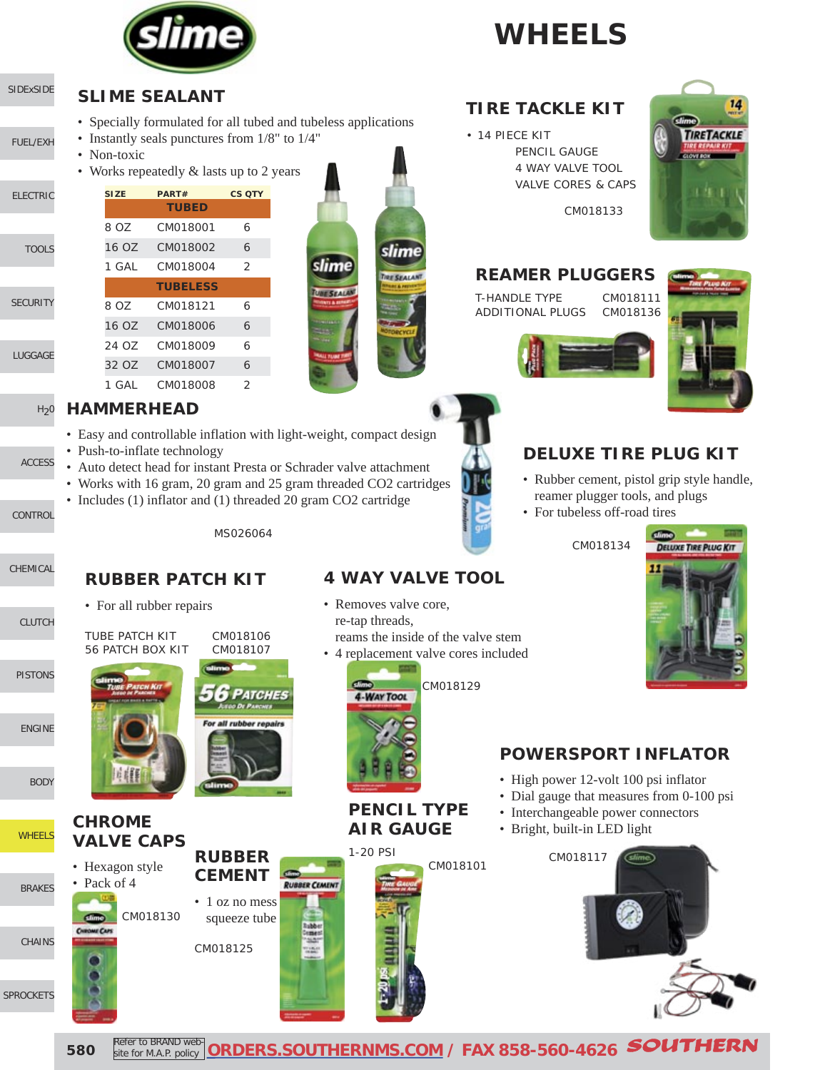# WHEELS

## SLIME SEALANT

- Specially formulated for all tubed and tubeless applications
- Instantly seals punctures from 1/8" to 1/4"
- Non-toxic
- Works repeatedly & lasts up to 2 years

| SIZE | PART# | CS QTY |
|---|---|---|
| **TUBED** | | |
| 8 OZ | CM018001 | 6 |
| 16 OZ | CM018002 | 6 |
| 1 GAL | CM018004 | 2 |
| **TUBELESS** | | |
| 8 OZ | CM018121 | 6 |
| 16 OZ | CM018006 | 6 |
| 24 OZ | CM018009 | 6 |
| 32 OZ | CM018007 | 6 |
| 1 GAL | CM018008 | 2 |

## TIRE TACKLE KIT

- 14 PIECE KIT
  - PENCIL GAUGE
  - 4 WAY VALVE TOOL
  - VALVE CORES & CAPS

CM018133

## REAMER PLUGGERS

| | |
|---|---|
| T-HANDLE TYPE | CM018111 |
| ADDITIONAL PLUGS | CM018136 |

## HAMMERHEAD

- Easy and controllable inflation with light-weight, compact design
- Push-to-inflate technology
- Auto detect head for instant Presta or Schrader valve attachment
- Works with 16 gram, 20 gram and 25 gram threaded $CO_2$ cartridges
- Includes (1) inflator and (1) threaded 20 gram $CO_2$ cartridge

MS026064

## DELUXE TIRE PLUG KIT

- Rubber cement, pistol grip style handle, reamer plugger tools, and plugs
- For tubeless off-road tires

CM018134

## RUBBER PATCH KIT

- For all rubber repairs

| | |
|---|---|
| TUBE PATCH KIT | CM018106 |
| 56 PATCH BOX KIT | CM018107 |

## 4 WAY VALVE TOOL

- Removes valve core, re-tap threads, reams the inside of the valve stem
- 4 replacement valve cores included

CM018129

## POWERSPORT INFLATOR

- High power 12-volt 100 psi inflator
- Dial gauge that measures from 0-100 psi
- Interchangeable power connectors
- Bright, built-in LED light

CM018117

## PENCIL TYPE AIR GAUGE

1-20 PSI

CM018101

## CHROME VALVE CAPS

- Hexagon style
- Pack of 4

CM018130

## RUBBER CEMENT

- 1 oz no mess squeeze tube

CM018125

Refer to BRAND web-site for M.A.P. policy | ORDERS.SOUTHERNMS.COM / FAX 858-560-4626 SOUTHERN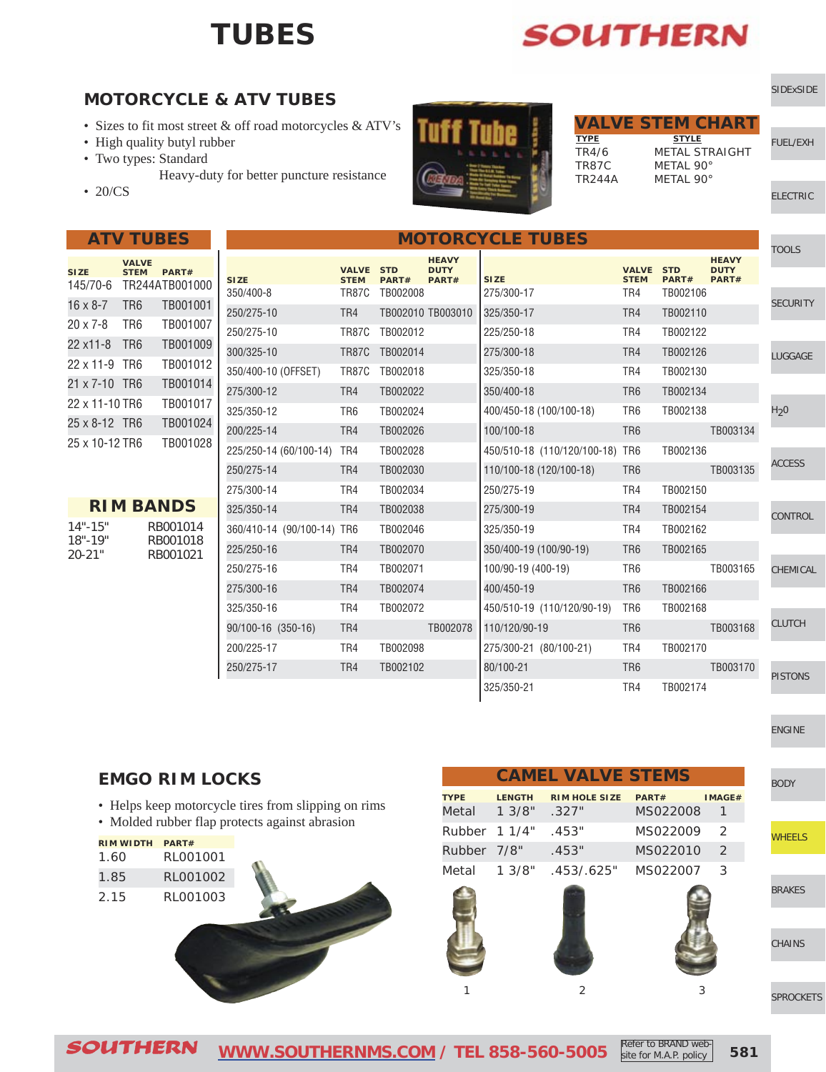# TUBES

## MOTORCYCLE & ATV TUBES

- Sizes to fit most street & off road motorcycles & ATV's
- High quality butyl rubber
- Two types: Standard
  Heavy-duty for better puncture resistance
- 20/CS

### VALVE STEM CHART

| TYPE | STYLE |
|---|---|
| TR4/6 | METAL STRAIGHT |
| TR87C | METAL 90° |
| TR244A | METAL 90° |

### ATV TUBES

| SIZE | VALVE STEM | PART# |
|---|---|---|
| 145/70-6 | TR244A | TB001000 |
| 16 x 8-7 | TR6 | TB001001 |
| 20 x 7-8 | TR6 | TB001007 |
| 22 x11-8 | TR6 | TB001009 |
| 22 x 11-9 | TR6 | TB001012 |
| 21 x 7-10 | TR6 | TB001014 |
| 22 x 11-10 | TR6 | TB001017 |
| 25 x 8-12 | TR6 | TB001024 |
| 25 x 10-12 | TR6 | TB001028 |

### RIM BANDS

| SIZE | PART# |
|---|---|
| 14"-15" | RB001014 |
| 18"-19" | RB001018 |
| 20-21" | RB001021 |

### MOTORCYCLE TUBES

| SIZE | VALVE STEM | STD PART# | HEAVY DUTY PART# |
|---|---|---|---|
| 350/400-8 | TR87C | TB002008 | |
| 250/275-10 | TR4 | TB002010 | TB003010 |
| 250/275-10 | TR87C | TB002012 | |
| 300/325-10 | TR87C | TB002014 | |
| 350/400-10 (OFFSET) | TR87C | TB002018 | |
| 275/300-12 | TR4 | TB002022 | |
| 325/350-12 | TR6 | TB002024 | |
| 200/225-14 | TR4 | TB002026 | |
| 225/250-14 (60/100-14) | TR4 | TB002028 | |
| 250/275-14 | TR4 | TB002030 | |
| 275/300-14 | TR4 | TB002034 | |
| 325/350-14 | TR4 | TB002038 | |
| 360/410-14 (90/100-14) | TR6 | TB002046 | |
| 225/250-16 | TR4 | TB002070 | |
| 250/275-16 | TR4 | TB002071 | |
| 275/300-16 | TR4 | TB002074 | |
| 325/350-16 | TR4 | TB002072 | |
| 90/100-16 (350-16) | TR4 | | TB002078 |
| 200/225-17 | TR4 | TB002098 | |
| 250/275-17 | TR4 | TB002102 | |
| 275/300-17 | TR4 | TB002106 | |
| 325/350-17 | TR4 | TB002110 | |
| 225/250-18 | TR4 | TB002122 | |
| 275/300-18 | TR4 | TB002126 | |
| 325/350-18 | TR4 | TB002130 | |
| 350/400-18 | TR6 | TB002134 | |
| 400/450-18 (100/100-18) | TR6 | TB002138 | |
| 100/100-18 | TR6 | | TB003134 |
| 450/510-18 (110/120/100-18) | TR6 | TB002136 | |
| 110/100-18 (120/100-18) | TR6 | | TB003135 |
| 250/275-19 | TR4 | TB002150 | |
| 275/300-19 | TR4 | TB002154 | |
| 325/350-19 | TR4 | TB002162 | |
| 350/400-19 (100/90-19) | TR6 | TB002165 | |
| 100/90-19 (400-19) | TR6 | | TB003165 |
| 400/450-19 | TR6 | TB002166 | |
| 450/510-19 (110/120/90-19) | TR6 | TB002168 | |
| 110/120/90-19 | TR6 | | TB003168 |
| 275/300-21 (80/100-21) | TR4 | TB002170 | |
| 80/100-21 | TR6 | | TB003170 |
| 325/350-21 | TR4 | TB002174 | |

## EMGO RIM LOCKS

- Helps keep motorcycle tires from slipping on rims
- Molded rubber flap protects against abrasion

| RIM WIDTH | PART# |
|---|---|
| 1.60 | RL001001 |
| 1.85 | RL001002 |
| 2.15 | RL001003 |

### CAMEL VALVE STEMS

| TYPE | LENGTH | RIM HOLE SIZE | PART# | IMAGE# |
|---|---|---|---|---|
| Metal | 1 3/8" | .327" | MS022008 | 1 |
| Rubber | 1 1/4" | .453" | MS022009 | 2 |
| Rubber | 7/8" | .453" | MS022010 | 2 |
| Metal | 1 3/8" | .453/.625" | MS022007 | 3 |

1 2 3

WWW.SOUTHERNMS.COM / TEL 858-560-5005 — Refer to BRAND website for M.A.P. policy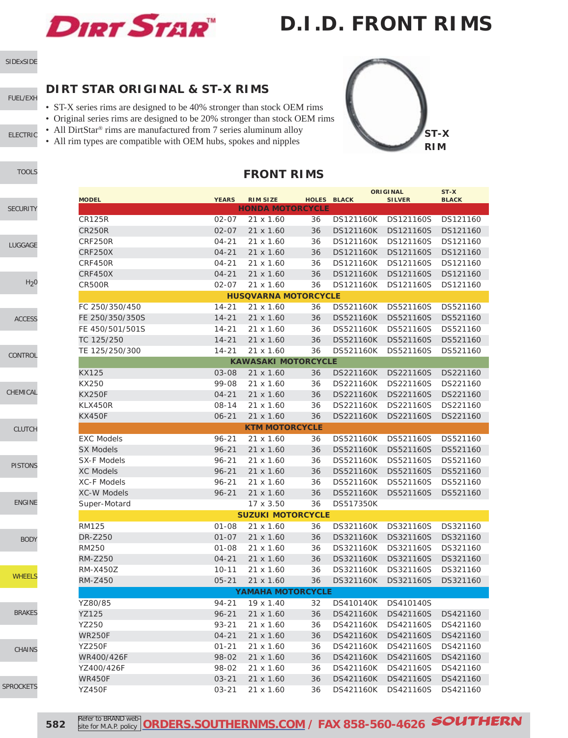# D.I.D. FRONT RIMS

## DIRT STAR ORIGINAL & ST-X RIMS

- ST-X series rims are designed to be 40% stronger than stock OEM rims
- Original series rims are designed to be 20% stronger than stock OEM rims
- All DirtStar® rims are manufactured from 7 series aluminum alloy
- All rim types are compatible with OEM hubs, spokes and nipples

ST-X RIM

## FRONT RIMS

| MODEL | YEARS | RIM SIZE | HOLES | ORIGINAL BLACK | ORIGINAL SILVER | ST-X BLACK |
|---|---|---|---|---|---|---|
| **HONDA MOTORCYCLE** | | | | | | |
| CR125R | 02-07 | 21 x 1.60 | 36 | DS121160K | DS121160S | DS121160 |
| CR250R | 02-07 | 21 x 1.60 | 36 | DS121160K | DS121160S | DS121160 |
| CRF250R | 04-21 | 21 x 1.60 | 36 | DS121160K | DS121160S | DS121160 |
| CRF250X | 04-21 | 21 x 1.60 | 36 | DS121160K | DS121160S | DS121160 |
| CRF450R | 04-21 | 21 x 1.60 | 36 | DS121160K | DS121160S | DS121160 |
| CRF450X | 04-21 | 21 x 1.60 | 36 | DS121160K | DS121160S | DS121160 |
| CR500R | 02-07 | 21 x 1.60 | 36 | DS121160K | DS121160S | DS121160 |
| **HUSQVARNA MOTORCYCLE** | | | | | | |
| FC 250/350/450 | 14-21 | 21 x 1.60 | 36 | DS521160K | DS521160S | DS521160 |
| FE 250/350/350S | 14-21 | 21 x 1.60 | 36 | DS521160K | DS521160S | DS521160 |
| FE 450/501/501S | 14-21 | 21 x 1.60 | 36 | DS521160K | DS521160S | DS521160 |
| TC 125/250 | 14-21 | 21 x 1.60 | 36 | DS521160K | DS521160S | DS521160 |
| TE 125/250/300 | 14-21 | 21 x 1.60 | 36 | DS521160K | DS521160S | DS521160 |
| **KAWASAKI MOTORCYCLE** | | | | | | |
| KX125 | 03-08 | 21 x 1.60 | 36 | DS221160K | DS221160S | DS221160 |
| KX250 | 99-08 | 21 x 1.60 | 36 | DS221160K | DS221160S | DS221160 |
| KX250F | 04-21 | 21 x 1.60 | 36 | DS221160K | DS221160S | DS221160 |
| KLX450R | 08-14 | 21 x 1.60 | 36 | DS221160K | DS221160S | DS221160 |
| KX450F | 06-21 | 21 x 1.60 | 36 | DS221160K | DS221160S | DS221160 |
| **KTM MOTORCYCLE** | | | | | | |
| EXC Models | 96-21 | 21 x 1.60 | 36 | DS521160K | DS521160S | DS521160 |
| SX Models | 96-21 | 21 x 1.60 | 36 | DS521160K | DS521160S | DS521160 |
| SX-F Models | 96-21 | 21 x 1.60 | 36 | DS521160K | DS521160S | DS521160 |
| XC Models | 96-21 | 21 x 1.60 | 36 | DS521160K | DS521160S | DS521160 |
| XC-F Models | 96-21 | 21 x 1.60 | 36 | DS521160K | DS521160S | DS521160 |
| XC-W Models | 96-21 | 21 x 1.60 | 36 | DS521160K | DS521160S | DS521160 |
| Super-Motard | | 17 x 3.50 | 36 | DS517350K | | |
| **SUZUKI MOTORCYCLE** | | | | | | |
| RM125 | 01-08 | 21 x 1.60 | 36 | DS321160K | DS321160S | DS321160 |
| DR-Z250 | 01-07 | 21 x 1.60 | 36 | DS321160K | DS321160S | DS321160 |
| RM250 | 01-08 | 21 x 1.60 | 36 | DS321160K | DS321160S | DS321160 |
| RM-Z250 | 04-21 | 21 x 1.60 | 36 | DS321160K | DS321160S | DS321160 |
| RM-X450Z | 10-11 | 21 x 1.60 | 36 | DS321160K | DS321160S | DS321160 |
| RM-Z450 | 05-21 | 21 x 1.60 | 36 | DS321160K | DS321160S | DS321160 |
| **YAMAHA MOTORCYCLE** | | | | | | |
| YZ80/85 | 94-21 | 19 x 1.40 | 32 | DS410140K | DS410140S | |
| YZ125 | 96-21 | 21 x 1.60 | 36 | DS421160K | DS421160S | DS421160 |
| YZ250 | 93-21 | 21 x 1.60 | 36 | DS421160K | DS421160S | DS421160 |
| WR250F | 04-21 | 21 x 1.60 | 36 | DS421160K | DS421160S | DS421160 |
| YZ250F | 01-21 | 21 x 1.60 | 36 | DS421160K | DS421160S | DS421160 |
| WR400/426F | 98-02 | 21 x 1.60 | 36 | DS421160K | DS421160S | DS421160 |
| YZ400/426F | 98-02 | 21 x 1.60 | 36 | DS421160K | DS421160S | DS421160 |
| WR450F | 03-21 | 21 x 1.60 | 36 | DS421160K | DS421160S | DS421160 |
| YZ450F | 03-21 | 21 x 1.60 | 36 | DS421160K | DS421160S | DS421160 |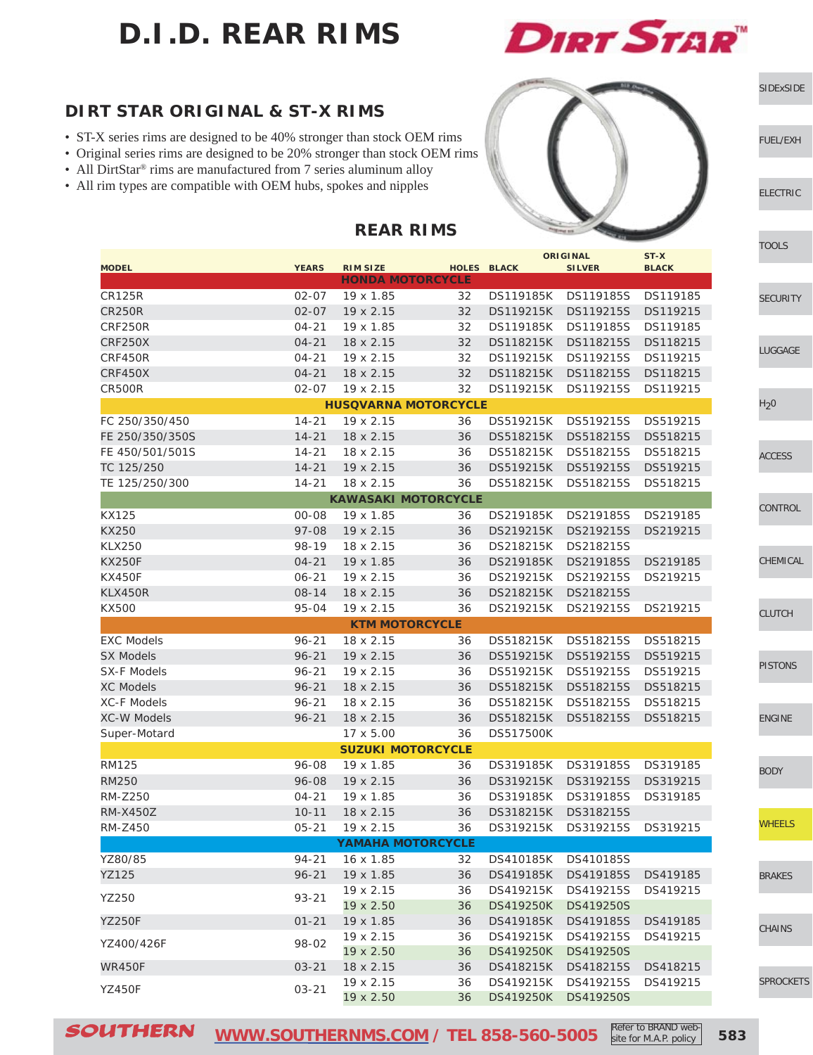# D.I.D. REAR RIMS

## DIRT STAR ORIGINAL & ST-X RIMS

- ST-X series rims are designed to be 40% stronger than stock OEM rims
- Original series rims are designed to be 20% stronger than stock OEM rims
- All DirtStar® rims are manufactured from 7 series aluminum alloy
- All rim types are compatible with OEM hubs, spokes and nipples

## REAR RIMS

| MODEL | YEARS | RIM SIZE | HOLES | ORIGINAL BLACK | ORIGINAL SILVER | ST-X BLACK |
|---|---|---|---|---|---|---|
| **HONDA MOTORCYCLE** | | | | | | |
| CR125R | 02-07 | 19 x 1.85 | 32 | DS119185K | DS119185S | DS119185 |
| CR250R | 02-07 | 19 x 2.15 | 32 | DS119215K | DS119215S | DS119215 |
| CRF250R | 04-21 | 19 x 1.85 | 32 | DS119185K | DS119185S | DS119185 |
| CRF250X | 04-21 | 18 x 2.15 | 32 | DS118215K | DS118215S | DS118215 |
| CRF450R | 04-21 | 19 x 2.15 | 32 | DS119215K | DS119215S | DS119215 |
| CRF450X | 04-21 | 18 x 2.15 | 32 | DS118215K | DS118215S | DS118215 |
| CR500R | 02-07 | 19 x 2.15 | 32 | DS119215K | DS119215S | DS119215 |
| **HUSQVARNA MOTORCYCLE** | | | | | | |
| FC 250/350/450 | 14-21 | 19 x 2.15 | 36 | DS519215K | DS519215S | DS519215 |
| FE 250/350/350S | 14-21 | 18 x 2.15 | 36 | DS518215K | DS518215S | DS518215 |
| FE 450/501/501S | 14-21 | 18 x 2.15 | 36 | DS518215K | DS518215S | DS518215 |
| TC 125/250 | 14-21 | 19 x 2.15 | 36 | DS519215K | DS519215S | DS519215 |
| TE 125/250/300 | 14-21 | 18 x 2.15 | 36 | DS518215K | DS518215S | DS518215 |
| **KAWASAKI MOTORCYCLE** | | | | | | |
| KX125 | 00-08 | 19 x 1.85 | 36 | DS219185K | DS219185S | DS219185 |
| KX250 | 97-08 | 19 x 2.15 | 36 | DS219215K | DS219215S | DS219215 |
| KLX250 | 98-19 | 18 x 2.15 | 36 | DS218215K | DS218215S | |
| KX250F | 04-21 | 19 x 1.85 | 36 | DS219185K | DS219185S | DS219185 |
| KX450F | 06-21 | 19 x 2.15 | 36 | DS219215K | DS219215S | DS219215 |
| KLX450R | 08-14 | 18 x 2.15 | 36 | DS218215K | DS218215S | |
| KX500 | 95-04 | 19 x 2.15 | 36 | DS219215K | DS219215S | DS219215 |
| **KTM MOTORCYCLE** | | | | | | |
| EXC Models | 96-21 | 18 x 2.15 | 36 | DS518215K | DS518215S | DS518215 |
| SX Models | 96-21 | 19 x 2.15 | 36 | DS519215K | DS519215S | DS519215 |
| SX-F Models | 96-21 | 19 x 2.15 | 36 | DS519215K | DS519215S | DS519215 |
| XC Models | 96-21 | 18 x 2.15 | 36 | DS518215K | DS518215S | DS518215 |
| XC-F Models | 96-21 | 18 x 2.15 | 36 | DS518215K | DS518215S | DS518215 |
| XC-W Models | 96-21 | 18 x 2.15 | 36 | DS518215K | DS518215S | DS518215 |
| Super-Motard | | 17 x 5.00 | 36 | DS517500K | | |
| **SUZUKI MOTORCYCLE** | | | | | | |
| RM125 | 96-08 | 19 x 1.85 | 36 | DS319185K | DS319185S | DS319185 |
| RM250 | 96-08 | 19 x 2.15 | 36 | DS319215K | DS319215S | DS319215 |
| RM-Z250 | 04-21 | 19 x 1.85 | 36 | DS319185K | DS319185S | DS319185 |
| RM-X450Z | 10-11 | 18 x 2.15 | 36 | DS318215K | DS318215S | |
| RM-Z450 | 05-21 | 19 x 2.15 | 36 | DS319215K | DS319215S | DS319215 |
| **YAMAHA MOTORCYCLE** | | | | | | |
| YZ80/85 | 94-21 | 16 x 1.85 | 32 | DS410185K | DS410185S | |
| YZ125 | 96-21 | 19 x 1.85 | 36 | DS419185K | DS419185S | DS419185 |
| YZ250 | 93-21 | 19 x 2.15 | 36 | DS419215K | DS419215S | DS419215 |
| | | 19 x 2.50 | 36 | DS419250K | DS419250S | |
| YZ250F | 01-21 | 19 x 1.85 | 36 | DS419185K | DS419185S | DS419185 |
| YZ400/426F | 98-02 | 19 x 2.15 | 36 | DS419215K | DS419215S | DS419215 |
| | | 19 x 2.50 | 36 | DS419250K | DS419250S | |
| WR450F | 03-21 | 18 x 2.15 | 36 | DS418215K | DS418215S | DS418215 |
| YZ450F | 03-21 | 19 x 2.15 | 36 | DS419215K | DS419215S | DS419215 |
| | | 19 x 2.50 | 36 | DS419250K | DS419250S | |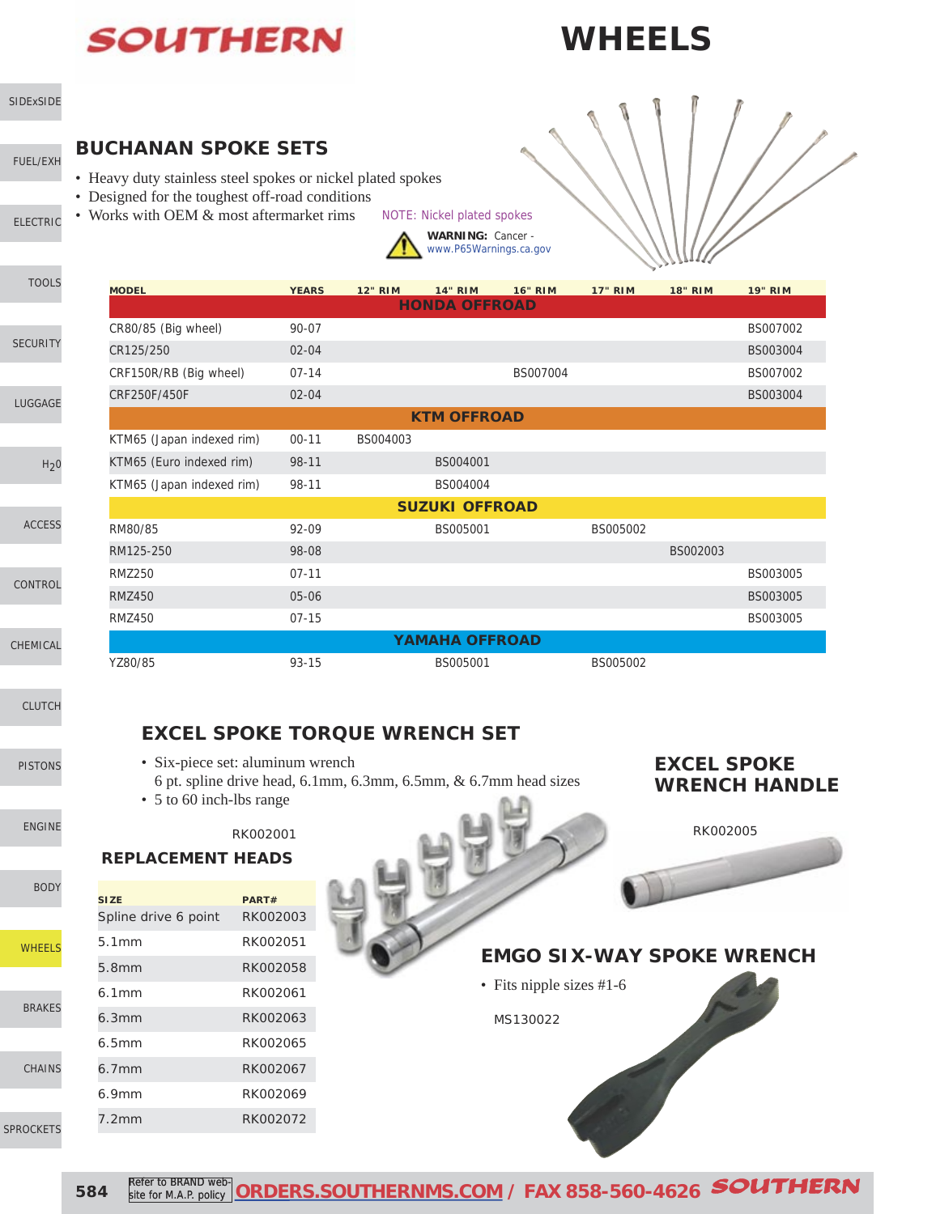# WHEELS

## BUCHANAN SPOKE SETS

- Heavy duty stainless steel spokes or nickel plated spokes
- Designed for the toughest off-road conditions
- Works with OEM & most aftermarket rims

NOTE: Nickel plated spokes

**WARNING:** Cancer - www.P65Warnings.ca.gov

| MODEL | YEARS | 12" RIM | 14" RIM | 16" RIM | 17" RIM | 18" RIM | 19" RIM |
|---|---|---|---|---|---|---|---|
| **HONDA OFFROAD** | | | | | | | |
| CR80/85 (Big wheel) | 90-07 | | | | | | BS007002 |
| CR125/250 | 02-04 | | | | | | BS003004 |
| CRF150R/RB (Big wheel) | 07-14 | | | BS007004 | | | BS007002 |
| CRF250F/450F | 02-04 | | | | | | BS003004 |
| **KTM OFFROAD** | | | | | | | |
| KTM65 (Japan indexed rim) | 00-11 | BS004003 | | | | | |
| KTM65 (Euro indexed rim) | 98-11 | | BS004001 | | | | |
| KTM65 (Japan indexed rim) | 98-11 | | BS004004 | | | | |
| **SUZUKI OFFROAD** | | | | | | | |
| RM80/85 | 92-09 | | BS005001 | | BS005002 | | |
| RM125-250 | 98-08 | | | | | BS002003 | |
| RMZ250 | 07-11 | | | | | | BS003005 |
| RMZ450 | 05-06 | | | | | | BS003005 |
| RMZ450 | 07-15 | | | | | | BS003005 |
| **YAMAHA OFFROAD** | | | | | | | |
| YZ80/85 | 93-15 | | BS005001 | | BS005002 | | |

## EXCEL SPOKE TORQUE WRENCH SET

- Six-piece set: aluminum wrench 6 pt. spline drive head, 6.1mm, 6.3mm, 6.5mm, & 6.7mm head sizes
- 5 to 60 inch-lbs range

RK002001

### REPLACEMENT HEADS

| SIZE | PART# |
|---|---|
| Spline drive 6 point | RK002003 |
| 5.1mm | RK002051 |
| 5.8mm | RK002058 |
| 6.1mm | RK002061 |
| 6.3mm | RK002063 |
| 6.5mm | RK002065 |
| 6.7mm | RK002067 |
| 6.9mm | RK002069 |
| 7.2mm | RK002072 |

## EXCEL SPOKE WRENCH HANDLE

RK002005

## EMGO SIX-WAY SPOKE WRENCH

- Fits nipple sizes #1-6

MS130022

Refer to BRAND web-site for M.A.P. policy **ORDERS.SOUTHERNMS.COM / FAX 858-560-4626**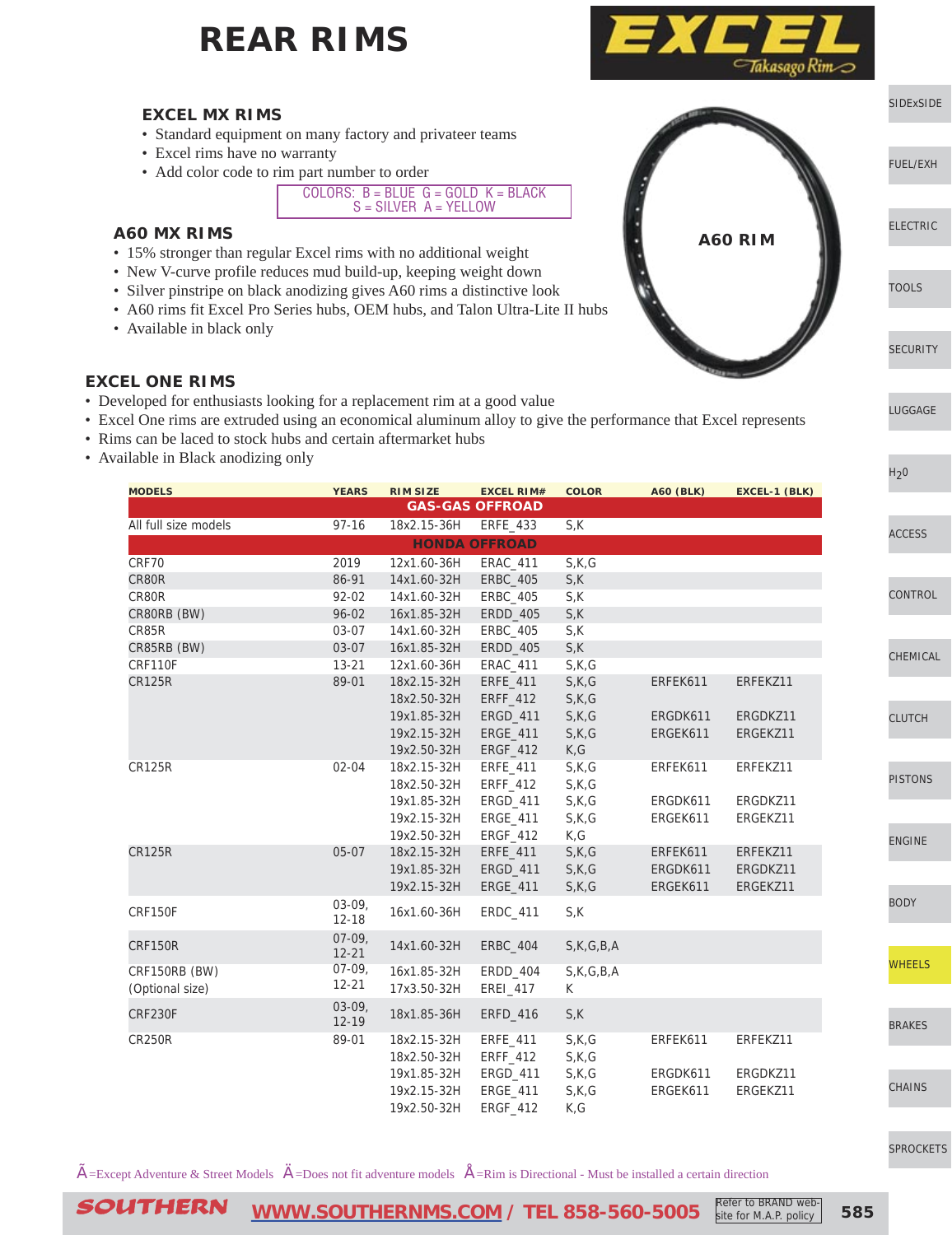# REAR RIMS

EXCEL Takasago Rim

### EXCEL MX RIMS

- Standard equipment on many factory and privateer teams
- Excel rims have no warranty
- Add color code to rim part number to order

COLORS: B = BLUE G = GOLD K = BLACK S = SILVER A = YELLOW

### A60 MX RIMS

- 15% stronger than regular Excel rims with no additional weight
- New V-curve profile reduces mud build-up, keeping weight down
- Silver pinstripe on black anodizing gives A60 rims a distinctive look
- A60 rims fit Excel Pro Series hubs, OEM hubs, and Talon Ultra-Lite II hubs
- Available in black only

A60 RIM

### EXCEL ONE RIMS

- Developed for enthusiasts looking for a replacement rim at a good value
- Excel One rims are extruded using an economical aluminum alloy to give the performance that Excel represents
- Rims can be laced to stock hubs and certain aftermarket hubs
- Available in Black anodizing only

| MODELS | YEARS | RIM SIZE | EXCEL RIM# | COLOR | A60 (BLK) | EXCEL-1 (BLK) |
|---|---|---|---|---|---|---|
| **GAS-GAS OFFROAD** | | | | | | |
| All full size models | 97-16 | 18x2.15-36H | ERFE_433 | S,K | | |
| **HONDA OFFROAD** | | | | | | |
| CRF70 | 2019 | 12x1.60-36H | ERAC_411 | S,K,G | | |
| CR80R | 86-91 | 14x1.60-32H | ERBC_405 | S,K | | |
| CR80R | 92-02 | 14x1.60-32H | ERBC_405 | S,K | | |
| CR80RB (BW) | 96-02 | 16x1.85-32H | ERDD_405 | S,K | | |
| CR85R | 03-07 | 14x1.60-32H | ERBC_405 | S,K | | |
| CR85RB (BW) | 03-07 | 16x1.85-32H | ERDD_405 | S,K | | |
| CRF110F | 13-21 | 12x1.60-36H | ERAC_411 | S,K,G | | |
| CR125R | 89-01 | 18x2.15-32H | ERFE_411 | S,K,G | ERFEK611 | ERFEKZ11 |
| | | 18x2.50-32H | ERFF_412 | S,K,G | | |
| | | 19x1.85-32H | ERGD_411 | S,K,G | ERGDK611 | ERGDKZ11 |
| | | 19x2.15-32H | ERGE_411 | S,K,G | ERGEK611 | ERGEKZ11 |
| | | 19x2.50-32H | ERGF_412 | K,G | | |
| CR125R | 02-04 | 18x2.15-32H | ERFE_411 | S,K,G | ERFEK611 | ERFEKZ11 |
| | | 18x2.50-32H | ERFF_412 | S,K,G | | |
| | | 19x1.85-32H | ERGD_411 | S,K,G | ERGDK611 | ERGDKZ11 |
| | | 19x2.15-32H | ERGE_411 | S,K,G | ERGEK611 | ERGEKZ11 |
| | | 19x2.50-32H | ERGF_412 | K,G | | |
| CR125R | 05-07 | 18x2.15-32H | ERFE_411 | S,K,G | ERFEK611 | ERFEKZ11 |
| | | 19x1.85-32H | ERGD_411 | S,K,G | ERGDK611 | ERGDKZ11 |
| | | 19x2.15-32H | ERGE_411 | S,K,G | ERGEK611 | ERGEKZ11 |
| CRF150F | 03-09, 12-18 | 16x1.60-36H | ERDC_411 | S,K | | |
| CRF150R | 07-09, 12-21 | 14x1.60-32H | ERBC_404 | S,K,G,B,A | | |
| CRF150RB (BW) | 07-09, 12-21 | 16x1.85-32H | ERDD_404 | S,K,G,B,A | | |
| (Optional size) | | 17x3.50-32H | EREI_417 | K | | |
| CRF230F | 03-09, 12-19 | 18x1.85-36H | ERFD_416 | S,K | | |
| CR250R | 89-01 | 18x2.15-32H | ERFE_411 | S,K,G | ERFEK611 | ERFEKZ11 |
| | | 18x2.50-32H | ERFF_412 | S,K,G | | |
| | | 19x1.85-32H | ERGD_411 | S,K,G | ERGDK611 | ERGDKZ11 |
| | | 19x2.15-32H | ERGE_411 | S,K,G | ERGEK611 | ERGEKZ11 |
| | | 19x2.50-32H | ERGF_412 | K,G | | |

Ã=Except Adventure & Street Models Ä=Does not fit adventure models Å=Rim is Directional - Must be installed a certain direction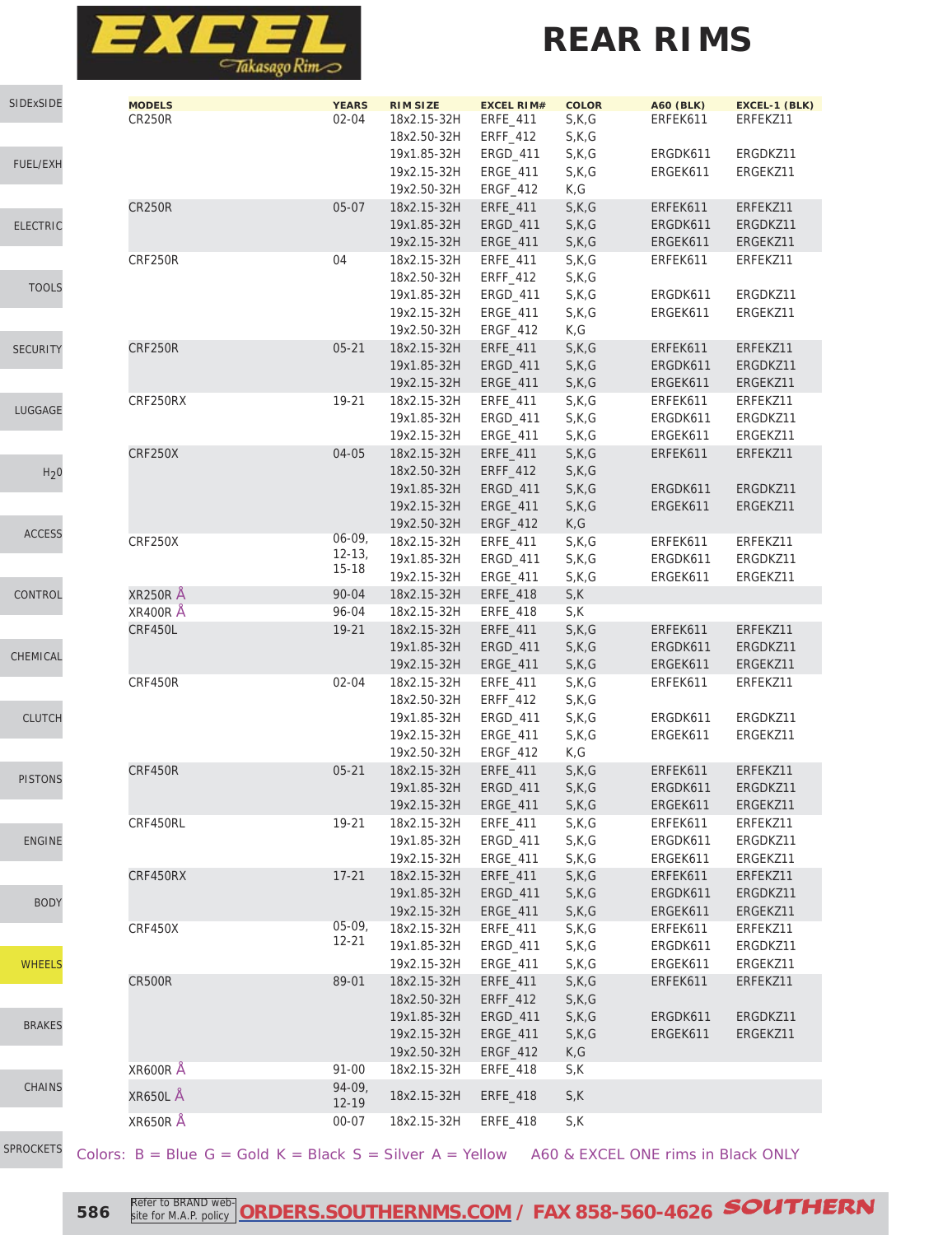# REAR RIMS

| MODELS | YEARS | RIM SIZE | EXCEL RIM# | COLOR | A60 (BLK) | EXCEL-1 (BLK) |
|---|---|---|---|---|---|---|
| CR250R | 02-04 | 18x2.15-32H | ERFE_411 | S,K,G | ERFEK611 | ERFEKZ11 |
| | | 18x2.50-32H | ERFF_412 | S,K,G | | |
| | | 19x1.85-32H | ERGD_411 | S,K,G | ERGDK611 | ERGDKZ11 |
| | | 19x2.15-32H | ERGE_411 | S,K,G | ERGEK611 | ERGEKZ11 |
| | | 19x2.50-32H | ERGF_412 | K,G | | |
| CR250R | 05-07 | 18x2.15-32H | ERFE_411 | S,K,G | ERFEK611 | ERFEKZ11 |
| | | 19x1.85-32H | ERGD_411 | S,K,G | ERGDK611 | ERGDKZ11 |
| | | 19x2.15-32H | ERGE_411 | S,K,G | ERGEK611 | ERGEKZ11 |
| CRF250R | 04 | 18x2.15-32H | ERFE_411 | S,K,G | ERFEK611 | ERFEKZ11 |
| | | 18x2.50-32H | ERFF_412 | S,K,G | | |
| | | 19x1.85-32H | ERGD_411 | S,K,G | ERGDK611 | ERGDKZ11 |
| | | 19x2.15-32H | ERGE_411 | S,K,G | ERGEK611 | ERGEKZ11 |
| | | 19x2.50-32H | ERGF_412 | K,G | | |
| CRF250R | 05-21 | 18x2.15-32H | ERFE_411 | S,K,G | ERFEK611 | ERFEKZ11 |
| | | 19x1.85-32H | ERGD_411 | S,K,G | ERGDK611 | ERGDKZ11 |
| | | 19x2.15-32H | ERGE_411 | S,K,G | ERGEK611 | ERGEKZ11 |
| CRF250RX | 19-21 | 18x2.15-32H | ERFE_411 | S,K,G | ERFEK611 | ERFEKZ11 |
| | | 19x1.85-32H | ERGD_411 | S,K,G | ERGDK611 | ERGDKZ11 |
| | | 19x2.15-32H | ERGE_411 | S,K,G | ERGEK611 | ERGEKZ11 |
| CRF250X | 04-05 | 18x2.15-32H | ERFE_411 | S,K,G | ERFEK611 | ERFEKZ11 |
| | | 18x2.50-32H | ERFF_412 | S,K,G | | |
| | | 19x1.85-32H | ERGD_411 | S,K,G | ERGDK611 | ERGDKZ11 |
| | | 19x2.15-32H | ERGE_411 | S,K,G | ERGEK611 | ERGEKZ11 |
| | | 19x2.50-32H | ERGF_412 | K,G | | |
| CRF250X | 06-09, 12-13, 15-18 | 18x2.15-32H | ERFE_411 | S,K,G | ERFEK611 | ERFEKZ11 |
| | | 19x1.85-32H | ERGD_411 | S,K,G | ERGDK611 | ERGDKZ11 |
| | | 19x2.15-32H | ERGE_411 | S,K,G | ERGEK611 | ERGEKZ11 |
| XR250R Å | 90-04 | 18x2.15-32H | ERFE_418 | S,K | | |
| XR400R Å | 96-04 | 18x2.15-32H | ERFE_418 | S,K | | |
| CRF450L | 19-21 | 18x2.15-32H | ERFE_411 | S,K,G | ERFEK611 | ERFEKZ11 |
| | | 19x1.85-32H | ERGD_411 | S,K,G | ERGDK611 | ERGDKZ11 |
| | | 19x2.15-32H | ERGE_411 | S,K,G | ERGEK611 | ERGEKZ11 |
| CRF450R | 02-04 | 18x2.15-32H | ERFE_411 | S,K,G | ERFEK611 | ERFEKZ11 |
| | | 18x2.50-32H | ERFF_412 | S,K,G | | |
| | | 19x1.85-32H | ERGD_411 | S,K,G | ERGDK611 | ERGDKZ11 |
| | | 19x2.15-32H | ERGE_411 | S,K,G | ERGEK611 | ERGEKZ11 |
| | | 19x2.50-32H | ERGF_412 | K,G | | |
| CRF450R | 05-21 | 18x2.15-32H | ERFE_411 | S,K,G | ERFEK611 | ERFEKZ11 |
| | | 19x1.85-32H | ERGD_411 | S,K,G | ERGDK611 | ERGDKZ11 |
| | | 19x2.15-32H | ERGE_411 | S,K,G | ERGEK611 | ERGEKZ11 |
| CRF450RL | 19-21 | 18x2.15-32H | ERFE_411 | S,K,G | ERFEK611 | ERFEKZ11 |
| | | 19x1.85-32H | ERGD_411 | S,K,G | ERGDK611 | ERGDKZ11 |
| | | 19x2.15-32H | ERGE_411 | S,K,G | ERGEK611 | ERGEKZ11 |
| CRF450RX | 17-21 | 18x2.15-32H | ERFE_411 | S,K,G | ERFEK611 | ERFEKZ11 |
| | | 19x1.85-32H | ERGD_411 | S,K,G | ERGDK611 | ERGDKZ11 |
| | | 19x2.15-32H | ERGE_411 | S,K,G | ERGEK611 | ERGEKZ11 |
| CRF450X | 05-09, 12-21 | 18x2.15-32H | ERFE_411 | S,K,G | ERFEK611 | ERFEKZ11 |
| | | 19x1.85-32H | ERGD_411 | S,K,G | ERGDK611 | ERGDKZ11 |
| | | 19x2.15-32H | ERGE_411 | S,K,G | ERGEK611 | ERGEKZ11 |
| CR500R | 89-01 | 18x2.15-32H | ERFE_411 | S,K,G | ERFEK611 | ERFEKZ11 |
| | | 18x2.50-32H | ERFF_412 | S,K,G | | |
| | | 19x1.85-32H | ERGD_411 | S,K,G | ERGDK611 | ERGDKZ11 |
| | | 19x2.15-32H | ERGE_411 | S,K,G | ERGEK611 | ERGEKZ11 |
| | | 19x2.50-32H | ERGF_412 | K,G | | |
| XR600R Å | 91-00 | 18x2.15-32H | ERFE_418 | S,K | | |
| XR650L Å | 94-09, 12-19 | 18x2.15-32H | ERFE_418 | S,K | | |
| XR650R Å | 00-07 | 18x2.15-32H | ERFE_418 | S,K | | |

Colors: B = Blue G = Gold K = Black S = Silver A = Yellow    A60 & EXCEL ONE rims in Black ONLY

Refer to BRAND web-site for M.A.P. policy  ORDERS.SOUTHERNMS.COM / FAX 858-560-4626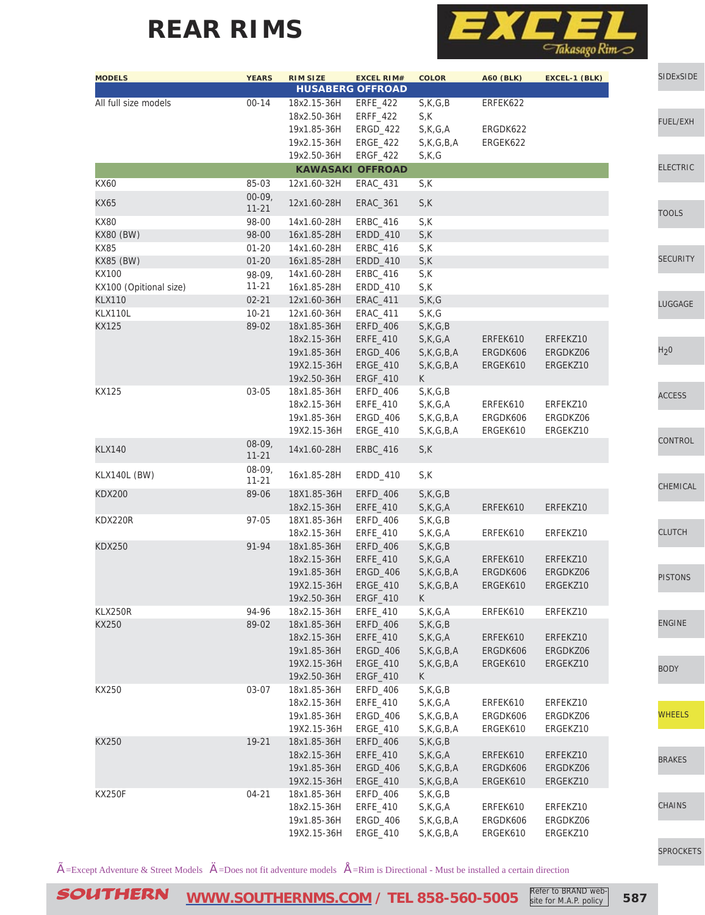# REAR RIMS

EXCEL Takasago Rim

| MODELS | YEARS | RIM SIZE | EXCEL RIM# | COLOR | A60 (BLK) | EXCEL-1 (BLK) |
|---|---|---|---|---|---|---|
| **HUSABERG OFFROAD** | | | | | | |
| All full size models | 00-14 | 18x2.15-36H | ERFE_422 | S,K,G,B | ERFEK622 | |
| | | 18x2.50-36H | ERFF_422 | S,K | | |
| | | 19x1.85-36H | ERGD_422 | S,K,G,A | ERGDK622 | |
| | | 19x2.15-36H | ERGE_422 | S,K,G,B,A | ERGEK622 | |
| | | 19x2.50-36H | ERGF_422 | S,K,G | | |
| **KAWASAKI OFFROAD** | | | | | | |
| KX60 | 85-03 | 12x1.60-32H | ERAC_431 | S,K | | |
| KX65 | 00-09, 11-21 | 12x1.60-28H | ERAC_361 | S,K | | |
| KX80 | 98-00 | 14x1.60-28H | ERBC_416 | S,K | | |
| KX80 (BW) | 98-00 | 16x1.85-28H | ERDD_410 | S,K | | |
| KX85 | 01-20 | 14x1.60-28H | ERBC_416 | S,K | | |
| KX85 (BW) | 01-20 | 16x1.85-28H | ERDD_410 | S,K | | |
| KX100 | 98-09, | 14x1.60-28H | ERBC_416 | S,K | | |
| KX100 (Opitional size) | 11-21 | 16x1.85-28H | ERDD_410 | S,K | | |
| KLX110 | 02-21 | 12x1.60-36H | ERAC_411 | S,K,G | | |
| KLX110L | 10-21 | 12x1.60-36H | ERAC_411 | S,K,G | | |
| KX125 | 89-02 | 18x1.85-36H | ERFD_406 | S,K,G,B | | |
| | | 18x2.15-36H | ERFE_410 | S,K,G,A | ERFEK610 | ERFEKZ10 |
| | | 19x1.85-36H | ERGD_406 | S,K,G,B,A | ERGDK606 | ERGDKZ06 |
| | | 19X2.15-36H | ERGE_410 | S,K,G,B,A | ERGEK610 | ERGEKZ10 |
| | | 19x2.50-36H | ERGF_410 | K | | |
| KX125 | 03-05 | 18x1.85-36H | ERFD_406 | S,K,G,B | | |
| | | 18x2.15-36H | ERFE_410 | S,K,G,A | ERFEK610 | ERFEKZ10 |
| | | 19x1.85-36H | ERGD_406 | S,K,G,B,A | ERGDK606 | ERGDKZ06 |
| | | 19X2.15-36H | ERGE_410 | S,K,G,B,A | ERGEK610 | ERGEKZ10 |
| KLX140 | 08-09, 11-21 | 14x1.60-28H | ERBC_416 | S,K | | |
| KLX140L (BW) | 08-09, 11-21 | 16x1.85-28H | ERDD_410 | S,K | | |
| KDX200 | 89-06 | 18X1.85-36H | ERFD_406 | S,K,G,B | | |
| | | 18x2.15-36H | ERFE_410 | S,K,G,A | ERFEK610 | ERFEKZ10 |
| KDX220R | 97-05 | 18X1.85-36H | ERFD_406 | S,K,G,B | | |
| | | 18x2.15-36H | ERFE_410 | S,K,G,A | ERFEK610 | ERFEKZ10 |
| KDX250 | 91-94 | 18x1.85-36H | ERFD_406 | S,K,G,B | | |
| | | 18x2.15-36H | ERFE_410 | S,K,G,A | ERFEK610 | ERFEKZ10 |
| | | 19x1.85-36H | ERGD_406 | S,K,G,B,A | ERGDK606 | ERGDKZ06 |
| | | 19X2.15-36H | ERGE_410 | S,K,G,B,A | ERGEK610 | ERGEKZ10 |
| | | 19x2.50-36H | ERGF_410 | K | | |
| KLX250R | 94-96 | 18x2.15-36H | ERFE_410 | S,K,G,A | ERFEK610 | ERFEKZ10 |
| KX250 | 89-02 | 18x1.85-36H | ERFD_406 | S,K,G,B | | |
| | | 18x2.15-36H | ERFE_410 | S,K,G,A | ERFEK610 | ERFEKZ10 |
| | | 19x1.85-36H | ERGD_406 | S,K,G,B,A | ERGDK606 | ERGDKZ06 |
| | | 19X2.15-36H | ERGE_410 | S,K,G,B,A | ERGEK610 | ERGEKZ10 |
| | | 19x2.50-36H | ERGF_410 | K | | |
| KX250 | 03-07 | 18x1.85-36H | ERFD_406 | S,K,G,B | | |
| | | 18x2.15-36H | ERFE_410 | S,K,G,A | ERFEK610 | ERFEKZ10 |
| | | 19x1.85-36H | ERGD_406 | S,K,G,B,A | ERGDK606 | ERGDKZ06 |
| | | 19X2.15-36H | ERGE_410 | S,K,G,B,A | ERGEK610 | ERGEKZ10 |
| KX250 | 19-21 | 18x1.85-36H | ERFD_406 | S,K,G,B | | |
| | | 18x2.15-36H | ERFE_410 | S,K,G,A | ERFEK610 | ERFEKZ10 |
| | | 19x1.85-36H | ERGD_406 | S,K,G,B,A | ERGDK606 | ERGDKZ06 |
| | | 19X2.15-36H | ERGE_410 | S,K,G,B,A | ERGEK610 | ERGEKZ10 |
| KX250F | 04-21 | 18x1.85-36H | ERFD_406 | S,K,G,B | | |
| | | 18x2.15-36H | ERFE_410 | S,K,G,A | ERFEK610 | ERFEKZ10 |
| | | 19x1.85-36H | ERGD_406 | S,K,G,B,A | ERGDK606 | ERGDKZ06 |
| | | 19X2.15-36H | ERGE_410 | S,K,G,B,A | ERGEK610 | ERGEKZ10 |

Ã=Except Adventure & Street Models Ä=Does not fit adventure models Å=Rim is Directional - Must be installed a certain direction

SOUTHERN WWW.SOUTHERNMS.COM / TEL 858-560-5005 Refer to BRAND website for M.A.P. policy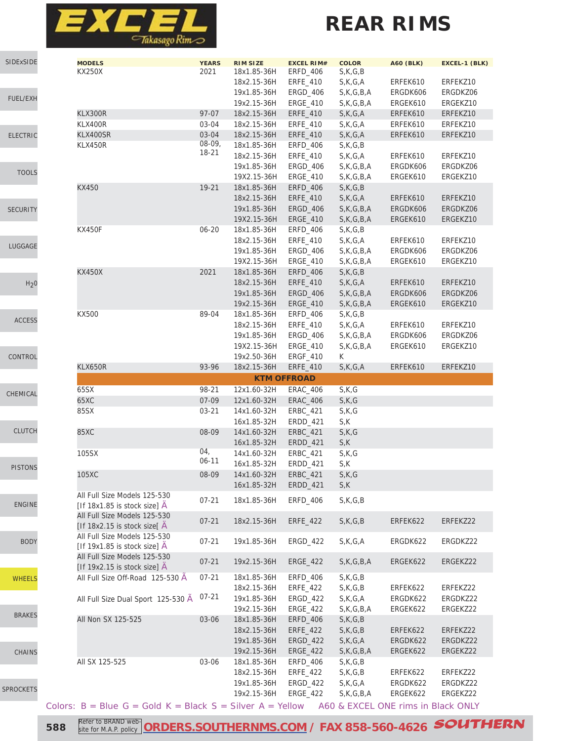# REAR RIMS

EXCEL Takasago Rim

| MODELS | YEARS | RIM SIZE | EXCEL RIM# | COLOR | A60 (BLK) | EXCEL-1 (BLK) |
|---|---|---|---|---|---|---|
| KX250X | 2021 | 18x1.85-36H | ERFD_406 | S,K,G,B | | |
| | | 18x2.15-36H | ERFE_410 | S,K,G,A | ERFEK610 | ERFEKZ10 |
| | | 19x1.85-36H | ERGD_406 | S,K,G,B,A | ERGDK606 | ERGDKZ06 |
| | | 19x2.15-36H | ERGE_410 | S,K,G,B,A | ERGEK610 | ERGEKZ10 |
| KLX300R | 97-07 | 18x2.15-36H | ERFE_410 | S,K,G,A | ERFEK610 | ERFEKZ10 |
| KLX400R | 03-04 | 18x2.15-36H | ERFE_410 | S,K,G,A | ERFEK610 | ERFEKZ10 |
| KLX400SR | 03-04 | 18x2.15-36H | ERFE_410 | S,K,G,A | ERFEK610 | ERFEKZ10 |
| KLX450R | 08-09, 18-21 | 18x1.85-36H | ERFD_406 | S,K,G,B | | |
| | | 18x2.15-36H | ERFE_410 | S,K,G,A | ERFEK610 | ERFEKZ10 |
| | | 19x1.85-36H | ERGD_406 | S,K,G,B,A | ERGDK606 | ERGDKZ06 |
| | | 19X2.15-36H | ERGE_410 | S,K,G,B,A | ERGEK610 | ERGEKZ10 |
| KX450 | 19-21 | 18x1.85-36H | ERFD_406 | S,K,G,B | | |
| | | 18x2.15-36H | ERFE_410 | S,K,G,A | ERFEK610 | ERFEKZ10 |
| | | 19x1.85-36H | ERGD_406 | S,K,G,B,A | ERGDK606 | ERGDKZ06 |
| | | 19X2.15-36H | ERGE_410 | S,K,G,B,A | ERGEK610 | ERGEKZ10 |
| KX450F | 06-20 | 18x1.85-36H | ERFD_406 | S,K,G,B | | |
| | | 18x2.15-36H | ERFE_410 | S,K,G,A | ERFEK610 | ERFEKZ10 |
| | | 19x1.85-36H | ERGD_406 | S,K,G,B,A | ERGDK606 | ERGDKZ06 |
| | | 19X2.15-36H | ERGE_410 | S,K,G,B,A | ERGEK610 | ERGEKZ10 |
| KX450X | 2021 | 18x1.85-36H | ERFD_406 | S,K,G,B | | |
| | | 18x2.15-36H | ERFE_410 | S,K,G,A | ERFEK610 | ERFEKZ10 |
| | | 19x1.85-36H | ERGD_406 | S,K,G,B,A | ERGDK606 | ERGDKZ06 |
| | | 19x2.15-36H | ERGE_410 | S,K,G,B,A | ERGEK610 | ERGEKZ10 |
| KX500 | 89-04 | 18x1.85-36H | ERFD_406 | S,K,G,B | | |
| | | 18x2.15-36H | ERFE_410 | S,K,G,A | ERFEK610 | ERFEKZ10 |
| | | 19x1.85-36H | ERGD_406 | S,K,G,B,A | ERGDK606 | ERGDKZ06 |
| | | 19X2.15-36H | ERGE_410 | S,K,G,B,A | ERGEK610 | ERGEKZ10 |
| | | 19x2.50-36H | ERGF_410 | K | | |
| KLX650R | 93-96 | 18x2.15-36H | ERFE_410 | S,K,G,A | ERFEK610 | ERFEKZ10 |
| **KTM OFFROAD** | | | | | | |
| 65SX | 98-21 | 12x1.60-32H | ERAC_406 | S,K,G | | |
| 65XC | 07-09 | 12x1.60-32H | ERAC_406 | S,K,G | | |
| 85SX | 03-21 | 14x1.60-32H | ERBC_421 | S,K,G | | |
| | | 16x1.85-32H | ERDD_421 | S,K | | |
| 85XC | 08-09 | 14x1.60-32H | ERBC_421 | S,K,G | | |
| | | 16x1.85-32H | ERDD_421 | S,K | | |
| 105SX | 04, 06-11 | 14x1.60-32H | ERBC_421 | S,K,G | | |
| | | 16x1.85-32H | ERDD_421 | S,K | | |
| 105XC | 08-09 | 14x1.60-32H | ERBC_421 | S,K,G | | |
| | | 16x1.85-32H | ERDD_421 | S,K | | |
| All Full Size Models 125-530 [If 18x1.85 is stock size] Ä | 07-21 | 18x1.85-36H | ERFD_406 | S,K,G,B | | |
| All Full Size Models 125-530 [If 18x2.15 is stock size[ Ä | 07-21 | 18x2.15-36H | ERFE_422 | S,K,G,B | ERFEK622 | ERFEKZ22 |
| All Full Size Models 125-530 [If 19x1.85 is stock size] Ä | 07-21 | 19x1.85-36H | ERGD_422 | S,K,G,A | ERGDK622 | ERGDKZ22 |
| All Full Size Models 125-530 [If 19x2.15 is stock size] Ä | 07-21 | 19x2.15-36H | ERGE_422 | S,K,G,B,A | ERGEK622 | ERGEKZ22 |
| All Full Size Off-Road 125-530 Ã | 07-21 | 18x1.85-36H | ERFD_406 | S,K,G,B | | |
| | | 18x2.15-36H | ERFE_422 | S,K,G,B | ERFEK622 | ERFEKZ22 |
| All Full Size Dual Sport 125-530 Ä | 07-21 | 19x1.85-36H | ERGD_422 | S,K,G,A | ERGDK622 | ERGDKZ22 |
| | | 19x2.15-36H | ERGE_422 | S,K,G,B,A | ERGEK622 | ERGEKZ22 |
| All Non SX 125-525 | 03-06 | 18x1.85-36H | ERFD_406 | S,K,G,B | | |
| | | 18x2.15-36H | ERFE_422 | S,K,G,B | ERFEK622 | ERFEKZ22 |
| | | 19x1.85-36H | ERGD_422 | S,K,G,A | ERGDK622 | ERGDKZ22 |
| | | 19x2.15-36H | ERGE_422 | S,K,G,B,A | ERGEK622 | ERGEKZ22 |
| All SX 125-525 | 03-06 | 18x1.85-36H | ERFD_406 | S,K,G,B | | |
| | | 18x2.15-36H | ERFE_422 | S,K,G,B | ERFEK622 | ERFEKZ22 |
| | | 19x1.85-36H | ERGD_422 | S,K,G,A | ERGDK622 | ERGDKZ22 |
| | | 19x2.15-36H | ERGE_422 | S,K,G,B,A | ERGEK622 | ERGEKZ22 |

Colors: B = Blue G = Gold K = Black S = Silver A = Yellow  A60 & EXCEL ONE rims in Black ONLY

Refer to BRAND web-site for M.A.P. policy  ORDERS.SOUTHERNMS.COM / FAX 858-560-4626 SOUTHERN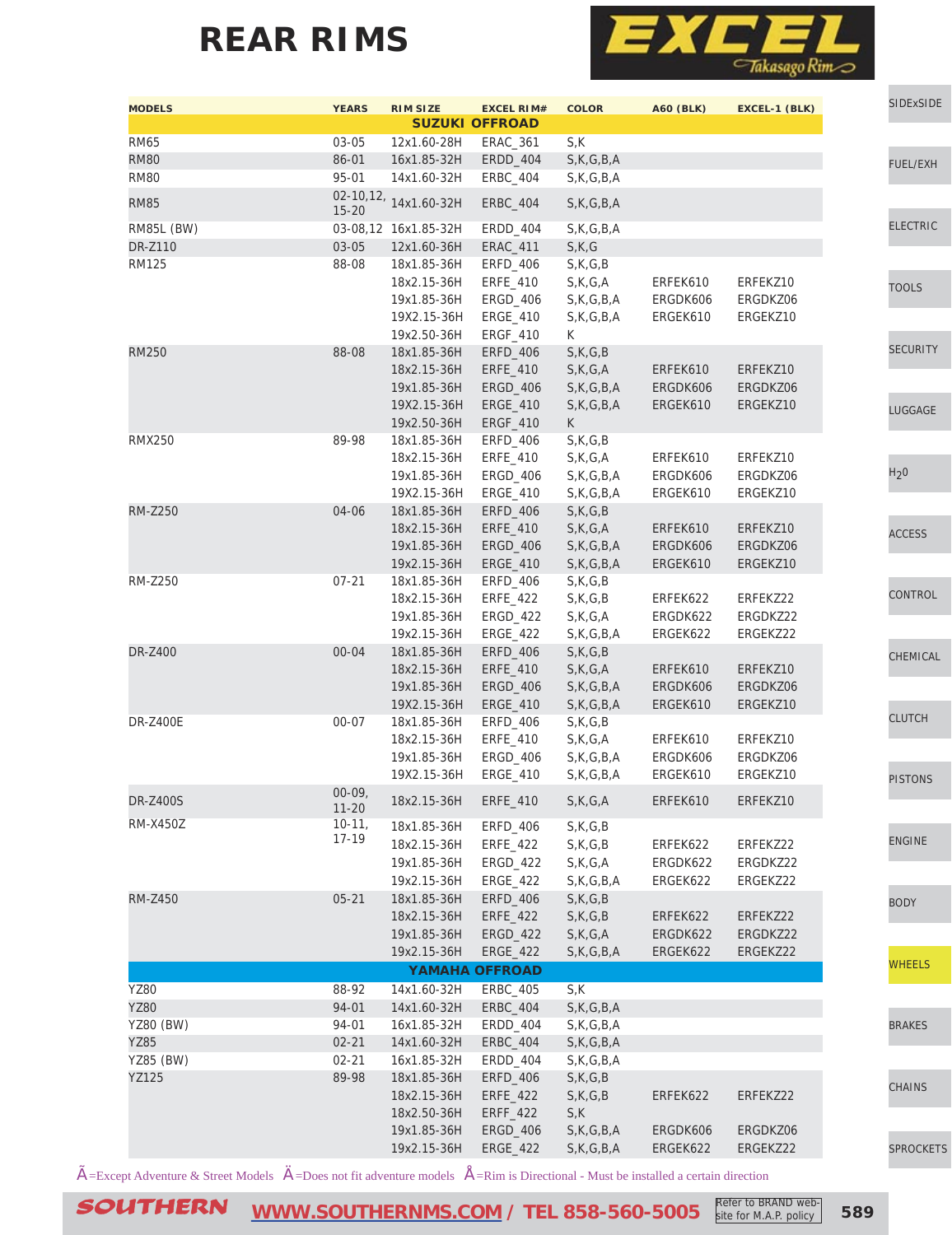# REAR RIMS

EXCEL Takasago Rim

| MODELS | YEARS | RIM SIZE | EXCEL RIM# | COLOR | A60 (BLK) | EXCEL-1 (BLK) |
|---|---|---|---|---|---|---|
| **SUZUKI OFFROAD** | | | | | | |
| RM65 | 03-05 | 12x1.60-28H | ERAC_361 | S,K | | |
| RM80 | 86-01 | 16x1.85-32H | ERDD_404 | S,K,G,B,A | | |
| RM80 | 95-01 | 14x1.60-32H | ERBC_404 | S,K,G,B,A | | |
| RM85 | 02-10,12, 15-20 | 14x1.60-32H | ERBC_404 | S,K,G,B,A | | |
| RM85L (BW) | 03-08,12 | 16x1.85-32H | ERDD_404 | S,K,G,B,A | | |
| DR-Z110 | 03-05 | 12x1.60-36H | ERAC_411 | S,K,G | | |
| RM125 | 88-08 | 18x1.85-36H | ERFD_406 | S,K,G,B | | |
| | | 18x2.15-36H | ERFE_410 | S,K,G,A | ERFEK610 | ERFEKZ10 |
| | | 19x1.85-36H | ERGD_406 | S,K,G,B,A | ERGDK606 | ERGDKZ06 |
| | | 19X2.15-36H | ERGE_410 | S,K,G,B,A | ERGEK610 | ERGEKZ10 |
| | | 19x2.50-36H | ERGF_410 | K | | |
| RM250 | 88-08 | 18x1.85-36H | ERFD_406 | S,K,G,B | | |
| | | 18x2.15-36H | ERFE_410 | S,K,G,A | ERFEK610 | ERFEKZ10 |
| | | 19x1.85-36H | ERGD_406 | S,K,G,B,A | ERGDK606 | ERGDKZ06 |
| | | 19X2.15-36H | ERGE_410 | S,K,G,B,A | ERGEK610 | ERGEKZ10 |
| | | 19x2.50-36H | ERGF_410 | K | | |
| RMX250 | 89-98 | 18x1.85-36H | ERFD_406 | S,K,G,B | | |
| | | 18x2.15-36H | ERFE_410 | S,K,G,A | ERFEK610 | ERFEKZ10 |
| | | 19x1.85-36H | ERGD_406 | S,K,G,B,A | ERGDK606 | ERGDKZ06 |
| | | 19X2.15-36H | ERGE_410 | S,K,G,B,A | ERGEK610 | ERGEKZ10 |
| RM-Z250 | 04-06 | 18x1.85-36H | ERFD_406 | S,K,G,B | | |
| | | 18x2.15-36H | ERFE_410 | S,K,G,A | ERFEK610 | ERFEKZ10 |
| | | 19x1.85-36H | ERGD_406 | S,K,G,B,A | ERGDK606 | ERGDKZ06 |
| | | 19x2.15-36H | ERGE_410 | S,K,G,B,A | ERGEK610 | ERGEKZ10 |
| RM-Z250 | 07-21 | 18x1.85-36H | ERFD_406 | S,K,G,B | | |
| | | 18x2.15-36H | ERFE_422 | S,K,G,B | ERFEK622 | ERFEKZ22 |
| | | 19x1.85-36H | ERGD_422 | S,K,G,A | ERGDK622 | ERGDKZ22 |
| | | 19x2.15-36H | ERGE_422 | S,K,G,B,A | ERGEK622 | ERGEKZ22 |
| DR-Z400 | 00-04 | 18x1.85-36H | ERFD_406 | S,K,G,B | | |
| | | 18x2.15-36H | ERFE_410 | S,K,G,A | ERFEK610 | ERFEKZ10 |
| | | 19x1.85-36H | ERGD_406 | S,K,G,B,A | ERGDK606 | ERGDKZ06 |
| | | 19X2.15-36H | ERGE_410 | S,K,G,B,A | ERGEK610 | ERGEKZ10 |
| DR-Z400E | 00-07 | 18x1.85-36H | ERFD_406 | S,K,G,B | | |
| | | 18x2.15-36H | ERFE_410 | S,K,G,A | ERFEK610 | ERFEKZ10 |
| | | 19x1.85-36H | ERGD_406 | S,K,G,B,A | ERGDK606 | ERGDKZ06 |
| | | 19X2.15-36H | ERGE_410 | S,K,G,B,A | ERGEK610 | ERGEKZ10 |
| DR-Z400S | 00-09, 11-20 | 18x2.15-36H | ERFE_410 | S,K,G,A | ERFEK610 | ERFEKZ10 |
| RM-X450Z | 10-11, 17-19 | 18x1.85-36H | ERFD_406 | S,K,G,B | | |
| | | 18x2.15-36H | ERFE_422 | S,K,G,B | ERFEK622 | ERFEKZ22 |
| | | 19x1.85-36H | ERGD_422 | S,K,G,A | ERGDK622 | ERGDKZ22 |
| | | 19x2.15-36H | ERGE_422 | S,K,G,B,A | ERGEK622 | ERGEKZ22 |
| RM-Z450 | 05-21 | 18x1.85-36H | ERFD_406 | S,K,G,B | | |
| | | 18x2.15-36H | ERFE_422 | S,K,G,B | ERFEK622 | ERFEKZ22 |
| | | 19x1.85-36H | ERGD_422 | S,K,G,A | ERGDK622 | ERGDKZ22 |
| | | 19x2.15-36H | ERGE_422 | S,K,G,B,A | ERGEK622 | ERGEKZ22 |
| **YAMAHA OFFROAD** | | | | | | |
| YZ80 | 88-92 | 14x1.60-32H | ERBC_405 | S,K | | |
| YZ80 | 94-01 | 14x1.60-32H | ERBC_404 | S,K,G,B,A | | |
| YZ80 (BW) | 94-01 | 16x1.85-32H | ERDD_404 | S,K,G,B,A | | |
| YZ85 | 02-21 | 14x1.60-32H | ERBC_404 | S,K,G,B,A | | |
| YZ85 (BW) | 02-21 | 16x1.85-32H | ERDD_404 | S,K,G,B,A | | |
| YZ125 | 89-98 | 18x1.85-36H | ERFD_406 | S,K,G,B | | |
| | | 18x2.15-36H | ERFE_422 | S,K,G,B | ERFEK622 | ERFEKZ22 |
| | | 18x2.50-36H | ERFF_422 | S,K | | |
| | | 19x1.85-36H | ERGD_406 | S,K,G,B,A | ERGDK606 | ERGDKZ06 |
| | | 19x2.15-36H | ERGE_422 | S,K,G,B,A | ERGEK622 | ERGEKZ22 |

Ã=Except Adventure & Street Models Ä=Does not fit adventure models Å=Rim is Directional - Must be installed a certain direction

SOUTHERN WWW.SOUTHERNMS.COM / TEL 858-560-5005 Refer to BRAND website for M.A.P. policy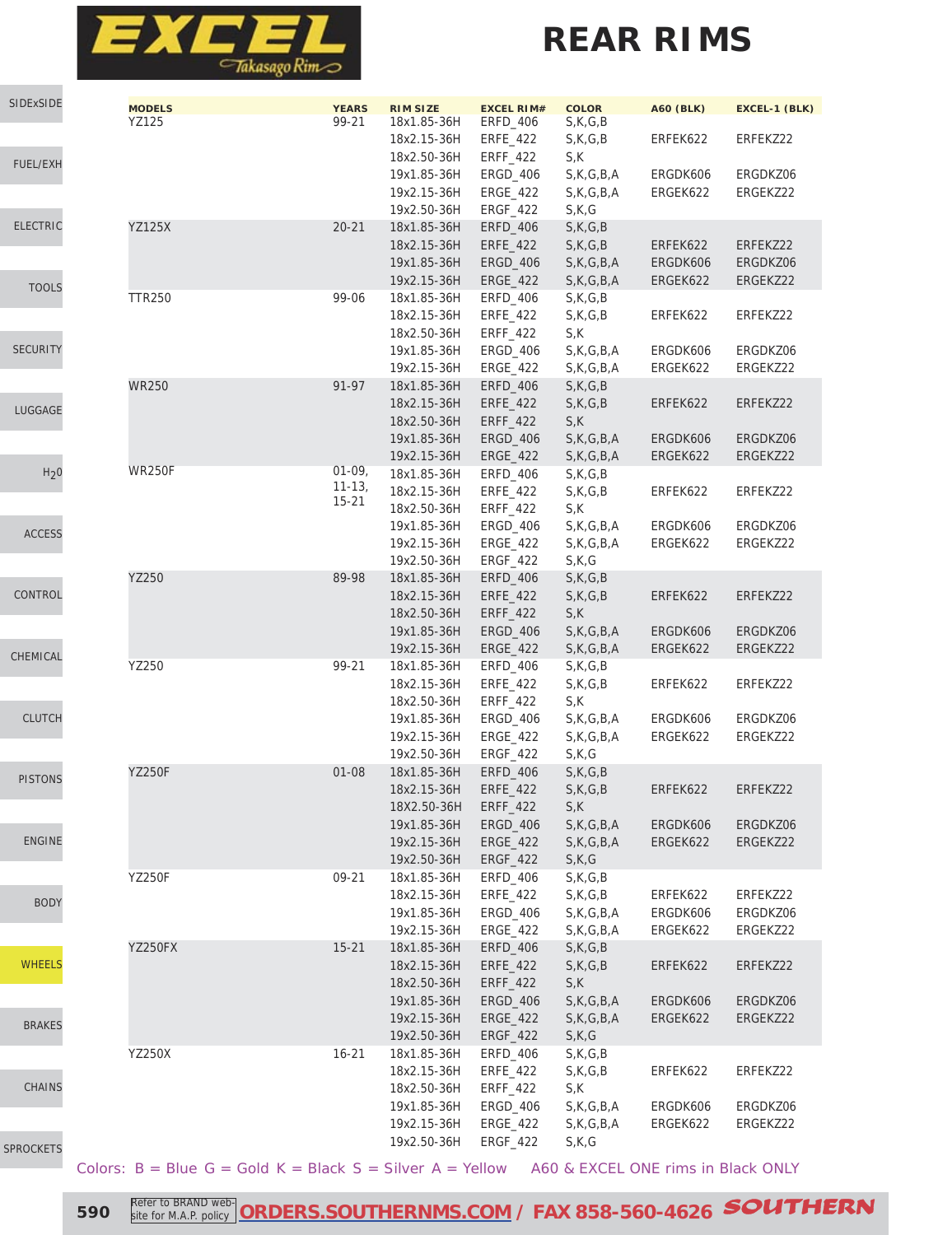EXCEL Takasago Rim

# REAR RIMS

| MODELS | YEARS | RIM SIZE | EXCEL RIM# | COLOR | A60 (BLK) | EXCEL-1 (BLK) |
|---|---|---|---|---|---|---|
| YZ125 | 99-21 | 18x1.85-36H | ERFD_406 | S,K,G,B | | |
| | | 18x2.15-36H | ERFE_422 | S,K,G,B | ERFEK622 | ERFEKZ22 |
| | | 18x2.50-36H | ERFF_422 | S,K | | |
| | | 19x1.85-36H | ERGD_406 | S,K,G,B,A | ERGDK606 | ERGDKZ06 |
| | | 19x2.15-36H | ERGE_422 | S,K,G,B,A | ERGEK622 | ERGEKZ22 |
| | | 19x2.50-36H | ERGF_422 | S,K,G | | |
| YZ125X | 20-21 | 18x1.85-36H | ERFD_406 | S,K,G,B | | |
| | | 18x2.15-36H | ERFE_422 | S,K,G,B | ERFEK622 | ERFEKZ22 |
| | | 19x1.85-36H | ERGD_406 | S,K,G,B,A | ERGDK606 | ERGDKZ06 |
| | | 19x2.15-36H | ERGE_422 | S,K,G,B,A | ERGEK622 | ERGEKZ22 |
| TTR250 | 99-06 | 18x1.85-36H | ERFD_406 | S,K,G,B | | |
| | | 18x2.15-36H | ERFE_422 | S,K,G,B | ERFEK622 | ERFEKZ22 |
| | | 18x2.50-36H | ERFF_422 | S,K | | |
| | | 19x1.85-36H | ERGD_406 | S,K,G,B,A | ERGDK606 | ERGDKZ06 |
| | | 19x2.15-36H | ERGE_422 | S,K,G,B,A | ERGEK622 | ERGEKZ22 |
| WR250 | 91-97 | 18x1.85-36H | ERFD_406 | S,K,G,B | | |
| | | 18x2.15-36H | ERFE_422 | S,K,G,B | ERFEK622 | ERFEKZ22 |
| | | 18x2.50-36H | ERFF_422 | S,K | | |
| | | 19x1.85-36H | ERGD_406 | S,K,G,B,A | ERGDK606 | ERGDKZ06 |
| | | 19x2.15-36H | ERGE_422 | S,K,G,B,A | ERGEK622 | ERGEKZ22 |
| WR250F | 01-09, 11-13, 15-21 | 18x1.85-36H | ERFD_406 | S,K,G,B | | |
| | | 18x2.15-36H | ERFE_422 | S,K,G,B | ERFEK622 | ERFEKZ22 |
| | | 18x2.50-36H | ERFF_422 | S,K | | |
| | | 19x1.85-36H | ERGD_406 | S,K,G,B,A | ERGDK606 | ERGDKZ06 |
| | | 19x2.15-36H | ERGE_422 | S,K,G,B,A | ERGEK622 | ERGEKZ22 |
| | | 19x2.50-36H | ERGF_422 | S,K,G | | |
| YZ250 | 89-98 | 18x1.85-36H | ERFD_406 | S,K,G,B | | |
| | | 18x2.15-36H | ERFE_422 | S,K,G,B | ERFEK622 | ERFEKZ22 |
| | | 18x2.50-36H | ERFF_422 | S,K | | |
| | | 19x1.85-36H | ERGD_406 | S,K,G,B,A | ERGDK606 | ERGDKZ06 |
| | | 19x2.15-36H | ERGE_422 | S,K,G,B,A | ERGEK622 | ERGEKZ22 |
| YZ250 | 99-21 | 18x1.85-36H | ERFD_406 | S,K,G,B | | |
| | | 18x2.15-36H | ERFE_422 | S,K,G,B | ERFEK622 | ERFEKZ22 |
| | | 18x2.50-36H | ERFF_422 | S,K | | |
| | | 19x1.85-36H | ERGD_406 | S,K,G,B,A | ERGDK606 | ERGDKZ06 |
| | | 19x2.15-36H | ERGE_422 | S,K,G,B,A | ERGEK622 | ERGEKZ22 |
| | | 19x2.50-36H | ERGF_422 | S,K,G | | |
| YZ250F | 01-08 | 18x1.85-36H | ERFD_406 | S,K,G,B | | |
| | | 18x2.15-36H | ERFE_422 | S,K,G,B | ERFEK622 | ERFEKZ22 |
| | | 18X2.50-36H | ERFF_422 | S,K | | |
| | | 19x1.85-36H | ERGD_406 | S,K,G,B,A | ERGDK606 | ERGDKZ06 |
| | | 19x2.15-36H | ERGE_422 | S,K,G,B,A | ERGEK622 | ERGEKZ22 |
| | | 19x2.50-36H | ERGF_422 | S,K,G | | |
| YZ250F | 09-21 | 18x1.85-36H | ERFD_406 | S,K,G,B | | |
| | | 18x2.15-36H | ERFE_422 | S,K,G,B | ERFEK622 | ERFEKZ22 |
| | | 19x1.85-36H | ERGD_406 | S,K,G,B,A | ERGDK606 | ERGDKZ06 |
| | | 19x2.15-36H | ERGE_422 | S,K,G,B,A | ERGEK622 | ERGEKZ22 |
| YZ250FX | 15-21 | 18x1.85-36H | ERFD_406 | S,K,G,B | | |
| | | 18x2.15-36H | ERFE_422 | S,K,G,B | ERFEK622 | ERFEKZ22 |
| | | 18x2.50-36H | ERFF_422 | S,K | | |
| | | 19x1.85-36H | ERGD_406 | S,K,G,B,A | ERGDK606 | ERGDKZ06 |
| | | 19x2.15-36H | ERGE_422 | S,K,G,B,A | ERGEK622 | ERGEKZ22 |
| | | 19x2.50-36H | ERGF_422 | S,K,G | | |
| YZ250X | 16-21 | 18x1.85-36H | ERFD_406 | S,K,G,B | | |
| | | 18x2.15-36H | ERFE_422 | S,K,G,B | ERFEK622 | ERFEKZ22 |
| | | 18x2.50-36H | ERFF_422 | S,K | | |
| | | 19x1.85-36H | ERGD_406 | S,K,G,B,A | ERGDK606 | ERGDKZ06 |
| | | 19x2.15-36H | ERGE_422 | S,K,G,B,A | ERGEK622 | ERGEKZ22 |
| | | 19x2.50-36H | ERGF_422 | S,K,G | | |

Colors: B = Blue G = Gold K = Black S = Silver A = Yellow    A60 & EXCEL ONE rims in Black ONLY

Refer to BRAND web-site for M.A.P. policy  ORDERS.SOUTHERNMS.COM / FAX 858-560-4626 SOUTHERN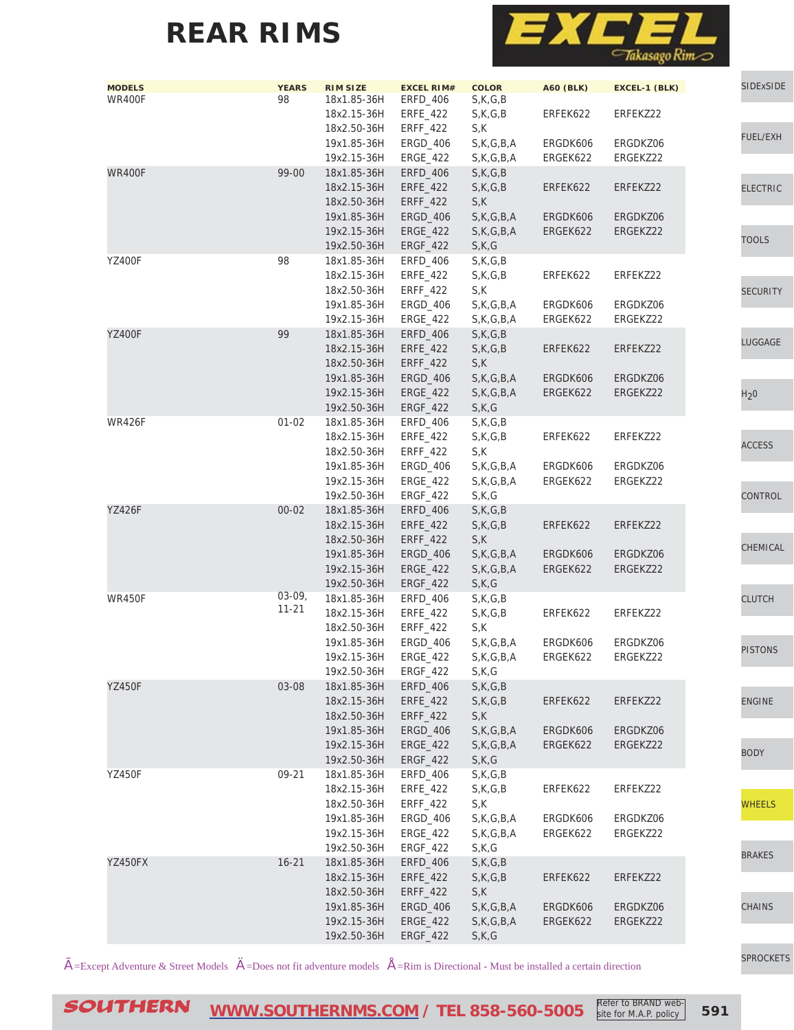# REAR RIMS

EXCEL Takasago Rim

| MODELS | YEARS | RIM SIZE | EXCEL RIM# | COLOR | A60 (BLK) | EXCEL-1 (BLK) |
|---|---|---|---|---|---|---|
| WR400F | 98 | 18x1.85-36H | ERFD_406 | S,K,G,B | | |
| | | 18x2.15-36H | ERFE_422 | S,K,G,B | ERFEK622 | ERFEKZ22 |
| | | 18x2.50-36H | ERFF_422 | S,K | | |
| | | 19x1.85-36H | ERGD_406 | S,K,G,B,A | ERGDK606 | ERGDKZ06 |
| | | 19x2.15-36H | ERGE_422 | S,K,G,B,A | ERGEK622 | ERGEKZ22 |
| WR400F | 99-00 | 18x1.85-36H | ERFD_406 | S,K,G,B | | |
| | | 18x2.15-36H | ERFE_422 | S,K,G,B | ERFEK622 | ERFEKZ22 |
| | | 18x2.50-36H | ERFF_422 | S,K | | |
| | | 19x1.85-36H | ERGD_406 | S,K,G,B,A | ERGDK606 | ERGDKZ06 |
| | | 19x2.15-36H | ERGE_422 | S,K,G,B,A | ERGEK622 | ERGEKZ22 |
| | | 19x2.50-36H | ERGF_422 | S,K,G | | |
| YZ400F | 98 | 18x1.85-36H | ERFD_406 | S,K,G,B | | |
| | | 18x2.15-36H | ERFE_422 | S,K,G,B | ERFEK622 | ERFEKZ22 |
| | | 18x2.50-36H | ERFF_422 | S,K | | |
| | | 19x1.85-36H | ERGD_406 | S,K,G,B,A | ERGDK606 | ERGDKZ06 |
| | | 19x2.15-36H | ERGE_422 | S,K,G,B,A | ERGEK622 | ERGEKZ22 |
| YZ400F | 99 | 18x1.85-36H | ERFD_406 | S,K,G,B | | |
| | | 18x2.15-36H | ERFE_422 | S,K,G,B | ERFEK622 | ERFEKZ22 |
| | | 18x2.50-36H | ERFF_422 | S,K | | |
| | | 19x1.85-36H | ERGD_406 | S,K,G,B,A | ERGDK606 | ERGDKZ06 |
| | | 19x2.15-36H | ERGE_422 | S,K,G,B,A | ERGEK622 | ERGEKZ22 |
| | | 19x2.50-36H | ERGF_422 | S,K,G | | |
| WR426F | 01-02 | 18x1.85-36H | ERFD_406 | S,K,G,B | | |
| | | 18x2.15-36H | ERFE_422 | S,K,G,B | ERFEK622 | ERFEKZ22 |
| | | 18x2.50-36H | ERFF_422 | S,K | | |
| | | 19x1.85-36H | ERGD_406 | S,K,G,B,A | ERGDK606 | ERGDKZ06 |
| | | 19x2.15-36H | ERGE_422 | S,K,G,B,A | ERGEK622 | ERGEKZ22 |
| | | 19x2.50-36H | ERGF_422 | S,K,G | | |
| YZ426F | 00-02 | 18x1.85-36H | ERFD_406 | S,K,G,B | | |
| | | 18x2.15-36H | ERFE_422 | S,K,G,B | ERFEK622 | ERFEKZ22 |
| | | 18x2.50-36H | ERFF_422 | S,K | | |
| | | 19x1.85-36H | ERGD_406 | S,K,G,B,A | ERGDK606 | ERGDKZ06 |
| | | 19x2.15-36H | ERGE_422 | S,K,G,B,A | ERGEK622 | ERGEKZ22 |
| | | 19x2.50-36H | ERGF_422 | S,K,G | | |
| WR450F | 03-09, 11-21 | 18x1.85-36H | ERFD_406 | S,K,G,B | | |
| | | 18x2.15-36H | ERFE_422 | S,K,G,B | ERFEK622 | ERFEKZ22 |
| | | 18x2.50-36H | ERFF_422 | S,K | | |
| | | 19x1.85-36H | ERGD_406 | S,K,G,B,A | ERGDK606 | ERGDKZ06 |
| | | 19x2.15-36H | ERGE_422 | S,K,G,B,A | ERGEK622 | ERGEKZ22 |
| | | 19x2.50-36H | ERGF_422 | S,K,G | | |
| YZ450F | 03-08 | 18x1.85-36H | ERFD_406 | S,K,G,B | | |
| | | 18x2.15-36H | ERFE_422 | S,K,G,B | ERFEK622 | ERFEKZ22 |
| | | 18x2.50-36H | ERFF_422 | S,K | | |
| | | 19x1.85-36H | ERGD_406 | S,K,G,B,A | ERGDK606 | ERGDKZ06 |
| | | 19x2.15-36H | ERGE_422 | S,K,G,B,A | ERGEK622 | ERGEKZ22 |
| | | 19x2.50-36H | ERGF_422 | S,K,G | | |
| YZ450F | 09-21 | 18x1.85-36H | ERFD_406 | S,K,G,B | | |
| | | 18x2.15-36H | ERFE_422 | S,K,G,B | ERFEK622 | ERFEKZ22 |
| | | 18x2.50-36H | ERFF_422 | S,K | | |
| | | 19x1.85-36H | ERGD_406 | S,K,G,B,A | ERGDK606 | ERGDKZ06 |
| | | 19x2.15-36H | ERGE_422 | S,K,G,B,A | ERGEK622 | ERGEKZ22 |
| | | 19x2.50-36H | ERGF_422 | S,K,G | | |
| YZ450FX | 16-21 | 18x1.85-36H | ERFD_406 | S,K,G,B | | |
| | | 18x2.15-36H | ERFE_422 | S,K,G,B | ERFEK622 | ERFEKZ22 |
| | | 18x2.50-36H | ERFF_422 | S,K | | |
| | | 19x1.85-36H | ERGD_406 | S,K,G,B,A | ERGDK606 | ERGDKZ06 |
| | | 19x2.15-36H | ERGE_422 | S,K,G,B,A | ERGEK622 | ERGEKZ22 |
| | | 19x2.50-36H | ERGF_422 | S,K,G | | |

Ã=Except Adventure & Street Models Ä=Does not fit adventure models Å=Rim is Directional - Must be installed a certain direction

SOUTHERN WWW.SOUTHERNMS.COM / TEL 858-560-5005 Refer to BRAND website for M.A.P. policy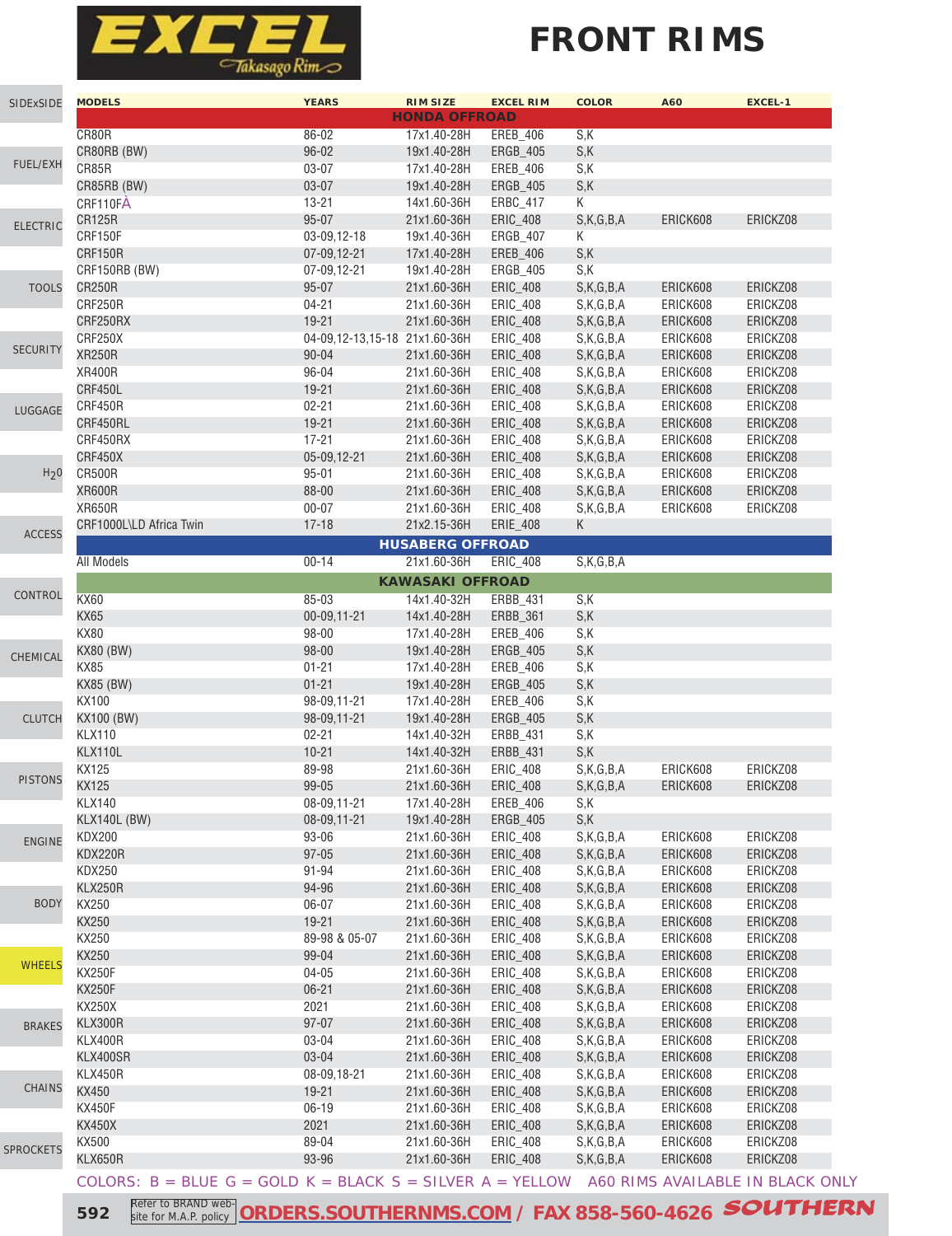# EXCEL Takasago Rim

# FRONT RIMS

| MODELS | YEARS | RIM SIZE | EXCEL RIM | COLOR | A60 | EXCEL-1 |
|---|---|---|---|---|---|---|
| **HONDA OFFROAD** | | | | | | |
| CR80R | 86-02 | 17x1.40-28H | EREB_406 | S,K | | |
| CR80RB (BW) | 96-02 | 19x1.40-28H | ERGB_405 | S,K | | |
| CR85R | 03-07 | 17x1.40-28H | EREB_406 | S,K | | |
| CR85RB (BW) | 03-07 | 19x1.40-28H | ERGB_405 | S,K | | |
| CRF110FÀ | 13-21 | 14x1.60-36H | ERBC_417 | K | | |
| CR125R | 95-07 | 21x1.60-36H | ERIC_408 | S,K,G,B,A | ERICK608 | ERICKZ08 |
| CRF150F | 03-09,12-18 | 19x1.40-36H | ERGB_407 | K | | |
| CRF150R | 07-09,12-21 | 17x1.40-28H | EREB_406 | S,K | | |
| CRF150RB (BW) | 07-09,12-21 | 19x1.40-28H | ERGB_405 | S,K | | |
| CR250R | 95-07 | 21x1.60-36H | ERIC_408 | S,K,G,B,A | ERICK608 | ERICKZ08 |
| CRF250R | 04-21 | 21x1.60-36H | ERIC_408 | S,K,G,B,A | ERICK608 | ERICKZ08 |
| CRF250RX | 19-21 | 21x1.60-36H | ERIC_408 | S,K,G,B,A | ERICK608 | ERICKZ08 |
| CRF250X | 04-09,12-13,15-18 | 21x1.60-36H | ERIC_408 | S,K,G,B,A | ERICK608 | ERICKZ08 |
| XR250R | 90-04 | 21x1.60-36H | ERIC_408 | S,K,G,B,A | ERICK608 | ERICKZ08 |
| XR400R | 96-04 | 21x1.60-36H | ERIC_408 | S,K,G,B,A | ERICK608 | ERICKZ08 |
| CRF450L | 19-21 | 21x1.60-36H | ERIC_408 | S,K,G,B,A | ERICK608 | ERICKZ08 |
| CRF450R | 02-21 | 21x1.60-36H | ERIC_408 | S,K,G,B,A | ERICK608 | ERICKZ08 |
| CRF450RL | 19-21 | 21x1.60-36H | ERIC_408 | S,K,G,B,A | ERICK608 | ERICKZ08 |
| CRF450RX | 17-21 | 21x1.60-36H | ERIC_408 | S,K,G,B,A | ERICK608 | ERICKZ08 |
| CRF450X | 05-09,12-21 | 21x1.60-36H | ERIC_408 | S,K,G,B,A | ERICK608 | ERICKZ08 |
| CR500R | 95-01 | 21x1.60-36H | ERIC_408 | S,K,G,B,A | ERICK608 | ERICKZ08 |
| XR600R | 88-00 | 21x1.60-36H | ERIC_408 | S,K,G,B,A | ERICK608 | ERICKZ08 |
| XR650R | 00-07 | 21x1.60-36H | ERIC_408 | S,K,G,B,A | ERICK608 | ERICKZ08 |
| CRF1000L\LD Africa Twin | 17-18 | 21x2.15-36H | ERIE_408 | K | | |
| **HUSABERG OFFROAD** | | | | | | |
| All Models | 00-14 | 21x1.60-36H | ERIC_408 | S,K,G,B,A | | |
| **KAWASAKI OFFROAD** | | | | | | |
| KX60 | 85-03 | 14x1.40-32H | ERBB_431 | S,K | | |
| KX65 | 00-09,11-21 | 14x1.40-28H | ERBB_361 | S,K | | |
| KX80 | 98-00 | 17x1.40-28H | EREB_406 | S,K | | |
| KX80 (BW) | 98-00 | 19x1.40-28H | ERGB_405 | S,K | | |
| KX85 | 01-21 | 17x1.40-28H | EREB_406 | S,K | | |
| KX85 (BW) | 01-21 | 19x1.40-28H | ERGB_405 | S,K | | |
| KX100 | 98-09,11-21 | 17x1.40-28H | EREB_406 | S,K | | |
| KX100 (BW) | 98-09,11-21 | 19x1.40-28H | ERGB_405 | S,K | | |
| KLX110 | 02-21 | 14x1.40-32H | ERBB_431 | S,K | | |
| KLX110L | 10-21 | 14x1.40-32H | ERBB_431 | S,K | | |
| KX125 | 89-98 | 21x1.60-36H | ERIC_408 | S,K,G,B,A | ERICK608 | ERICKZ08 |
| KX125 | 99-05 | 21x1.60-36H | ERIC_408 | S,K,G,B,A | ERICK608 | ERICKZ08 |
| KLX140 | 08-09,11-21 | 17x1.40-28H | EREB_406 | S,K | | |
| KLX140L (BW) | 08-09,11-21 | 19x1.40-28H | ERGB_405 | S,K | | |
| KDX200 | 93-06 | 21x1.60-36H | ERIC_408 | S,K,G,B,A | ERICK608 | ERICKZ08 |
| KDX220R | 97-05 | 21x1.60-36H | ERIC_408 | S,K,G,B,A | ERICK608 | ERICKZ08 |
| KDX250 | 91-94 | 21x1.60-36H | ERIC_408 | S,K,G,B,A | ERICK608 | ERICKZ08 |
| KLX250R | 94-96 | 21x1.60-36H | ERIC_408 | S,K,G,B,A | ERICK608 | ERICKZ08 |
| KX250 | 06-07 | 21x1.60-36H | ERIC_408 | S,K,G,B,A | ERICK608 | ERICKZ08 |
| KX250 | 19-21 | 21x1.60-36H | ERIC_408 | S,K,G,B,A | ERICK608 | ERICKZ08 |
| KX250 | 89-98 & 05-07 | 21x1.60-36H | ERIC_408 | S,K,G,B,A | ERICK608 | ERICKZ08 |
| KX250 | 99-04 | 21x1.60-36H | ERIC_408 | S,K,G,B,A | ERICK608 | ERICKZ08 |
| KX250F | 04-05 | 21x1.60-36H | ERIC_408 | S,K,G,B,A | ERICK608 | ERICKZ08 |
| KX250F | 06-21 | 21x1.60-36H | ERIC_408 | S,K,G,B,A | ERICK608 | ERICKZ08 |
| KX250X | 2021 | 21x1.60-36H | ERIC_408 | S,K,G,B,A | ERICK608 | ERICKZ08 |
| KLX300R | 97-07 | 21x1.60-36H | ERIC_408 | S,K,G,B,A | ERICK608 | ERICKZ08 |
| KLX400R | 03-04 | 21x1.60-36H | ERIC_408 | S,K,G,B,A | ERICK608 | ERICKZ08 |
| KLX400SR | 03-04 | 21x1.60-36H | ERIC_408 | S,K,G,B,A | ERICK608 | ERICKZ08 |
| KLX450R | 08-09,18-21 | 21x1.60-36H | ERIC_408 | S,K,G,B,A | ERICK608 | ERICKZ08 |
| KX450 | 19-21 | 21x1.60-36H | ERIC_408 | S,K,G,B,A | ERICK608 | ERICKZ08 |
| KX450F | 06-19 | 21x1.60-36H | ERIC_408 | S,K,G,B,A | ERICK608 | ERICKZ08 |
| KX450X | 2021 | 21x1.60-36H | ERIC_408 | S,K,G,B,A | ERICK608 | ERICKZ08 |
| KX500 | 89-04 | 21x1.60-36H | ERIC_408 | S,K,G,B,A | ERICK608 | ERICKZ08 |
| KLX650R | 93-96 | 21x1.60-36H | ERIC_408 | S,K,G,B,A | ERICK608 | ERICKZ08 |

COLORS: B = BLUE G = GOLD K = BLACK S = SILVER A = YELLOW A60 RIMS AVAILABLE IN BLACK ONLY

Refer to BRAND website for M.A.P. policy **ORDERS.SOUTHERNMS.COM / FAX 858-560-4626 SOUTHERN**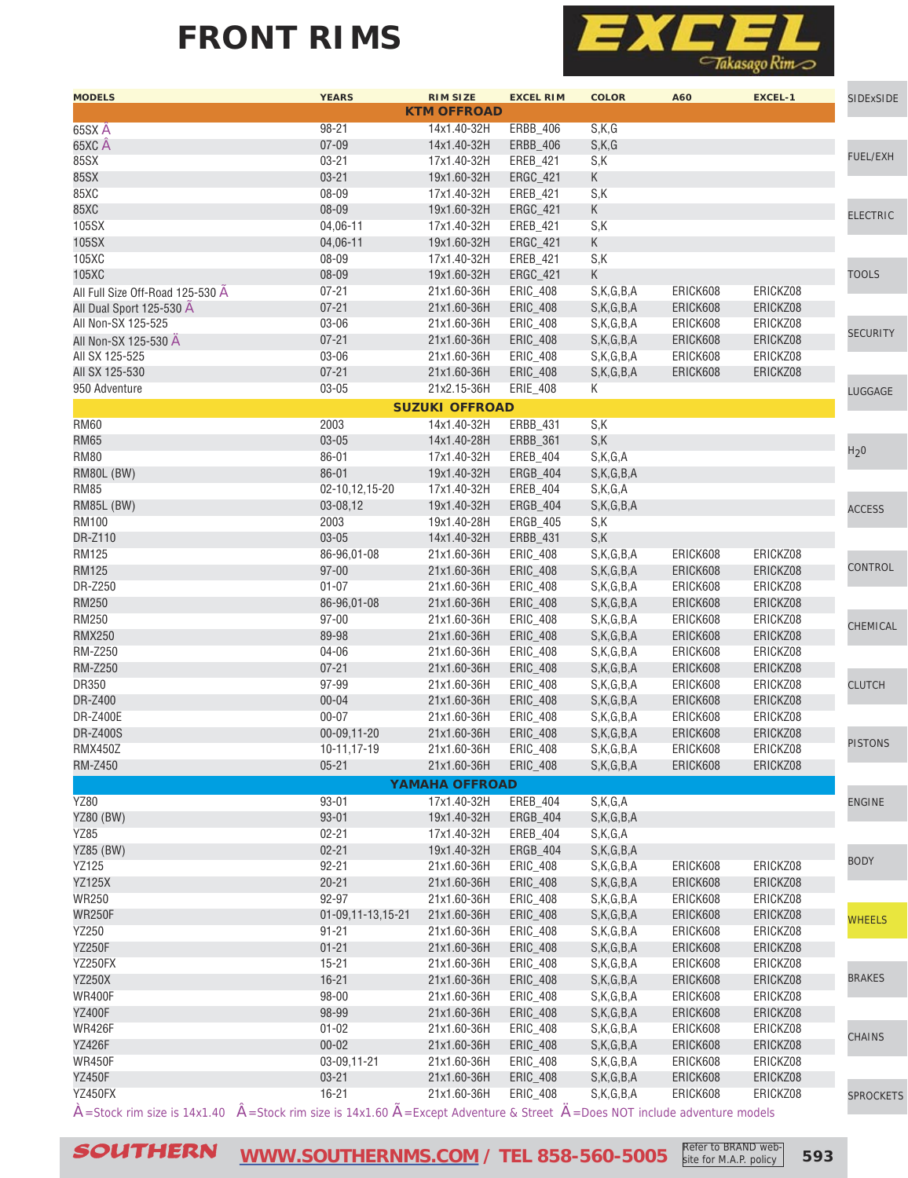# FRONT RIMS

EXCEL Takasago Rim

| MODELS | YEARS | RIM SIZE | EXCEL RIM | COLOR | A60 | EXCEL-1 |
|---|---|---|---|---|---|---|
| | | **KTM OFFROAD** | | | | |
| 65SX À | 98-21 | 14x1.40-32H | ERBB_406 | S,K,G | | |
| 65XC À | 07-09 | 14x1.40-32H | ERBB_406 | S,K,G | | |
| 85SX | 03-21 | 17x1.40-32H | EREB_421 | S,K | | |
| 85SX | 03-21 | 19x1.60-32H | ERGC_421 | K | | |
| 85XC | 08-09 | 17x1.40-32H | EREB_421 | S,K | | |
| 85XC | 08-09 | 19x1.60-32H | ERGC_421 | K | | |
| 105SX | 04,06-11 | 17x1.40-32H | EREB_421 | S,K | | |
| 105SX | 04,06-11 | 19x1.60-32H | ERGC_421 | K | | |
| 105XC | 08-09 | 17x1.40-32H | EREB_421 | S,K | | |
| 105XC | 08-09 | 19x1.60-32H | ERGC_421 | K | | |
| All Full Size Off-Road 125-530 Ã | 07-21 | 21x1.60-36H | ERIC_408 | S,K,G,B,A | ERICK608 | ERICKZ08 |
| All Dual Sport 125-530 Ã | 07-21 | 21x1.60-36H | ERIC_408 | S,K,G,B,A | ERICK608 | ERICKZ08 |
| All Non-SX 125-525 | 03-06 | 21x1.60-36H | ERIC_408 | S,K,G,B,A | ERICK608 | ERICKZ08 |
| All Non-SX 125-530 Ä | 07-21 | 21x1.60-36H | ERIC_408 | S,K,G,B,A | ERICK608 | ERICKZ08 |
| All SX 125-525 | 03-06 | 21x1.60-36H | ERIC_408 | S,K,G,B,A | ERICK608 | ERICKZ08 |
| All SX 125-530 | 07-21 | 21x1.60-36H | ERIC_408 | S,K,G,B,A | ERICK608 | ERICKZ08 |
| 950 Adventure | 03-05 | 21x2.15-36H | ERIE_408 | K | | |
| | | **SUZUKI OFFROAD** | | | | |
| RM60 | 2003 | 14x1.40-32H | ERBB_431 | S,K | | |
| RM65 | 03-05 | 14x1.40-28H | ERBB_361 | S,K | | |
| RM80 | 86-01 | 17x1.40-32H | EREB_404 | S,K,G,A | | |
| RM80L (BW) | 86-01 | 19x1.40-32H | ERGB_404 | S,K,G,B,A | | |
| RM85 | 02-10,12,15-20 | 17x1.40-32H | EREB_404 | S,K,G,A | | |
| RM85L (BW) | 03-08,12 | 19x1.40-32H | ERGB_404 | S,K,G,B,A | | |
| RM100 | 2003 | 19x1.40-28H | ERGB_405 | S,K | | |
| DR-Z110 | 03-05 | 14x1.40-32H | ERBB_431 | S,K | | |
| RM125 | 86-96,01-08 | 21x1.60-36H | ERIC_408 | S,K,G,B,A | ERICK608 | ERICKZ08 |
| RM125 | 97-00 | 21x1.60-36H | ERIC_408 | S,K,G,B,A | ERICK608 | ERICKZ08 |
| DR-Z250 | 01-07 | 21x1.60-36H | ERIC_408 | S,K,G,B,A | ERICK608 | ERICKZ08 |
| RM250 | 86-96,01-08 | 21x1.60-36H | ERIC_408 | S,K,G,B,A | ERICK608 | ERICKZ08 |
| RM250 | 97-00 | 21x1.60-36H | ERIC_408 | S,K,G,B,A | ERICK608 | ERICKZ08 |
| RMX250 | 89-98 | 21x1.60-36H | ERIC_408 | S,K,G,B,A | ERICK608 | ERICKZ08 |
| RM-Z250 | 04-06 | 21x1.60-36H | ERIC_408 | S,K,G,B,A | ERICK608 | ERICKZ08 |
| RM-Z250 | 07-21 | 21x1.60-36H | ERIC_408 | S,K,G,B,A | ERICK608 | ERICKZ08 |
| DR350 | 97-99 | 21x1.60-36H | ERIC_408 | S,K,G,B,A | ERICK608 | ERICKZ08 |
| DR-Z400 | 00-04 | 21x1.60-36H | ERIC_408 | S,K,G,B,A | ERICK608 | ERICKZ08 |
| DR-Z400E | 00-07 | 21x1.60-36H | ERIC_408 | S,K,G,B,A | ERICK608 | ERICKZ08 |
| DR-Z400S | 00-09,11-20 | 21x1.60-36H | ERIC_408 | S,K,G,B,A | ERICK608 | ERICKZ08 |
| RMX450Z | 10-11,17-19 | 21x1.60-36H | ERIC_408 | S,K,G,B,A | ERICK608 | ERICKZ08 |
| RM-Z450 | 05-21 | 21x1.60-36H | ERIC_408 | S,K,G,B,A | ERICK608 | ERICKZ08 |
| | | **YAMAHA OFFROAD** | | | | |
| YZ80 | 93-01 | 17x1.40-32H | EREB_404 | S,K,G,A | | |
| YZ80 (BW) | 93-01 | 19x1.40-32H | ERGB_404 | S,K,G,B,A | | |
| YZ85 | 02-21 | 17x1.40-32H | EREB_404 | S,K,G,A | | |
| YZ85 (BW) | 02-21 | 19x1.40-32H | ERGB_404 | S,K,G,B,A | | |
| YZ125 | 92-21 | 21x1.60-36H | ERIC_408 | S,K,G,B,A | ERICK608 | ERICKZ08 |
| YZ125X | 20-21 | 21x1.60-36H | ERIC_408 | S,K,G,B,A | ERICK608 | ERICKZ08 |
| WR250 | 92-97 | 21x1.60-36H | ERIC_408 | S,K,G,B,A | ERICK608 | ERICKZ08 |
| WR250F | 01-09,11-13,15-21 | 21x1.60-36H | ERIC_408 | S,K,G,B,A | ERICK608 | ERICKZ08 |
| YZ250 | 91-21 | 21x1.60-36H | ERIC_408 | S,K,G,B,A | ERICK608 | ERICKZ08 |
| YZ250F | 01-21 | 21x1.60-36H | ERIC_408 | S,K,G,B,A | ERICK608 | ERICKZ08 |
| YZ250FX | 15-21 | 21x1.60-36H | ERIC_408 | S,K,G,B,A | ERICK608 | ERICKZ08 |
| YZ250X | 16-21 | 21x1.60-36H | ERIC_408 | S,K,G,B,A | ERICK608 | ERICKZ08 |
| WR400F | 98-00 | 21x1.60-36H | ERIC_408 | S,K,G,B,A | ERICK608 | ERICKZ08 |
| YZ400F | 98-99 | 21x1.60-36H | ERIC_408 | S,K,G,B,A | ERICK608 | ERICKZ08 |
| WR426F | 01-02 | 21x1.60-36H | ERIC_408 | S,K,G,B,A | ERICK608 | ERICKZ08 |
| YZ426F | 00-02 | 21x1.60-36H | ERIC_408 | S,K,G,B,A | ERICK608 | ERICKZ08 |
| WR450F | 03-09,11-21 | 21x1.60-36H | ERIC_408 | S,K,G,B,A | ERICK608 | ERICKZ08 |
| YZ450F | 03-21 | 21x1.60-36H | ERIC_408 | S,K,G,B,A | ERICK608 | ERICKZ08 |
| YZ450FX | 16-21 | 21x1.60-36H | ERIC_408 | S,K,G,B,A | ERICK608 | ERICKZ08 |

À=Stock rim size is 14x1.40 Â=Stock rim size is 14x1.60 Ã=Except Adventure & Street Ä=Does NOT include adventure models

SOUTHERN WWW.SOUTHERNMS.COM / TEL 858-560-5005 Refer to BRAND website for M.A.P. policy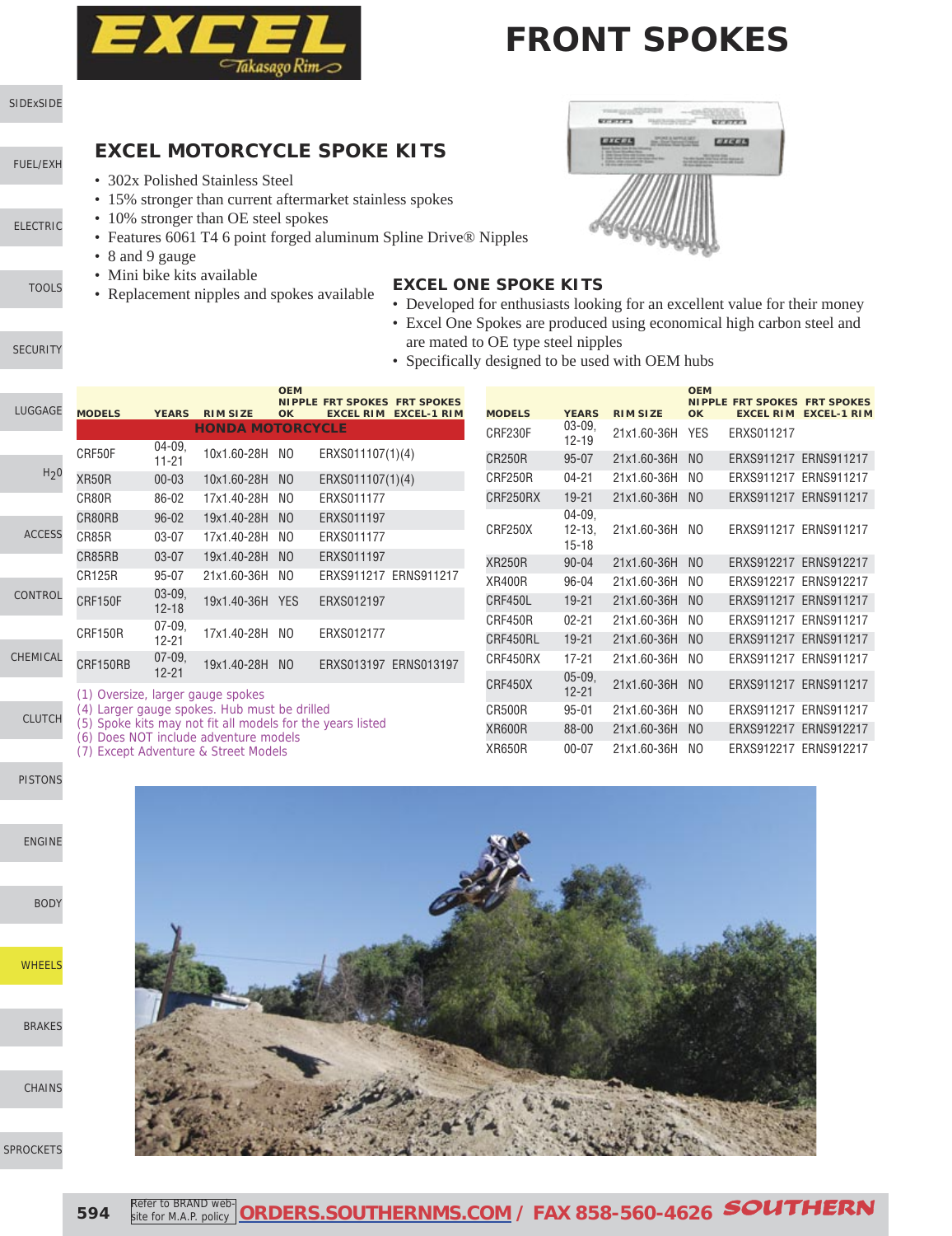# FRONT SPOKES

## EXCEL MOTORCYCLE SPOKE KITS

- 302x Polished Stainless Steel
- 15% stronger than current aftermarket stainless spokes
- 10% stronger than OE steel spokes
- Features 6061 T4 6 point forged aluminum Spline Drive® Nipples
- 8 and 9 gauge
- Mini bike kits available
- Replacement nipples and spokes available

## EXCEL ONE SPOKE KITS

- Developed for enthusiasts looking for an excellent value for their money
- Excel One Spokes are produced using economical high carbon steel and are mated to OE type steel nipples
- Specifically designed to be used with OEM hubs

| MODELS | YEARS | RIM SIZE | OEM NIPPLE OK | FRT SPOKES EXCEL RIM | FRT SPOKES EXCEL-1 RIM |
|---|---|---|---|---|---|
| **HONDA MOTORCYCLE** | | | | | |
| CRF50F | 04-09, 11-21 | 10x1.60-28H | NO | ERXS011107(1)(4) | |
| XR50R | 00-03 | 10x1.60-28H | NO | ERXS011107(1)(4) | |
| CR80R | 86-02 | 17x1.40-28H | NO | ERXS011177 | |
| CR80RB | 96-02 | 19x1.40-28H | NO | ERXS011197 | |
| CR85R | 03-07 | 17x1.40-28H | NO | ERXS011177 | |
| CR85RB | 03-07 | 19x1.40-28H | NO | ERXS011197 | |
| CR125R | 95-07 | 21x1.60-36H | NO | ERXS911217 | ERNS911217 |
| CRF150F | 03-09, 12-18 | 19x1.40-36H | YES | ERXS012197 | |
| CRF150R | 07-09, 12-21 | 17x1.40-28H | NO | ERXS012177 | |
| CRF150RB | 07-09, 12-21 | 19x1.40-28H | NO | ERXS013197 | ERNS013197 |
| CRF230F | 03-09, 12-19 | 21x1.60-36H | YES | ERXS011217 | |
| CR250R | 95-07 | 21x1.60-36H | NO | ERXS911217 | ERNS911217 |
| CRF250R | 04-21 | 21x1.60-36H | NO | ERXS911217 | ERNS911217 |
| CRF250RX | 19-21 | 21x1.60-36H | NO | ERXS911217 | ERNS911217 |
| CRF250X | 04-09, 12-13, 15-18 | 21x1.60-36H | NO | ERXS911217 | ERNS911217 |
| XR250R | 90-04 | 21x1.60-36H | NO | ERXS912217 | ERNS912217 |
| XR400R | 96-04 | 21x1.60-36H | NO | ERXS912217 | ERNS912217 |
| CRF450L | 19-21 | 21x1.60-36H | NO | ERXS911217 | ERNS911217 |
| CRF450R | 02-21 | 21x1.60-36H | NO | ERXS911217 | ERNS911217 |
| CRF450RL | 19-21 | 21x1.60-36H | NO | ERXS911217 | ERNS911217 |
| CRF450RX | 17-21 | 21x1.60-36H | NO | ERXS911217 | ERNS911217 |
| CRF450X | 05-09, 12-21 | 21x1.60-36H | NO | ERXS911217 | ERNS911217 |
| CR500R | 95-01 | 21x1.60-36H | NO | ERXS911217 | ERNS911217 |
| XR600R | 88-00 | 21x1.60-36H | NO | ERXS912217 | ERNS912217 |
| XR650R | 00-07 | 21x1.60-36H | NO | ERXS912217 | ERNS912217 |

(1) Oversize, larger gauge spokes
(4) Larger gauge spokes. Hub must be drilled
(5) Spoke kits may not fit all models for the years listed
(6) Does NOT include adventure models
(7) Except Adventure & Street Models

Refer to BRAND website for M.A.P. policy **ORDERS.SOUTHERNMS.COM / FAX 858-560-4626**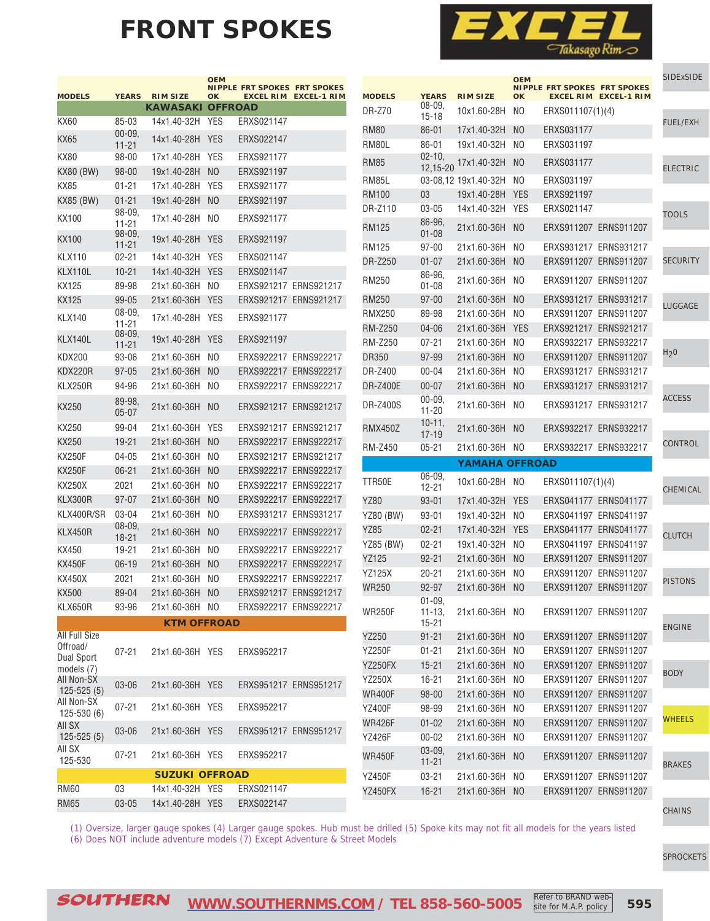# FRONT SPOKES

EXCEL Takasago Rim

| MODELS | YEARS | RIM SIZE | OEM NIPPLE OK | FRT SPOKES EXCEL RIM | FRT SPOKES EXCEL-1 RIM |
|---|---|---|---|---|---|
| **KAWASAKI OFFROAD** | | | | | |
| KX60 | 85-03 | 14x1.40-32H | YES | ERXS021147 | |
| KX65 | 00-09, 11-21 | 14x1.40-28H | YES | ERXS022147 | |
| KX80 | 98-00 | 17x1.40-28H | YES | ERXS921177 | |
| KX80 (BW) | 98-00 | 19x1.40-28H | NO | ERXS921197 | |
| KX85 | 01-21 | 17x1.40-28H | YES | ERXS921177 | |
| KX85 (BW) | 01-21 | 19x1.40-28H | NO | ERXS921197 | |
| KX100 | 98-09, 11-21 | 17x1.40-28H | NO | ERXS921177 | |
| KX100 | 98-09, 11-21 | 19x1.40-28H | YES | ERXS921197 | |
| KLX110 | 02-21 | 14x1.40-32H | YES | ERXS021147 | |
| KLX110L | 10-21 | 14x1.40-32H | YES | ERXS021147 | |
| KX125 | 89-98 | 21x1.60-36H | NO | ERXS921217 | ERNS921217 |
| KX125 | 99-05 | 21x1.60-36H | YES | ERXS921217 | ERNS921217 |
| KLX140 | 08-09, 11-21 | 17x1.40-28H | YES | ERXS921177 | |
| KLX140L | 08-09, 11-21 | 19x1.40-28H | YES | ERXS921197 | |
| KDX200 | 93-06 | 21x1.60-36H | NO | ERXS922217 | ERNS922217 |
| KDX220R | 97-05 | 21x1.60-36H | NO | ERXS922217 | ERNS922217 |
| KLX250R | 94-96 | 21x1.60-36H | NO | ERXS922217 | ERNS922217 |
| KX250 | 89-98, 05-07 | 21x1.60-36H | NO | ERXS921217 | ERNS921217 |
| KX250 | 99-04 | 21x1.60-36H | YES | ERXS921217 | ERNS921217 |
| KX250 | 19-21 | 21x1.60-36H | NO | ERXS922217 | ERNS922217 |
| KX250F | 04-05 | 21x1.60-36H | NO | ERXS921217 | ERNS921217 |
| KX250F | 06-21 | 21x1.60-36H | NO | ERXS922217 | ERNS922217 |
| KX250X | 2021 | 21x1.60-36H | NO | ERXS922217 | ERNS922217 |
| KLX300R | 97-07 | 21x1.60-36H | NO | ERXS922217 | ERNS922217 |
| KLX400R/SR | 03-04 | 21x1.60-36H | NO | ERXS931217 | ERNS931217 |
| KLX450R | 08-09, 18-21 | 21x1.60-36H | NO | ERXS922217 | ERNS922217 |
| KX450 | 19-21 | 21x1.60-36H | NO | ERXS922217 | ERNS922217 |
| KX450F | 06-19 | 21x1.60-36H | NO | ERXS922217 | ERNS922217 |
| KX450X | 2021 | 21x1.60-36H | NO | ERXS922217 | ERNS922217 |
| KX500 | 89-04 | 21x1.60-36H | NO | ERXS921217 | ERNS921217 |
| KLX650R | 93-96 | 21x1.60-36H | NO | ERXS922217 | ERNS922217 |
| **KTM OFFROAD** | | | | | |
| All Full Size Offroad/ Dual Sport models (7) | 07-21 | 21x1.60-36H | YES | ERXS952217 | |
| All Non-SX 125-525 (5) | 03-06 | 21x1.60-36H | YES | ERXS951217 | ERNS951217 |
| All Non-SX 125-530 (6) | 07-21 | 21x1.60-36H | YES | ERXS952217 | |
| All SX 125-525 (5) | 03-06 | 21x1.60-36H | YES | ERXS951217 | ERNS951217 |
| All SX 125-530 | 07-21 | 21x1.60-36H | YES | ERXS952217 | |
| **SUZUKI OFFROAD** | | | | | |
| RM60 | 03 | 14x1.40-32H | YES | ERXS021147 | |
| RM65 | 03-05 | 14x1.40-28H | YES | ERXS022147 | |
| DR-Z70 | 08-09, 15-18 | 10x1.60-28H | NO | ERXS011107(1)(4) | |
| RM80 | 86-01 | 17x1.40-32H | NO | ERXS031177 | |
| RM80L | 86-01 | 19x1.40-32H | NO | ERXS031197 | |
| RM85 | 02-10, 12,15-20 | 17x1.40-32H | NO | ERXS031177 | |
| RM85L | 03-08,12 | 19x1.40-32H | NO | ERXS031197 | |
| RM100 | 03 | 19x1.40-28H | YES | ERXS921197 | |
| DR-Z110 | 03-05 | 14x1.40-32H | YES | ERXS021147 | |
| RM125 | 86-96, 01-08 | 21x1.60-36H | NO | ERXS911207 | ERNS911207 |
| RM125 | 97-00 | 21x1.60-36H | NO | ERXS931217 | ERNS931217 |
| DR-Z250 | 01-07 | 21x1.60-36H | NO | ERXS911207 | ERNS911207 |
| RM250 | 86-96, 01-08 | 21x1.60-36H | NO | ERXS911207 | ERNS911207 |
| RM250 | 97-00 | 21x1.60-36H | NO | ERXS931217 | ERNS931217 |
| RMX250 | 89-98 | 21x1.60-36H | NO | ERXS911207 | ERNS911207 |
| RM-Z250 | 04-06 | 21x1.60-36H | YES | ERXS921217 | ERNS921217 |
| RM-Z250 | 07-21 | 21x1.60-36H | NO | ERXS932217 | ERNS932217 |
| DR350 | 97-99 | 21x1.60-36H | NO | ERXS911207 | ERNS911207 |
| DR-Z400 | 00-04 | 21x1.60-36H | NO | ERXS931217 | ERNS931217 |
| DR-Z400E | 00-07 | 21x1.60-36H | NO | ERXS931217 | ERNS931217 |
| DR-Z400S | 00-09, 11-20 | 21x1.60-36H | NO | ERXS931217 | ERNS931217 |
| RMX450Z | 10-11, 17-19 | 21x1.60-36H | NO | ERXS932217 | ERNS932217 |
| RM-Z450 | 05-21 | 21x1.60-36H | NO | ERXS932217 | ERNS932217 |
| **YAMAHA OFFROAD** | | | | | |
| TTR50E | 06-09, 12-21 | 10x1.60-28H | NO | ERXS011107(1)(4) | |
| YZ80 | 93-01 | 17x1.40-32H | YES | ERXS041177 | ERNS041177 |
| YZ80 (BW) | 93-01 | 19x1.40-32H | NO | ERXS041197 | ERNS041197 |
| YZ85 | 02-21 | 17x1.40-32H | YES | ERXS041177 | ERNS041177 |
| YZ85 (BW) | 02-21 | 19x1.40-32H | NO | ERXS041197 | ERNS041197 |
| YZ125 | 92-21 | 21x1.60-36H | NO | ERXS911207 | ERNS911207 |
| YZ125X | 20-21 | 21x1.60-36H | NO | ERXS911207 | ERNS911207 |
| WR250 | 92-97 | 21x1.60-36H | NO | ERXS911207 | ERNS911207 |
| WR250F | 01-09, 11-13, 15-21 | 21x1.60-36H | NO | ERXS911207 | ERNS911207 |
| YZ250 | 91-21 | 21x1.60-36H | NO | ERXS911207 | ERNS911207 |
| YZ250F | 01-21 | 21x1.60-36H | NO | ERXS911207 | ERNS911207 |
| YZ250FX | 15-21 | 21x1.60-36H | NO | ERXS911207 | ERNS911207 |
| YZ250X | 16-21 | 21x1.60-36H | NO | ERXS911207 | ERNS911207 |
| WR400F | 98-00 | 21x1.60-36H | NO | ERXS911207 | ERNS911207 |
| YZ400F | 98-99 | 21x1.60-36H | NO | ERXS911207 | ERNS911207 |
| WR426F | 01-02 | 21x1.60-36H | NO | ERXS911207 | ERNS911207 |
| YZ426F | 00-02 | 21x1.60-36H | NO | ERXS911207 | ERNS911207 |
| WR450F | 03-09, 11-21 | 21x1.60-36H | NO | ERXS911207 | ERNS911207 |
| YZ450F | 03-21 | 21x1.60-36H | NO | ERXS911207 | ERNS911207 |
| YZ450FX | 16-21 | 21x1.60-36H | NO | ERXS911207 | ERNS911207 |

(1) Oversize, larger gauge spokes (4) Larger gauge spokes. Hub must be drilled (5) Spoke kits may not fit all models for the years listed
(6) Does NOT include adventure models (7) Except Adventure & Street Models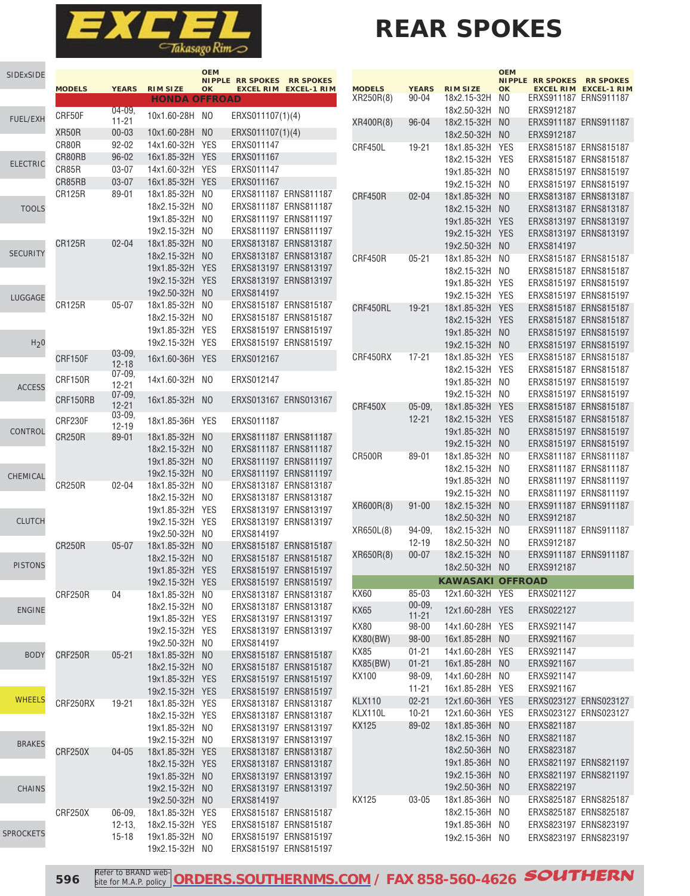# EXCEL Takasago Rim

# REAR SPOKES

| MODELS | YEARS | RIM SIZE | OEM NIPPLE OK | RR SPOKES EXCEL RIM | RR SPOKES EXCEL-1 RIM |
|---|---|---|---|---|---|
| **HONDA OFFROAD** | | | | | |
| CRF50F | 04-09, 11-21 | 10x1.60-28H | NO | ERXS011107(1)(4) | |
| XR50R | 00-03 | 10x1.60-28H | NO | ERXS011107(1)(4) | |
| CR80R | 92-02 | 14x1.60-32H | YES | ERXS011147 | |
| CR80RB | 96-02 | 16x1.85-32H | YES | ERXS011167 | |
| CR85R | 03-07 | 14x1.60-32H | YES | ERXS011147 | |
| CR85RB | 03-07 | 16x1.85-32H | YES | ERXS011167 | |
| CR125R | 89-01 | 18x1.85-32H | NO | ERXS811187 | ERNS811187 |
| | | 18x2.15-32H | NO | ERXS811187 | ERNS811187 |
| | | 19x1.85-32H | NO | ERXS811197 | ERNS811197 |
| | | 19x2.15-32H | NO | ERXS811197 | ERNS811197 |
| CR125R | 02-04 | 18x1.85-32H | NO | ERXS813187 | ERNS813187 |
| | | 18x2.15-32H | NO | ERXS813187 | ERNS813187 |
| | | 19x1.85-32H | YES | ERXS813197 | ERNS813197 |
| | | 19x2.15-32H | YES | ERXS813197 | ERNS813197 |
| | | 19x2.50-32H | NO | ERXS814197 | |
| CR125R | 05-07 | 18x1.85-32H | NO | ERXS815187 | ERNS815187 |
| | | 18x2.15-32H | NO | ERXS815187 | ERNS815187 |
| | | 19x1.85-32H | YES | ERXS815197 | ERNS815197 |
| | | 19x2.15-32H | YES | ERXS815197 | ERNS815197 |
| CRF150F | 03-09, 12-18 | 16x1.60-36H | YES | ERXS012167 | |
| CRF150R | 07-09, 12-21 | 14x1.60-32H | NO | ERXS012147 | |
| CRF150RB | 07-09, 12-21 | 16x1.85-32H | NO | ERXS013167 | ERNS013167 |
| CRF230F | 03-09, 12-19 | 18x1.85-36H | YES | ERXS011187 | |
| CR250R | 89-01 | 18x1.85-32H | NO | ERXS811187 | ERNS811187 |
| | | 18x2.15-32H | NO | ERXS811187 | ERNS811187 |
| | | 19x1.85-32H | NO | ERXS811197 | ERNS811197 |
| | | 19x2.15-32H | NO | ERXS811197 | ERNS811197 |
| CR250R | 02-04 | 18x1.85-32H | NO | ERXS813187 | ERNS813187 |
| | | 18x2.15-32H | NO | ERXS813187 | ERNS813187 |
| | | 19x1.85-32H | YES | ERXS813197 | ERNS813197 |
| | | 19x2.15-32H | YES | ERXS813197 | ERNS813197 |
| | | 19x2.50-32H | NO | ERXS814197 | |
| CR250R | 05-07 | 18x1.85-32H | NO | ERXS815187 | ERNS815187 |
| | | 18x2.15-32H | NO | ERXS815187 | ERNS815187 |
| | | 19x1.85-32H | YES | ERXS815197 | ERNS815197 |
| | | 19x2.15-32H | YES | ERXS815197 | ERNS815197 |
| CRF250R | 04 | 18x1.85-32H | NO | ERXS813187 | ERNS813187 |
| | | 18x2.15-32H | NO | ERXS813187 | ERNS813187 |
| | | 19x1.85-32H | YES | ERXS813197 | ERNS813197 |
| | | 19x2.15-32H | YES | ERXS813197 | ERNS813197 |
| | | 19x2.50-32H | NO | ERXS814197 | |
| CRF250R | 05-21 | 18x1.85-32H | NO | ERXS815187 | ERNS815187 |
| | | 18x2.15-32H | NO | ERXS815187 | ERNS815187 |
| | | 19x1.85-32H | YES | ERXS815197 | ERNS815197 |
| | | 19x2.15-32H | YES | ERXS815197 | ERNS815197 |
| CRF250RX | 19-21 | 18x1.85-32H | YES | ERXS813187 | ERNS813187 |
| | | 18x2.15-32H | YES | ERXS813187 | ERNS813187 |
| | | 19x1.85-32H | NO | ERXS813197 | ERNS813197 |
| | | 19x2.15-32H | NO | ERXS813197 | ERNS813197 |
| CRF250X | 04-05 | 18x1.85-32H | YES | ERXS813187 | ERNS813187 |
| | | 18x2.15-32H | YES | ERXS813187 | ERNS813187 |
| | | 19x1.85-32H | NO | ERXS813197 | ERNS813197 |
| | | 19x2.15-32H | NO | ERXS813197 | ERNS813197 |
| | | 19x2.50-32H | NO | ERXS814197 | |
| CRF250X | 06-09, 12-13, 15-18 | 18x1.85-32H | YES | ERXS815187 | ERNS815187 |
| | | 18x2.15-32H | YES | ERXS815187 | ERNS815187 |
| | | 19x1.85-32H | NO | ERXS815197 | ERNS815197 |
| | | 19x2.15-32H | NO | ERXS815197 | ERNS815197 |
| XR250R(8) | 90-04 | 18x2.15-32H | NO | ERXS911187 | ERNS911187 |
| | | 18x2.50-32H | NO | ERXS912187 | |
| XR400R(8) | 96-04 | 18x2.15-32H | NO | ERXS911187 | ERNS911187 |
| | | 18x2.50-32H | NO | ERXS912187 | |
| CRF450L | 19-21 | 18x1.85-32H | YES | ERXS815187 | ERNS815187 |
| | | 18x2.15-32H | YES | ERXS815187 | ERNS815187 |
| | | 19x1.85-32H | NO | ERXS815197 | ERNS815197 |
| | | 19x2.15-32H | NO | ERXS815197 | ERNS815197 |
| CRF450R | 02-04 | 18x1.85-32H | NO | ERXS813187 | ERNS813187 |
| | | 18x2.15-32H | NO | ERXS813187 | ERNS813187 |
| | | 19x1.85-32H | YES | ERXS813197 | ERNS813197 |
| | | 19x2.15-32H | YES | ERXS813197 | ERNS813197 |
| | | 19x2.50-32H | NO | ERXS814197 | |
| CRF450R | 05-21 | 18x1.85-32H | NO | ERXS815187 | ERNS815187 |
| | | 18x2.15-32H | NO | ERXS815187 | ERNS815187 |
| | | 19x1.85-32H | YES | ERXS815197 | ERNS815197 |
| | | 19x2.15-32H | YES | ERXS815197 | ERNS815197 |
| CRF450RL | 19-21 | 18x1.85-32H | YES | ERXS815187 | ERNS815187 |
| | | 18x2.15-32H | YES | ERXS815187 | ERNS815187 |
| | | 19x1.85-32H | NO | ERXS815197 | ERNS815197 |
| | | 19x2.15-32H | NO | ERXS815197 | ERNS815197 |
| CRF450RX | 17-21 | 18x1.85-32H | YES | ERXS815187 | ERNS815187 |
| | | 18x2.15-32H | YES | ERXS815187 | ERNS815187 |
| | | 19x1.85-32H | NO | ERXS815197 | ERNS815197 |
| | | 19x2.15-32H | NO | ERXS815197 | ERNS815197 |
| CRF450X | 05-09, 12-21 | 18x1.85-32H | YES | ERXS815187 | ERNS815187 |
| | | 18x2.15-32H | YES | ERXS815187 | ERNS815187 |
| | | 19x1.85-32H | NO | ERXS815197 | ERNS815197 |
| | | 19x2.15-32H | NO | ERXS815197 | ERNS815197 |
| CR500R | 89-01 | 18x1.85-32H | NO | ERXS811187 | ERNS811187 |
| | | 18x2.15-32H | NO | ERXS811187 | ERNS811187 |
| | | 19x1.85-32H | NO | ERXS811197 | ERNS811197 |
| | | 19x2.15-32H | NO | ERXS811197 | ERNS811197 |
| XR600R(8) | 91-00 | 18x2.15-32H | NO | ERXS911187 | ERNS911187 |
| | | 18x2.50-32H | NO | ERXS912187 | |
| XR650L(8) | 94-09, 12-19 | 18x2.15-32H | NO | ERXS911187 | ERNS911187 |
| | | 18x2.50-32H | NO | ERXS912187 | |
| XR650R(8) | 00-07 | 18x2.15-32H | NO | ERXS911187 | ERNS911187 |
| | | 18x2.50-32H | NO | ERXS912187 | |
| **KAWASAKI OFFROAD** | | | | | |
| KX60 | 85-03 | 12x1.60-32H | YES | ERXS021127 | |
| KX65 | 00-09, 11-21 | 12x1.60-28H | YES | ERXS022127 | |
| KX80 | 98-00 | 14x1.60-28H | YES | ERXS921147 | |
| KX80(BW) | 98-00 | 16x1.85-28H | NO | ERXS921167 | |
| KX85 | 01-21 | 14x1.60-28H | YES | ERXS921147 | |
| KX85(BW) | 01-21 | 16x1.85-28H | NO | ERXS921167 | |
| KX100 | 98-09, | 14x1.60-28H | NO | ERXS921147 | |
| | 11-21 | 16x1.85-28H | YES | ERXS921167 | |
| KLX110 | 02-21 | 12x1.60-36H | YES | ERXS023127 | ERNS023127 |
| KLX110L | 10-21 | 12x1.60-36H | YES | ERXS023127 | ERNS023127 |
| KX125 | 89-02 | 18x1.85-36H | NO | ERXS821187 | |
| | | 18x2.15-36H | NO | ERXS821187 | |
| | | 18x2.50-36H | NO | ERXS823187 | |
| | | 19x1.85-36H | NO | ERXS821197 | ERNS821197 |
| | | 19x2.15-36H | NO | ERXS821197 | ERNS821197 |
| | | 19x2.50-36H | NO | ERXS822197 | |
| KX125 | 03-05 | 18x1.85-36H | NO | ERXS825187 | ERNS825187 |
| | | 18x2.15-36H | NO | ERXS825187 | ERNS825187 |
| | | 19x1.85-36H | NO | ERXS823197 | ERNS823197 |
| | | 19x2.15-36H | NO | ERXS823197 | ERNS823197 |

Refer to BRAND web-site for M.A.P. policy **ORDERS.SOUTHERNMS.COM / FAX 858-560-4626** SOUTHERN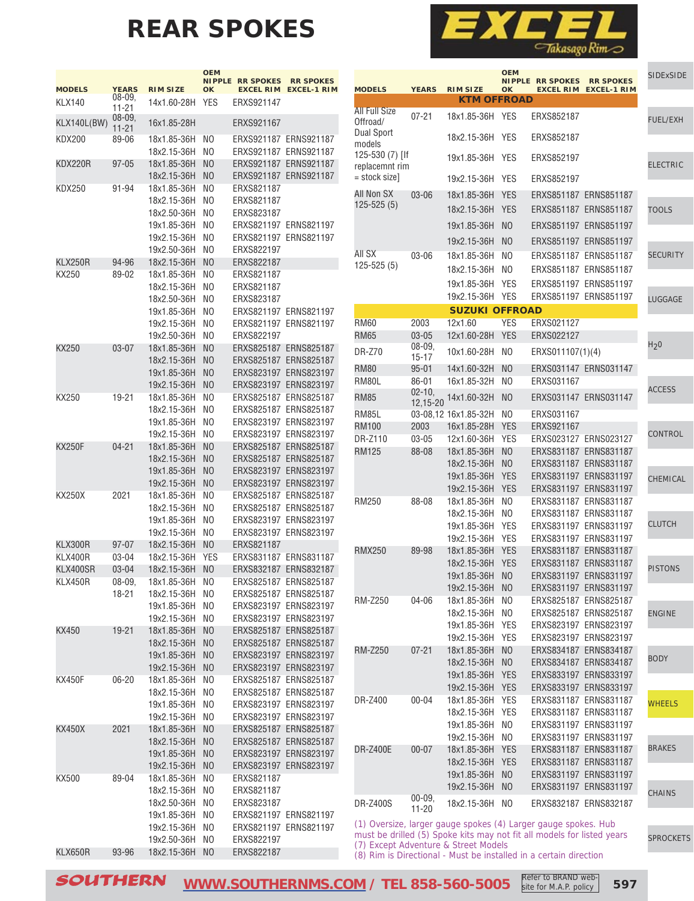# REAR SPOKES

EXCEL Takasago Rim

| MODELS | YEARS | RIM SIZE | OEM NIPPLE OK | RR SPOKES EXCEL RIM | RR SPOKES EXCEL-1 RIM |
|---|---|---|---|---|---|
| KLX140 | 08-09, 11-21 | 14x1.60-28H | YES | ERXS921147 | |
| KLX140L(BW) | 08-09, 11-21 | 16x1.85-28H | | ERXS921167 | |
| KDX200 | 89-06 | 18x1.85-36H | NO | ERXS921187 | ERNS921187 |
| | | 18x2.15-36H | NO | ERXS921187 | ERNS921187 |
| KDX220R | 97-05 | 18x1.85-36H | NO | ERXS921187 | ERNS921187 |
| | | 18x2.15-36H | NO | ERXS921187 | ERNS921187 |
| KDX250 | 91-94 | 18x1.85-36H | NO | ERXS821187 | |
| | | 18x2.15-36H | NO | ERXS821187 | |
| | | 18x2.50-36H | NO | ERXS823187 | |
| | | 19x1.85-36H | NO | ERXS821197 | ERNS821197 |
| | | 19x2.15-36H | NO | ERXS821197 | ERNS821197 |
| | | 19x2.50-36H | NO | ERXS822197 | |
| KLX250R | 94-96 | 18x2.15-36H | NO | ERXS822187 | |
| KX250 | 89-02 | 18x1.85-36H | NO | ERXS821187 | |
| | | 18x2.15-36H | NO | ERXS821187 | |
| | | 18x2.50-36H | NO | ERXS823187 | |
| | | 19x1.85-36H | NO | ERXS821197 | ERNS821197 |
| | | 19x2.15-36H | NO | ERXS821197 | ERNS821197 |
| | | 19x2.50-36H | NO | ERXS822197 | |
| KX250 | 03-07 | 18x1.85-36H | NO | ERXS825187 | ERNS825187 |
| | | 18x2.15-36H | NO | ERXS825187 | ERNS825187 |
| | | 19x1.85-36H | NO | ERXS823197 | ERNS823197 |
| | | 19x2.15-36H | NO | ERXS823197 | ERNS823197 |
| KX250 | 19-21 | 18x1.85-36H | NO | ERXS825187 | ERNS825187 |
| | | 18x2.15-36H | NO | ERXS825187 | ERNS825187 |
| | | 19x1.85-36H | NO | ERXS823197 | ERNS823197 |
| | | 19x2.15-36H | NO | ERXS823197 | ERNS823197 |
| KX250F | 04-21 | 18x1.85-36H | NO | ERXS825187 | ERNS825187 |
| | | 18x2.15-36H | NO | ERXS825187 | ERNS825187 |
| | | 19x1.85-36H | NO | ERXS823197 | ERNS823197 |
| | | 19x2.15-36H | NO | ERXS823197 | ERNS823197 |
| KX250X | 2021 | 18x1.85-36H | NO | ERXS825187 | ERNS825187 |
| | | 18x2.15-36H | NO | ERXS825187 | ERNS825187 |
| | | 19x1.85-36H | NO | ERXS823197 | ERNS823197 |
| | | 19x2.15-36H | NO | ERXS823197 | ERNS823197 |
| KLX300R | 97-07 | 18x2.15-36H | NO | ERXS821187 | |
| KLX400R | 03-04 | 18x2.15-36H | YES | ERXS831187 | ERNS831187 |
| KLX400SR | 03-04 | 18x2.15-36H | NO | ERXS832187 | ERNS832187 |
| KLX450R | 08-09, 18-21 | 18x1.85-36H | NO | ERXS825187 | ERNS825187 |
| | | 18x2.15-36H | NO | ERXS825187 | ERNS825187 |
| | | 19x1.85-36H | NO | ERXS823197 | ERNS823197 |
| | | 19x2.15-36H | NO | ERXS823197 | ERNS823197 |
| KX450 | 19-21 | 18x1.85-36H | NO | ERXS825187 | ERNS825187 |
| | | 18x2.15-36H | NO | ERXS825187 | ERNS825187 |
| | | 19x1.85-36H | NO | ERXS823197 | ERNS823197 |
| | | 19x2.15-36H | NO | ERXS823197 | ERNS823197 |
| KX450F | 06-20 | 18x1.85-36H | NO | ERXS825187 | ERNS825187 |
| | | 18x2.15-36H | NO | ERXS825187 | ERNS825187 |
| | | 19x1.85-36H | NO | ERXS823197 | ERNS823197 |
| | | 19x2.15-36H | NO | ERXS823197 | ERNS823197 |
| KX450X | 2021 | 18x1.85-36H | NO | ERXS825187 | ERNS825187 |
| | | 18x2.15-36H | NO | ERXS825187 | ERNS825187 |
| | | 19x1.85-36H | NO | ERXS823197 | ERNS823197 |
| | | 19x2.15-36H | NO | ERXS823197 | ERNS823197 |
| KX500 | 89-04 | 18x1.85-36H | NO | ERXS821187 | |
| | | 18x2.15-36H | NO | ERXS821187 | |
| | | 18x2.50-36H | NO | ERXS823187 | |
| | | 19x1.85-36H | NO | ERXS821197 | ERNS821197 |
| | | 19x2.15-36H | NO | ERXS821197 | ERNS821197 |
| | | 19x2.50-36H | NO | ERXS822197 | |
| KLX650R | 93-96 | 18x2.15-36H | NO | ERXS822187 | |

| MODELS | YEARS | RIM SIZE | OEM NIPPLE OK | RR SPOKES EXCEL RIM | RR SPOKES EXCEL-1 RIM |
|---|---|---|---|---|---|
| **KTM OFFROAD** | | | | | |
| All Full Size Offroad/ Dual Sport models 125-530 (7) [If replacemnt rim = stock size] | 07-21 | 18x1.85-36H | YES | ERXS852187 | |
| | | 18x2.15-36H | YES | ERXS852187 | |
| | | 19x1.85-36H | YES | ERXS852197 | |
| | | 19x2.15-36H | YES | ERXS852197 | |
| All Non SX 125-525 (5) | 03-06 | 18x1.85-36H | YES | ERXS851187 | ERNS851187 |
| | | 18x2.15-36H | YES | ERXS851187 | ERNS851187 |
| | | 19x1.85-36H | NO | ERXS851197 | ERNS851197 |
| | | 19x2.15-36H | NO | ERXS851197 | ERNS851197 |
| All SX 125-525 (5) | 03-06 | 18x1.85-36H | NO | ERXS851187 | ERNS851187 |
| | | 18x2.15-36H | NO | ERXS851187 | ERNS851187 |
| | | 19x1.85-36H | YES | ERXS851197 | ERNS851197 |
| | | 19x2.15-36H | YES | ERXS851197 | ERNS851197 |
| **SUZUKI OFFROAD** | | | | | |
| RM60 | 2003 | 12x1.60 | YES | ERXS021127 | |
| RM65 | 03-05 | 12x1.60-28H | YES | ERXS022127 | |
| DR-Z70 | 08-09, 15-17 | 10x1.60-28H | NO | ERXS011107(1)(4) | |
| RM80 | 95-01 | 14x1.60-32H | NO | ERXS031147 | ERNS031147 |
| RM80L | 86-01 | 16x1.85-32H | NO | ERXS031167 | |
| RM85 | 02-10, 12,15-20 | 14x1.60-32H | NO | ERXS031147 | ERNS031147 |
| RM85L | 03-08,12 | 16x1.85-32H | NO | ERXS031167 | |
| RM100 | 2003 | 16x1.85-28H | YES | ERXS921167 | |
| DR-Z110 | 03-05 | 12x1.60-36H | YES | ERXS023127 | ERNS023127 |
| RM125 | 88-08 | 18x1.85-36H | NO | ERXS831187 | ERNS831187 |
| | | 18x2.15-36H | NO | ERXS831187 | ERNS831187 |
| | | 19x1.85-36H | YES | ERXS831197 | ERNS831197 |
| | | 19x2.15-36H | YES | ERXS831197 | ERNS831197 |
| RM250 | 88-08 | 18x1.85-36H | NO | ERXS831187 | ERNS831187 |
| | | 18x2.15-36H | NO | ERXS831187 | ERNS831187 |
| | | 19x1.85-36H | YES | ERXS831197 | ERNS831197 |
| | | 19x2.15-36H | YES | ERXS831197 | ERNS831197 |
| RMX250 | 89-98 | 18x1.85-36H | YES | ERXS831187 | ERNS831187 |
| | | 18x2.15-36H | YES | ERXS831187 | ERNS831187 |
| | | 19x1.85-36H | NO | ERXS831197 | ERNS831197 |
| | | 19x2.15-36H | NO | ERXS831197 | ERNS831197 |
| RM-Z250 | 04-06 | 18x1.85-36H | NO | ERXS825187 | ERNS825187 |
| | | 18x2.15-36H | NO | ERXS825187 | ERNS825187 |
| | | 19x1.85-36H | YES | ERXS823197 | ERNS823197 |
| | | 19x2.15-36H | YES | ERXS823197 | ERNS823197 |
| RM-Z250 | 07-21 | 18x1.85-36H | NO | ERXS834187 | ERNS834187 |
| | | 18x2.15-36H | NO | ERXS834187 | ERNS834187 |
| | | 19x1.85-36H | YES | ERXS833197 | ERNS833197 |
| | | 19x2.15-36H | YES | ERXS833197 | ERNS833197 |
| DR-Z400 | 00-04 | 18x1.85-36H | YES | ERXS831187 | ERNS831187 |
| | | 18x2.15-36H | YES | ERXS831187 | ERNS831187 |
| | | 19x1.85-36H | NO | ERXS831197 | ERNS831197 |
| | | 19x2.15-36H | NO | ERXS831197 | ERNS831197 |
| DR-Z400E | 00-07 | 18x1.85-36H | YES | ERXS831187 | ERNS831187 |
| | | 18x2.15-36H | YES | ERXS831187 | ERNS831187 |
| | | 19x1.85-36H | NO | ERXS831197 | ERNS831197 |
| | | 19x2.15-36H | NO | ERXS831197 | ERNS831197 |
| DR-Z400S | 00-09, 11-20 | 18x2.15-36H | NO | ERXS832187 | ERNS832187 |

(1) Oversize, larger gauge spokes (4) Larger gauge spokes. Hub must be drilled (5) Spoke kits may not fit all models for listed years
(7) Except Adventure & Street Models
(8) Rim is Directional - Must be installed in a certain direction

SOUTHERN WWW.SOUTHERNMS.COM / TEL 858-560-5005 Refer to BRAND website for M.A.P. policy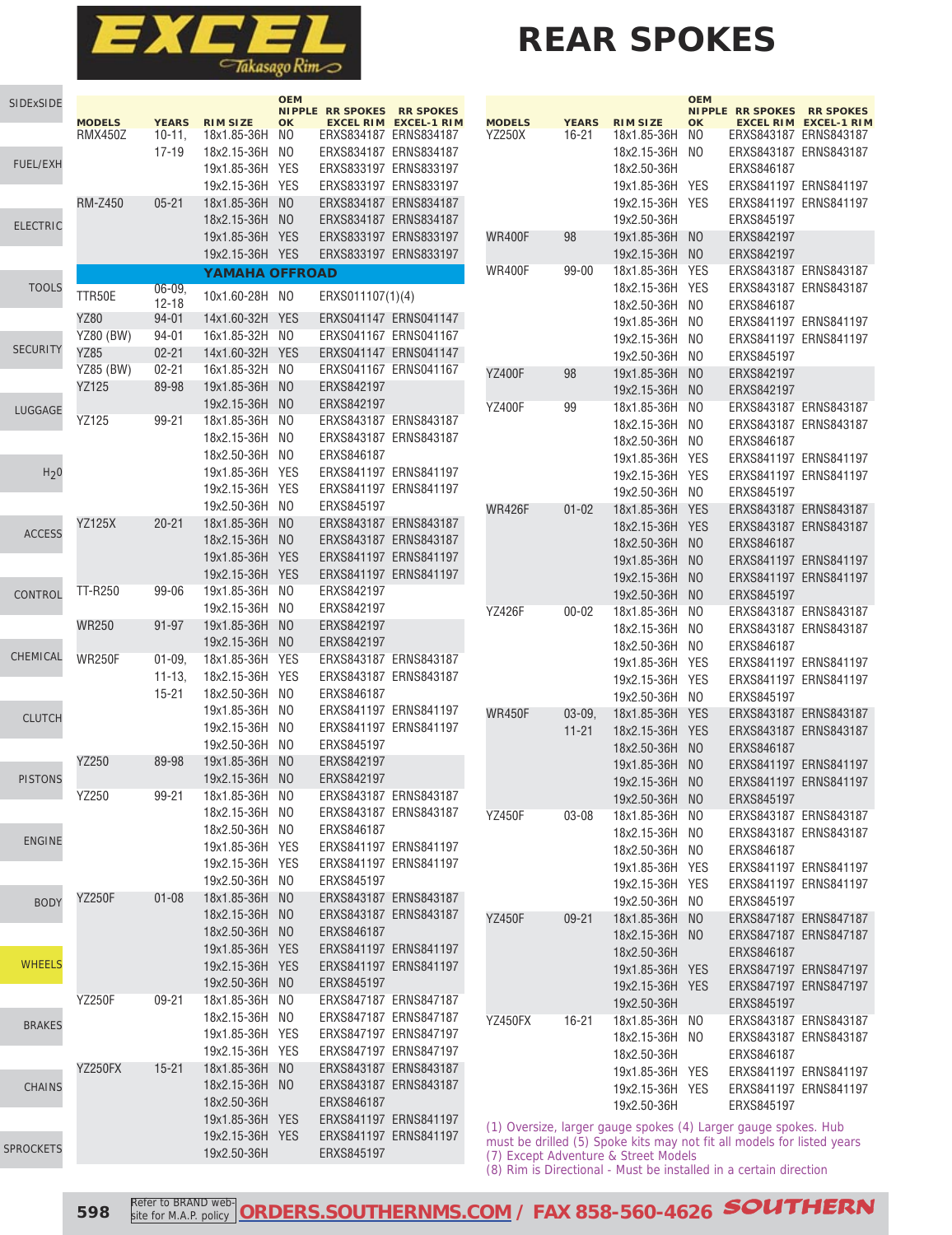# EXCEL Takasago Rim

# REAR SPOKES

| MODELS | YEARS | RIM SIZE | OEM NIPPLE OK | RR SPOKES EXCEL RIM | RR SPOKES EXCEL-1 RIM |
|---|---|---|---|---|---|
| RMX450Z | 10-11, 17-19 | 18x1.85-36H | NO | ERXS834187 | ERNS834187 |
| | | 18x2.15-36H | NO | ERXS834187 | ERNS834187 |
| | | 19x1.85-36H | YES | ERXS833197 | ERNS833197 |
| | | 19x2.15-36H | YES | ERXS833197 | ERNS833197 |
| RM-Z450 | 05-21 | 18x1.85-36H | NO | ERXS834187 | ERNS834187 |
| | | 18x2.15-36H | NO | ERXS834187 | ERNS834187 |
| | | 19x1.85-36H | YES | ERXS833197 | ERNS833197 |
| | | 19x2.15-36H | YES | ERXS833197 | ERNS833197 |
| **YAMAHA OFFROAD** | | | | | |
| TTR50E | 06-09, 12-18 | 10x1.60-28H | NO | ERXS011107(1)(4) | |
| YZ80 | 94-01 | 14x1.60-32H | YES | ERXS041147 | ERNS041147 |
| YZ80 (BW) | 94-01 | 16x1.85-32H | NO | ERXS041167 | ERNS041167 |
| YZ85 | 02-21 | 14x1.60-32H | YES | ERXS041147 | ERNS041147 |
| YZ85 (BW) | 02-21 | 16x1.85-32H | NO | ERXS041167 | ERNS041167 |
| YZ125 | 89-98 | 19x1.85-36H | NO | ERXS842197 | |
| | | 19x2.15-36H | NO | ERXS842197 | |
| YZ125 | 99-21 | 18x1.85-36H | NO | ERXS843187 | ERNS843187 |
| | | 18x2.15-36H | NO | ERXS843187 | ERNS843187 |
| | | 18x2.50-36H | NO | ERXS846187 | |
| | | 19x1.85-36H | YES | ERXS841197 | ERNS841197 |
| | | 19x2.15-36H | YES | ERXS841197 | ERNS841197 |
| | | 19x2.50-36H | NO | ERXS845197 | |
| YZ125X | 20-21 | 18x1.85-36H | NO | ERXS843187 | ERNS843187 |
| | | 18x2.15-36H | NO | ERXS843187 | ERNS843187 |
| | | 19x1.85-36H | YES | ERXS841197 | ERNS841197 |
| | | 19x2.15-36H | YES | ERXS841197 | ERNS841197 |
| TT-R250 | 99-06 | 19x1.85-36H | NO | ERXS842197 | |
| | | 19x2.15-36H | NO | ERXS842197 | |
| WR250 | 91-97 | 19x1.85-36H | NO | ERXS842197 | |
| | | 19x2.15-36H | NO | ERXS842197 | |
| WR250F | 01-09, 11-13, 15-21 | 18x1.85-36H | YES | ERXS843187 | ERNS843187 |
| | | 18x2.15-36H | YES | ERXS843187 | ERNS843187 |
| | | 18x2.50-36H | NO | ERXS846187 | |
| | | 19x1.85-36H | NO | ERXS841197 | ERNS841197 |
| | | 19x2.15-36H | NO | ERXS841197 | ERNS841197 |
| | | 19x2.50-36H | NO | ERXS845197 | |
| YZ250 | 89-98 | 19x1.85-36H | NO | ERXS842197 | |
| | | 19x2.15-36H | NO | ERXS842197 | |
| YZ250 | 99-21 | 18x1.85-36H | NO | ERXS843187 | ERNS843187 |
| | | 18x2.15-36H | NO | ERXS843187 | ERNS843187 |
| | | 18x2.50-36H | NO | ERXS846187 | |
| | | 19x1.85-36H | YES | ERXS841197 | ERNS841197 |
| | | 19x2.15-36H | YES | ERXS841197 | ERNS841197 |
| | | 19x2.50-36H | NO | ERXS845197 | |
| YZ250F | 01-08 | 18x1.85-36H | NO | ERXS843187 | ERNS843187 |
| | | 18x2.15-36H | NO | ERXS843187 | ERNS843187 |
| | | 18x2.50-36H | NO | ERXS846187 | |
| | | 19x1.85-36H | YES | ERXS841197 | ERNS841197 |
| | | 19x2.15-36H | YES | ERXS841197 | ERNS841197 |
| | | 19x2.50-36H | NO | ERXS845197 | |
| YZ250F | 09-21 | 18x1.85-36H | NO | ERXS847187 | ERNS847187 |
| | | 18x2.15-36H | NO | ERXS847187 | ERNS847187 |
| | | 19x1.85-36H | YES | ERXS847197 | ERNS847197 |
| | | 19x2.15-36H | YES | ERXS847197 | ERNS847197 |
| YZ250FX | 15-21 | 18x1.85-36H | NO | ERXS843187 | ERNS843187 |
| | | 18x2.15-36H | NO | ERXS843187 | ERNS843187 |
| | | 18x2.50-36H | | ERXS846187 | |
| | | 19x1.85-36H | YES | ERXS841197 | ERNS841197 |
| | | 19x2.15-36H | YES | ERXS841197 | ERNS841197 |
| | | 19x2.50-36H | | ERXS845197 | |
| YZ250X | 16-21 | 18x1.85-36H | NO | ERXS843187 | ERNS843187 |
| | | 18x2.15-36H | NO | ERXS843187 | ERNS843187 |
| | | 18x2.50-36H | | ERXS846187 | |
| | | 19x1.85-36H | YES | ERXS841197 | ERNS841197 |
| | | 19x2.15-36H | YES | ERXS841197 | ERNS841197 |
| | | 19x2.50-36H | | ERXS845197 | |
| WR400F | 98 | 19x1.85-36H | NO | ERXS842197 | |
| | | 19x2.15-36H | NO | ERXS842197 | |
| WR400F | 99-00 | 18x1.85-36H | YES | ERXS843187 | ERNS843187 |
| | | 18x2.15-36H | YES | ERXS843187 | ERNS843187 |
| | | 18x2.50-36H | NO | ERXS846187 | |
| | | 19x1.85-36H | NO | ERXS841197 | ERNS841197 |
| | | 19x2.15-36H | NO | ERXS841197 | ERNS841197 |
| | | 19x2.50-36H | NO | ERXS845197 | |
| YZ400F | 98 | 19x1.85-36H | NO | ERXS842197 | |
| | | 19x2.15-36H | NO | ERXS842197 | |
| YZ400F | 99 | 18x1.85-36H | NO | ERXS843187 | ERNS843187 |
| | | 18x2.15-36H | NO | ERXS843187 | ERNS843187 |
| | | 18x2.50-36H | NO | ERXS846187 | |
| | | 19x1.85-36H | YES | ERXS841197 | ERNS841197 |
| | | 19x2.15-36H | YES | ERXS841197 | ERNS841197 |
| | | 19x2.50-36H | NO | ERXS845197 | |
| WR426F | 01-02 | 18x1.85-36H | YES | ERXS843187 | ERNS843187 |
| | | 18x2.15-36H | YES | ERXS843187 | ERNS843187 |
| | | 18x2.50-36H | NO | ERXS846187 | |
| | | 19x1.85-36H | NO | ERXS841197 | ERNS841197 |
| | | 19x2.15-36H | NO | ERXS841197 | ERNS841197 |
| | | 19x2.50-36H | NO | ERXS845197 | |
| YZ426F | 00-02 | 18x1.85-36H | NO | ERXS843187 | ERNS843187 |
| | | 18x2.15-36H | NO | ERXS843187 | ERNS843187 |
| | | 18x2.50-36H | NO | ERXS846187 | |
| | | 19x1.85-36H | YES | ERXS841197 | ERNS841197 |
| | | 19x2.15-36H | YES | ERXS841197 | ERNS841197 |
| | | 19x2.50-36H | NO | ERXS845197 | |
| WR450F | 03-09, 11-21 | 18x1.85-36H | YES | ERXS843187 | ERNS843187 |
| | | 18x2.15-36H | YES | ERXS843187 | ERNS843187 |
| | | 18x2.50-36H | NO | ERXS846187 | |
| | | 19x1.85-36H | NO | ERXS841197 | ERNS841197 |
| | | 19x2.15-36H | NO | ERXS841197 | ERNS841197 |
| | | 19x2.50-36H | NO | ERXS845197 | |
| YZ450F | 03-08 | 18x1.85-36H | NO | ERXS843187 | ERNS843187 |
| | | 18x2.15-36H | NO | ERXS843187 | ERNS843187 |
| | | 18x2.50-36H | NO | ERXS846187 | |
| | | 19x1.85-36H | YES | ERXS841197 | ERNS841197 |
| | | 19x2.15-36H | YES | ERXS841197 | ERNS841197 |
| | | 19x2.50-36H | NO | ERXS845197 | |
| YZ450F | 09-21 | 18x1.85-36H | NO | ERXS847187 | ERNS847187 |
| | | 18x2.15-36H | NO | ERXS847187 | ERNS847187 |
| | | 18x2.50-36H | | ERXS846187 | |
| | | 19x1.85-36H | YES | ERXS847197 | ERNS847197 |
| | | 19x2.15-36H | YES | ERXS847197 | ERNS847197 |
| | | 19x2.50-36H | | ERXS845197 | |
| YZ450FX | 16-21 | 18x1.85-36H | NO | ERXS843187 | ERNS843187 |
| | | 18x2.15-36H | NO | ERXS843187 | ERNS843187 |
| | | 18x2.50-36H | | ERXS846187 | |
| | | 19x1.85-36H | YES | ERXS841197 | ERNS841197 |
| | | 19x2.15-36H | YES | ERXS841197 | ERNS841197 |
| | | 19x2.50-36H | | ERXS845197 | |

(1) Oversize, larger gauge spokes (4) Larger gauge spokes. Hub must be drilled (5) Spoke kits may not fit all models for listed years (7) Except Adventure & Street Models (8) Rim is Directional - Must be installed in a certain direction

Refer to BRAND web-site for M.A.P. policy | ORDERS.SOUTHERNMS.COM / FAX 858-560-4626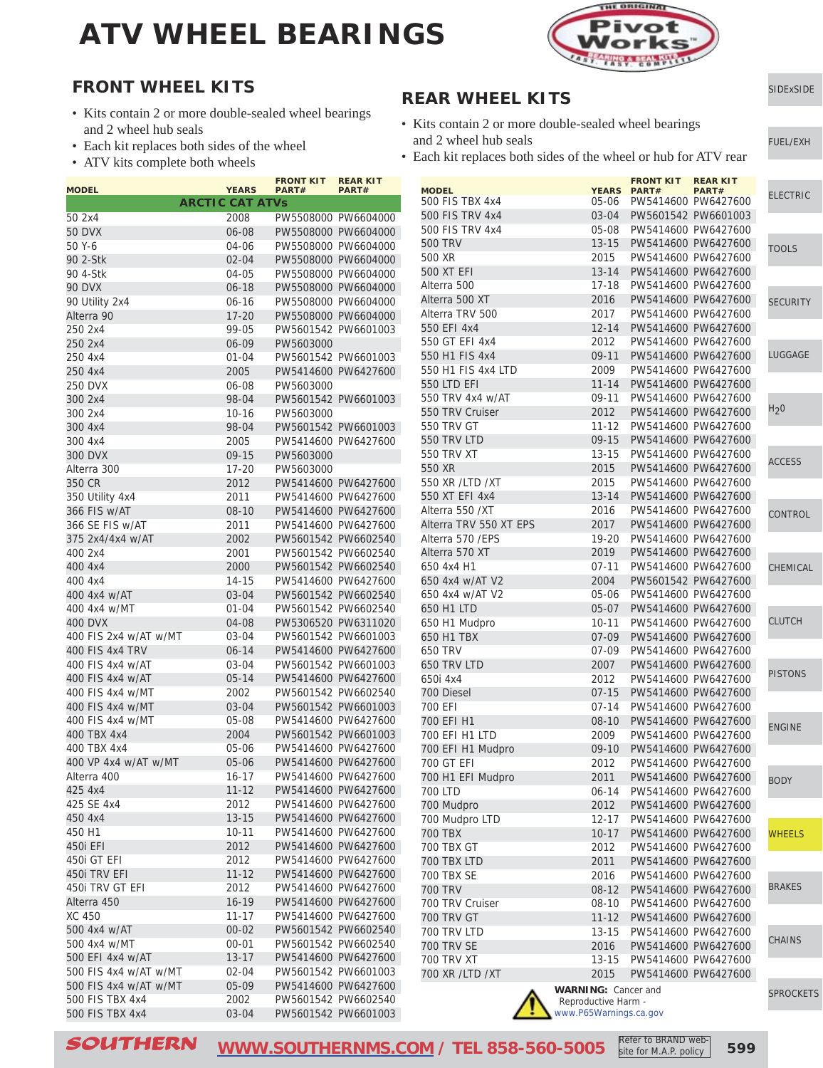# ATV WHEEL BEARINGS

## FRONT WHEEL KITS

- Kits contain 2 or more double-sealed wheel bearings and 2 wheel hub seals
- Each kit replaces both sides of the wheel
- ATV kits complete both wheels

| MODEL | YEARS | FRONT KIT PART# | REAR KIT PART# |
|---|---|---|---|
| **ARCTIC CAT ATVs** | | | |
| 50 2x4 | 2008 | PW5508000 | PW6604000 |
| 50 DVX | 06-08 | PW5508000 | PW6604000 |
| 50 Y-6 | 04-06 | PW5508000 | PW6604000 |
| 90 2-Stk | 02-04 | PW5508000 | PW6604000 |
| 90 4-Stk | 04-05 | PW5508000 | PW6604000 |
| 90 DVX | 06-18 | PW5508000 | PW6604000 |
| 90 Utility 2x4 | 06-16 | PW5508000 | PW6604000 |
| Alterra 90 | 17-20 | PW5508000 | PW6604000 |
| 250 2x4 | 99-05 | PW5601542 | PW6601003 |
| 250 2x4 | 06-09 | PW5603000 | |
| 250 4x4 | 01-04 | PW5601542 | PW6601003 |
| 250 4x4 | 2005 | PW5414600 | PW6427600 |
| 250 DVX | 06-08 | PW5603000 | |
| 300 2x4 | 98-04 | PW5601542 | PW6601003 |
| 300 2x4 | 10-16 | PW5603000 | |
| 300 4x4 | 98-04 | PW5601542 | PW6601003 |
| 300 4x4 | 2005 | PW5414600 | PW6427600 |
| 300 DVX | 09-15 | PW5603000 | |
| Alterra 300 | 17-20 | PW5603000 | |
| 350 CR | 2012 | PW5414600 | PW6427600 |
| 350 Utility 4x4 | 2011 | PW5414600 | PW6427600 |
| 366 FIS w/AT | 08-10 | PW5414600 | PW6427600 |
| 366 SE FIS w/AT | 2011 | PW5414600 | PW6427600 |
| 375 2x4/4x4 w/AT | 2002 | PW5601542 | PW6602540 |
| 400 2x4 | 2001 | PW5601542 | PW6602540 |
| 400 4x4 | 2000 | PW5601542 | PW6602540 |
| 400 4x4 | 14-15 | PW5414600 | PW6427600 |
| 400 4x4 w/AT | 03-04 | PW5601542 | PW6602540 |
| 400 4x4 w/MT | 01-04 | PW5601542 | PW6602540 |
| 400 DVX | 04-08 | PW5306520 | PW6311020 |
| 400 FIS 2x4 w/AT w/MT | 03-04 | PW5601542 | PW6601003 |
| 400 FIS 4x4 TRV | 06-14 | PW5414600 | PW6427600 |
| 400 FIS 4x4 w/AT | 03-04 | PW5601542 | PW6601003 |
| 400 FIS 4x4 w/AT | 05-14 | PW5414600 | PW6427600 |
| 400 FIS 4x4 w/MT | 2002 | PW5601542 | PW6602540 |
| 400 FIS 4x4 w/MT | 03-04 | PW5601542 | PW6601003 |
| 400 FIS 4x4 w/MT | 05-08 | PW5414600 | PW6427600 |
| 400 TBX 4x4 | 2004 | PW5601542 | PW6601003 |
| 400 TBX 4x4 | 05-06 | PW5414600 | PW6427600 |
| 400 VP 4x4 w/AT w/MT | 05-06 | PW5414600 | PW6427600 |
| Alterra 400 | 16-17 | PW5414600 | PW6427600 |
| 425 4x4 | 11-12 | PW5414600 | PW6427600 |
| 425 SE 4x4 | 2012 | PW5414600 | PW6427600 |
| 450 4x4 | 13-15 | PW5414600 | PW6427600 |
| 450 H1 | 10-11 | PW5414600 | PW6427600 |
| 450i EFI | 2012 | PW5414600 | PW6427600 |
| 450i GT EFI | 2012 | PW5414600 | PW6427600 |
| 450i TRV EFI | 11-12 | PW5414600 | PW6427600 |
| 450i TRV GT EFI | 2012 | PW5414600 | PW6427600 |
| Alterra 450 | 16-19 | PW5414600 | PW6427600 |
| XC 450 | 11-17 | PW5414600 | PW6427600 |
| 500 4x4 w/AT | 00-02 | PW5601542 | PW6602540 |
| 500 4x4 w/MT | 00-01 | PW5601542 | PW6602540 |
| 500 EFI 4x4 w/AT | 13-17 | PW5414600 | PW6427600 |
| 500 FIS 4x4 w/AT w/MT | 02-04 | PW5601542 | PW6601003 |
| 500 FIS 4x4 w/AT w/MT | 05-09 | PW5414600 | PW6427600 |
| 500 FIS TBX 4x4 | 2002 | PW5601542 | PW6602540 |
| 500 FIS TBX 4x4 | 03-04 | PW5601542 | PW6601003 |

## REAR WHEEL KITS

- Kits contain 2 or more double-sealed wheel bearings and 2 wheel hub seals
- Each kit replaces both sides of the wheel or hub for ATV rear

| MODEL | YEARS | FRONT KIT PART# | REAR KIT PART# |
|---|---|---|---|
| 500 FIS TBX 4x4 | 05-06 | PW5414600 | PW6427600 |
| 500 FIS TRV 4x4 | 03-04 | PW5601542 | PW6601003 |
| 500 FIS TRV 4x4 | 05-08 | PW5414600 | PW6427600 |
| 500 TRV | 13-15 | PW5414600 | PW6427600 |
| 500 XR | 2015 | PW5414600 | PW6427600 |
| 500 XT EFI | 13-14 | PW5414600 | PW6427600 |
| Alterra 500 | 17-18 | PW5414600 | PW6427600 |
| Alterra 500 XT | 2016 | PW5414600 | PW6427600 |
| Alterra TRV 500 | 2017 | PW5414600 | PW6427600 |
| 550 EFI 4x4 | 12-14 | PW5414600 | PW6427600 |
| 550 GT EFI 4x4 | 2012 | PW5414600 | PW6427600 |
| 550 H1 FIS 4x4 | 09-11 | PW5414600 | PW6427600 |
| 550 H1 FIS 4x4 LTD | 2009 | PW5414600 | PW6427600 |
| 550 LTD EFI | 11-14 | PW5414600 | PW6427600 |
| 550 TRV 4x4 w/AT | 09-11 | PW5414600 | PW6427600 |
| 550 TRV Cruiser | 2012 | PW5414600 | PW6427600 |
| 550 TRV GT | 11-12 | PW5414600 | PW6427600 |
| 550 TRV LTD | 09-15 | PW5414600 | PW6427600 |
| 550 TRV XT | 13-15 | PW5414600 | PW6427600 |
| 550 XR | 2015 | PW5414600 | PW6427600 |
| 550 XR /LTD /XT | 2015 | PW5414600 | PW6427600 |
| 550 XT EFI 4x4 | 13-14 | PW5414600 | PW6427600 |
| Alterra 550 /XT | 2016 | PW5414600 | PW6427600 |
| Alterra TRV 550 XT EPS | 2017 | PW5414600 | PW6427600 |
| Alterra 570 /EPS | 19-20 | PW5414600 | PW6427600 |
| Alterra 570 XT | 2019 | PW5414600 | PW6427600 |
| 650 4x4 H1 | 07-11 | PW5414600 | PW6427600 |
| 650 4x4 w/AT V2 | 2004 | PW5601542 | PW6427600 |
| 650 4x4 w/AT V2 | 05-06 | PW5414600 | PW6427600 |
| 650 H1 LTD | 05-07 | PW5414600 | PW6427600 |
| 650 H1 Mudpro | 10-11 | PW5414600 | PW6427600 |
| 650 H1 TBX | 07-09 | PW5414600 | PW6427600 |
| 650 TRV | 07-09 | PW5414600 | PW6427600 |
| 650 TRV LTD | 2007 | PW5414600 | PW6427600 |
| 650i 4x4 | 2012 | PW5414600 | PW6427600 |
| 700 Diesel | 07-15 | PW5414600 | PW6427600 |
| 700 EFI | 07-14 | PW5414600 | PW6427600 |
| 700 EFI H1 | 08-10 | PW5414600 | PW6427600 |
| 700 EFI H1 LTD | 2009 | PW5414600 | PW6427600 |
| 700 EFI H1 Mudpro | 09-10 | PW5414600 | PW6427600 |
| 700 GT EFI | 2012 | PW5414600 | PW6427600 |
| 700 H1 EFI Mudpro | 2011 | PW5414600 | PW6427600 |
| 700 LTD | 06-14 | PW5414600 | PW6427600 |
| 700 Mudpro | 2012 | PW5414600 | PW6427600 |
| 700 Mudpro LTD | 12-17 | PW5414600 | PW6427600 |
| 700 TBX | 10-17 | PW5414600 | PW6427600 |
| 700 TBX GT | 2012 | PW5414600 | PW6427600 |
| 700 TBX LTD | 2011 | PW5414600 | PW6427600 |
| 700 TBX SE | 2016 | PW5414600 | PW6427600 |
| 700 TRV | 08-12 | PW5414600 | PW6427600 |
| 700 TRV Cruiser | 08-10 | PW5414600 | PW6427600 |
| 700 TRV GT | 11-12 | PW5414600 | PW6427600 |
| 700 TRV LTD | 13-15 | PW5414600 | PW6427600 |
| 700 TRV SE | 2016 | PW5414600 | PW6427600 |
| 700 TRV XT | 13-15 | PW5414600 | PW6427600 |
| 700 XR /LTD /XT | 2015 | PW5414600 | PW6427600 |

**WARNING:** Cancer and Reproductive Harm - www.P65Warnings.ca.gov

SOUTHERN WWW.SOUTHERNMS.COM / TEL 858-560-5005

Refer to BRAND website for M.A.P. policy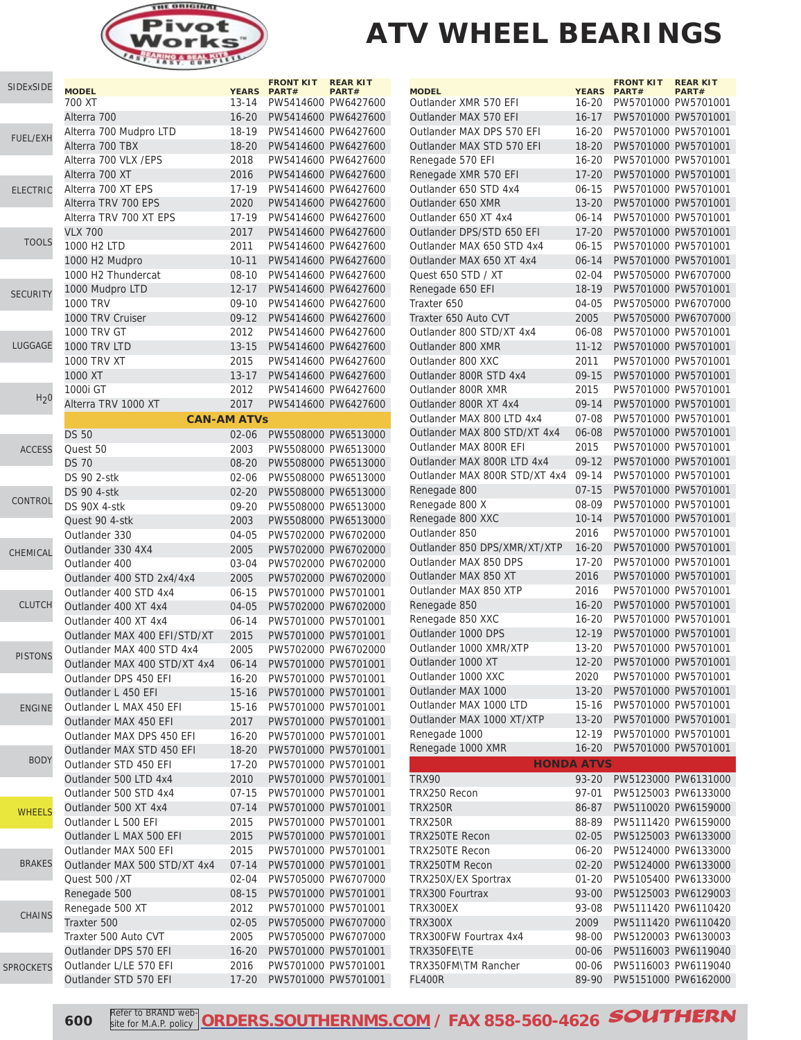# ATV WHEEL BEARINGS

| MODEL | YEARS | FRONT KIT PART# | REAR KIT PART# |
|---|---|---|---|
| 700 XT | 13-14 | PW5414600 | PW6427600 |
| Alterra 700 | 16-20 | PW5414600 | PW6427600 |
| Alterra 700 Mudpro LTD | 18-19 | PW5414600 | PW6427600 |
| Alterra 700 TBX | 18-20 | PW5414600 | PW6427600 |
| Alterra 700 VLX /EPS | 2018 | PW5414600 | PW6427600 |
| Alterra 700 XT | 2016 | PW5414600 | PW6427600 |
| Alterra 700 XT EPS | 17-19 | PW5414600 | PW6427600 |
| Alterra TRV 700 EPS | 2020 | PW5414600 | PW6427600 |
| Alterra TRV 700 XT EPS | 17-19 | PW5414600 | PW6427600 |
| VLX 700 | 2017 | PW5414600 | PW6427600 |
| 1000 H2 LTD | 2011 | PW5414600 | PW6427600 |
| 1000 H2 Mudpro | 10-11 | PW5414600 | PW6427600 |
| 1000 H2 Thundercat | 08-10 | PW5414600 | PW6427600 |
| 1000 Mudpro LTD | 12-17 | PW5414600 | PW6427600 |
| 1000 TRV | 09-10 | PW5414600 | PW6427600 |
| 1000 TRV Cruiser | 09-12 | PW5414600 | PW6427600 |
| 1000 TRV GT | 2012 | PW5414600 | PW6427600 |
| 1000 TRV LTD | 13-15 | PW5414600 | PW6427600 |
| 1000 TRV XT | 2015 | PW5414600 | PW6427600 |
| 1000 XT | 13-17 | PW5414600 | PW6427600 |
| 1000i GT | 2012 | PW5414600 | PW6427600 |
| Alterra TRV 1000 XT | 2017 | PW5414600 | PW6427600 |
| **CAN-AM ATVs** | | | |
| DS 50 | 02-06 | PW5508000 | PW6513000 |
| Quest 50 | 2003 | PW5508000 | PW6513000 |
| DS 70 | 08-20 | PW5508000 | PW6513000 |
| DS 90 2-stk | 02-06 | PW5508000 | PW6513000 |
| DS 90 4-stk | 02-20 | PW5508000 | PW6513000 |
| DS 90X 4-stk | 09-20 | PW5508000 | PW6513000 |
| Quest 90 4-stk | 2003 | PW5508000 | PW6513000 |
| Outlander 330 | 04-05 | PW5702000 | PW6702000 |
| Outlander 330 4X4 | 2005 | PW5702000 | PW6702000 |
| Outlander 400 | 03-04 | PW5702000 | PW6702000 |
| Outlander 400 STD 2x4/4x4 | 2005 | PW5702000 | PW6702000 |
| Outlander 400 STD 4x4 | 06-15 | PW5701000 | PW5701001 |
| Outlander 400 XT 4x4 | 04-05 | PW5702000 | PW6702000 |
| Outlander 400 XT 4x4 | 06-14 | PW5701000 | PW5701001 |
| Outlander MAX 400 EFI/STD/XT | 2015 | PW5701000 | PW5701001 |
| Outlander MAX 400 STD 4x4 | 2005 | PW5702000 | PW6702000 |
| Outlander MAX 400 STD/XT 4x4 | 06-14 | PW5701000 | PW5701001 |
| Outlander DPS 450 EFI | 16-20 | PW5701000 | PW5701001 |
| Outlander L 450 EFI | 15-16 | PW5701000 | PW5701001 |
| Outlander L MAX 450 EFI | 15-16 | PW5701000 | PW5701001 |
| Outlander MAX 450 EFI | 2017 | PW5701000 | PW5701001 |
| Outlander MAX DPS 450 EFI | 16-20 | PW5701000 | PW5701001 |
| Outlander MAX STD 450 EFI | 18-20 | PW5701000 | PW5701001 |
| Outlander STD 450 EFI | 17-20 | PW5701000 | PW5701001 |
| Outlander 500 LTD 4x4 | 2010 | PW5701000 | PW5701001 |
| Outlander 500 STD 4x4 | 07-15 | PW5701000 | PW5701001 |
| Outlander 500 XT 4x4 | 07-14 | PW5701000 | PW5701001 |
| Outlander L 500 EFI | 2015 | PW5701000 | PW5701001 |
| Outlander L MAX 500 EFI | 2015 | PW5701000 | PW5701001 |
| Outlander MAX 500 EFI | 2015 | PW5701000 | PW5701001 |
| Outlander MAX 500 STD/XT 4x4 | 07-14 | PW5701000 | PW5701001 |
| Quest 500 /XT | 02-04 | PW5705000 | PW6707000 |
| Renegade 500 | 08-15 | PW5701000 | PW5701001 |
| Renegade 500 XT | 2012 | PW5701000 | PW5701001 |
| Traxter 500 | 02-05 | PW5705000 | PW6707000 |
| Traxter 500 Auto CVT | 2005 | PW5705000 | PW6707000 |
| Outlander DPS 570 EFI | 16-20 | PW5701000 | PW5701001 |
| Outlander L/LE 570 EFI | 2016 | PW5701000 | PW5701001 |
| Outlander STD 570 EFI | 17-20 | PW5701000 | PW5701001 |
| Outlander XMR 570 EFI | 16-20 | PW5701000 | PW5701001 |
| Outlander MAX 570 EFI | 16-17 | PW5701000 | PW5701001 |
| Outlander MAX DPS 570 EFI | 16-20 | PW5701000 | PW5701001 |
| Outlander MAX STD 570 EFI | 18-20 | PW5701000 | PW5701001 |
| Renegade 570 EFI | 16-20 | PW5701000 | PW5701001 |
| Renegade XMR 570 EFI | 17-20 | PW5701000 | PW5701001 |
| Outlander 650 STD 4x4 | 06-15 | PW5701000 | PW5701001 |
| Outlander 650 XMR | 13-20 | PW5701000 | PW5701001 |
| Outlander 650 XT 4x4 | 06-14 | PW5701000 | PW5701001 |
| Outlander DPS/STD 650 EFI | 17-20 | PW5701000 | PW5701001 |
| Outlander MAX 650 STD 4x4 | 06-15 | PW5701000 | PW5701001 |
| Outlander MAX 650 XT 4x4 | 06-14 | PW5701000 | PW5701001 |
| Quest 650 STD / XT | 02-04 | PW5705000 | PW6707000 |
| Renegade 650 EFI | 18-19 | PW5701000 | PW5701001 |
| Traxter 650 | 04-05 | PW5705000 | PW6707000 |
| Traxter 650 Auto CVT | 2005 | PW5705000 | PW6707000 |
| Outlander 800 STD/XT 4x4 | 06-08 | PW5701000 | PW5701001 |
| Outlander 800 XMR | 11-12 | PW5701000 | PW5701001 |
| Outlander 800 XXC | 2011 | PW5701000 | PW5701001 |
| Outlander 800R STD 4x4 | 09-15 | PW5701000 | PW5701001 |
| Outlander 800R XMR | 2015 | PW5701000 | PW5701001 |
| Outlander 800R XT 4x4 | 09-14 | PW5701000 | PW5701001 |
| Outlander MAX 800 LTD 4x4 | 07-08 | PW5701000 | PW5701001 |
| Outlander MAX 800 STD/XT 4x4 | 06-08 | PW5701000 | PW5701001 |
| Outlander MAX 800R EFI | 2015 | PW5701000 | PW5701001 |
| Outlander MAX 800R LTD 4x4 | 09-12 | PW5701000 | PW5701001 |
| Outlander MAX 800R STD/XT 4x4 | 09-14 | PW5701000 | PW5701001 |
| Renegade 800 | 07-15 | PW5701000 | PW5701001 |
| Renegade 800 X | 08-09 | PW5701000 | PW5701001 |
| Renegade 800 XXC | 10-14 | PW5701000 | PW5701001 |
| Outlander 850 | 2016 | PW5701000 | PW5701001 |
| Outlander 850 DPS/XMR/XT/XTP | 16-20 | PW5701000 | PW5701001 |
| Outlander MAX 850 DPS | 17-20 | PW5701000 | PW5701001 |
| Outlander MAX 850 XT | 2016 | PW5701000 | PW5701001 |
| Outlander MAX 850 XTP | 2016 | PW5701000 | PW5701001 |
| Renegade 850 | 16-20 | PW5701000 | PW5701001 |
| Renegade 850 XXC | 16-20 | PW5701000 | PW5701001 |
| Outlander 1000 DPS | 12-19 | PW5701000 | PW5701001 |
| Outlander 1000 XMR/XTP | 13-20 | PW5701000 | PW5701001 |
| Outlander 1000 XT | 12-20 | PW5701000 | PW5701001 |
| Outlander 1000 XXC | 2020 | PW5701000 | PW5701001 |
| Outlander MAX 1000 | 13-20 | PW5701000 | PW5701001 |
| Outlander MAX 1000 LTD | 15-16 | PW5701000 | PW5701001 |
| Outlander MAX 1000 XT/XTP | 13-20 | PW5701000 | PW5701001 |
| Renegade 1000 | 12-19 | PW5701000 | PW5701001 |
| Renegade 1000 XMR | 16-20 | PW5701000 | PW5701001 |
| **HONDA ATVS** | | | |
| TRX90 | 93-20 | PW5123000 | PW6131000 |
| TRX250 Recon | 97-01 | PW5125003 | PW6133000 |
| TRX250R | 86-87 | PW5110020 | PW6159000 |
| TRX250R | 88-89 | PW5111420 | PW6159000 |
| TRX250TE Recon | 02-05 | PW5125003 | PW6133000 |
| TRX250TE Recon | 06-20 | PW5124000 | PW6133000 |
| TRX250TM Recon | 02-20 | PW5124000 | PW6133000 |
| TRX250X/EX Sportrax | 01-20 | PW5105400 | PW6133000 |
| TRX300 Fourtrax | 93-00 | PW5125003 | PW6129003 |
| TRX300EX | 93-08 | PW5111420 | PW6110420 |
| TRX300X | 2009 | PW5111420 | PW6110420 |
| TRX300FW Fourtrax 4x4 | 98-00 | PW5120003 | PW6130003 |
| TRX350FE\TE | 00-06 | PW5116003 | PW6119040 |
| TRX350FM\TM Rancher | 00-06 | PW5116003 | PW6119040 |
| FL400R | 89-90 | PW5151000 | PW6162000 |

Refer to BRAND web-site for M.A.P. policy **ORDERS.SOUTHERNMS.COM / FAX 858-560-4626**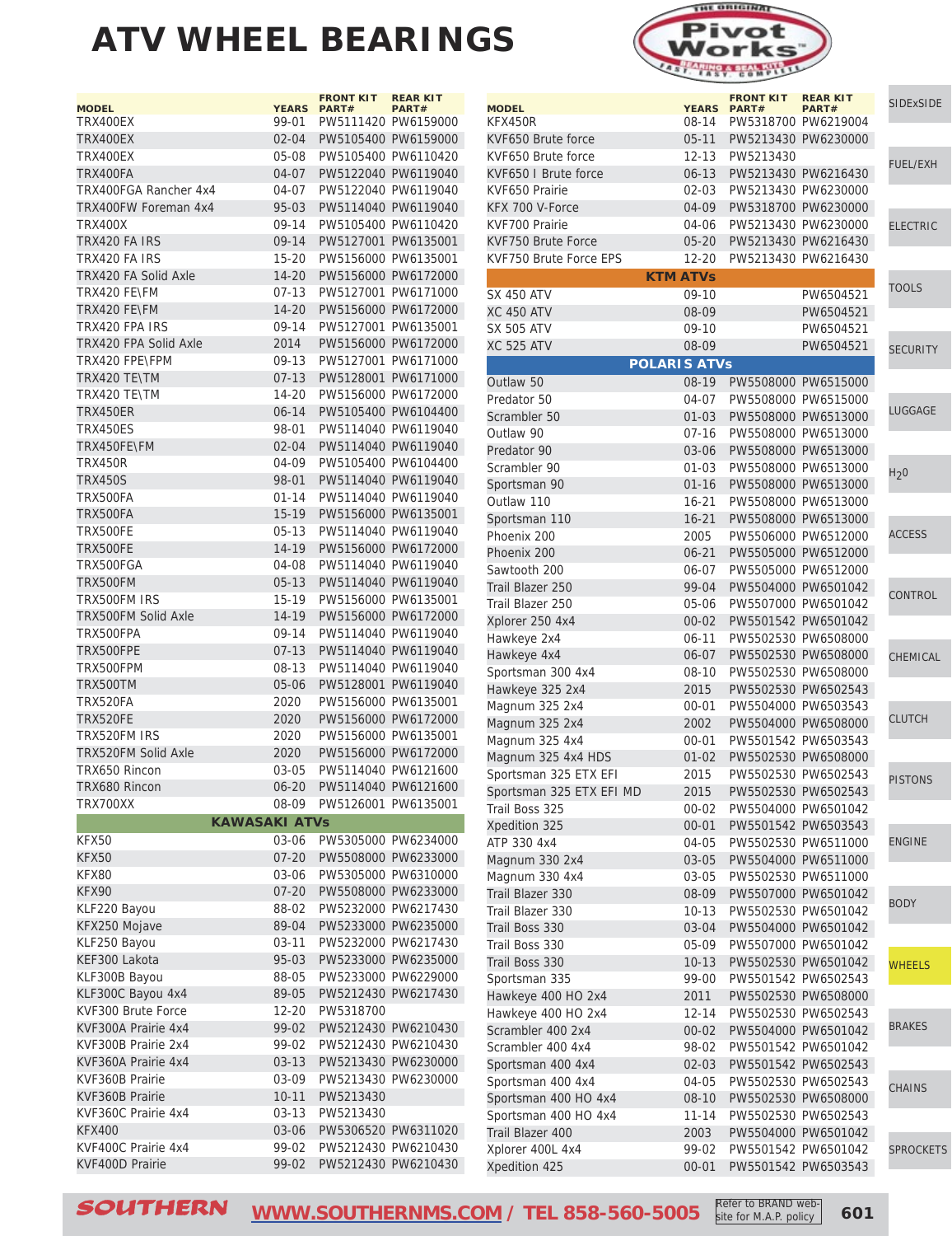# ATV WHEEL BEARINGS

Pivot Works

| MODEL | YEARS | FRONT KIT PART# | REAR KIT PART# |
|---|---|---|---|
| TRX400EX | 99-01 | PW5111420 | PW6159000 |
| TRX400EX | 02-04 | PW5105400 | PW6159000 |
| TRX400EX | 05-08 | PW5105400 | PW6110420 |
| TRX400FA | 04-07 | PW5122040 | PW6119040 |
| TRX400FGA Rancher 4x4 | 04-07 | PW5122040 | PW6119040 |
| TRX400FW Foreman 4x4 | 95-03 | PW5114040 | PW6119040 |
| TRX400X | 09-14 | PW5105400 | PW6110420 |
| TRX420 FA IRS | 09-14 | PW5127001 | PW6135001 |
| TRX420 FA IRS | 15-20 | PW5156000 | PW6135001 |
| TRX420 FA Solid Axle | 14-20 | PW5156000 | PW6172000 |
| TRX420 FE\FM | 07-13 | PW5127001 | PW6171000 |
| TRX420 FE\FM | 14-20 | PW5156000 | PW6172000 |
| TRX420 FPA IRS | 09-14 | PW5127001 | PW6135001 |
| TRX420 FPA Solid Axle | 2014 | PW5156000 | PW6172000 |
| TRX420 FPE\FPM | 09-13 | PW5127001 | PW6171000 |
| TRX420 TE\TM | 07-13 | PW5128001 | PW6171000 |
| TRX420 TE\TM | 14-20 | PW5156000 | PW6172000 |
| TRX450ER | 06-14 | PW5105400 | PW6104400 |
| TRX450ES | 98-01 | PW5114040 | PW6119040 |
| TRX450FE\FM | 02-04 | PW5114040 | PW6119040 |
| TRX450R | 04-09 | PW5105400 | PW6104400 |
| TRX450S | 98-01 | PW5114040 | PW6119040 |
| TRX500FA | 01-14 | PW5114040 | PW6119040 |
| TRX500FA | 15-19 | PW5156000 | PW6135001 |
| TRX500FE | 05-13 | PW5114040 | PW6119040 |
| TRX500FE | 14-19 | PW5156000 | PW6172000 |
| TRX500FGA | 04-08 | PW5114040 | PW6119040 |
| TRX500FM | 05-13 | PW5114040 | PW6119040 |
| TRX500FM IRS | 15-19 | PW5156000 | PW6135001 |
| TRX500FM Solid Axle | 14-19 | PW5156000 | PW6172000 |
| TRX500FPA | 09-14 | PW5114040 | PW6119040 |
| TRX500FPE | 07-13 | PW5114040 | PW6119040 |
| TRX500FPM | 08-13 | PW5114040 | PW6119040 |
| TRX500TM | 05-06 | PW5128001 | PW6119040 |
| TRX520FA | 2020 | PW5156000 | PW6135001 |
| TRX520FE | 2020 | PW5156000 | PW6172000 |
| TRX520FM IRS | 2020 | PW5156000 | PW6135001 |
| TRX520FM Solid Axle | 2020 | PW5156000 | PW6172000 |
| TRX650 Rincon | 03-05 | PW5114040 | PW6121600 |
| TRX680 Rincon | 06-20 | PW5114040 | PW6121600 |
| TRX700XX | 08-09 | PW5126001 | PW6135001 |
| **KAWASAKI ATVs** | | | |
| KFX50 | 03-06 | PW5305000 | PW6234000 |
| KFX50 | 07-20 | PW5508000 | PW6233000 |
| KFX80 | 03-06 | PW5305000 | PW6310000 |
| KFX90 | 07-20 | PW5508000 | PW6233000 |
| KLF220 Bayou | 88-02 | PW5232000 | PW6217430 |
| KFX250 Mojave | 89-04 | PW5233000 | PW6235000 |
| KLF250 Bayou | 03-11 | PW5232000 | PW6217430 |
| KEF300 Lakota | 95-03 | PW5233000 | PW6235000 |
| KLF300B Bayou | 88-05 | PW5233000 | PW6229000 |
| KLF300C Bayou 4x4 | 89-05 | PW5212430 | PW6217430 |
| KVF300 Brute Force | 12-20 | PW5318700 | |
| KVF300A Prairie 4x4 | 99-02 | PW5212430 | PW6210430 |
| KVF300B Prairie 2x4 | 99-02 | PW5212430 | PW6210430 |
| KVF360A Prairie 4x4 | 03-13 | PW5213430 | PW6230000 |
| KVF360B Prairie | 03-09 | PW5213430 | PW6230000 |
| KVF360B Prairie | 10-11 | PW5213430 | |
| KVF360C Prairie 4x4 | 03-13 | PW5213430 | |
| KFX400 | 03-06 | PW5306520 | PW6311020 |
| KVF400C Prairie 4x4 | 99-02 | PW5212430 | PW6210430 |
| KVF400D Prairie | 99-02 | PW5212430 | PW6210430 |
| KFX450R | 08-14 | PW5318700 | PW6219004 |
| KVF650 Brute force | 05-11 | PW5213430 | PW6230000 |
| KVF650 Brute force | 12-13 | PW5213430 | |
| KVF650 I Brute force | 06-13 | PW5213430 | PW6216430 |
| KVF650 Prairie | 02-03 | PW5213430 | PW6230000 |
| KFX 700 V-Force | 04-09 | PW5318700 | PW6230000 |
| KVF700 Prairie | 04-06 | PW5213430 | PW6230000 |
| KVF750 Brute Force | 05-20 | PW5213430 | PW6216430 |
| KVF750 Brute Force EPS | 12-20 | PW5213430 | PW6216430 |
| **KTM ATVs** | | | |
| SX 450 ATV | 09-10 | | PW6504521 |
| XC 450 ATV | 08-09 | | PW6504521 |
| SX 505 ATV | 09-10 | | PW6504521 |
| XC 525 ATV | 08-09 | | PW6504521 |
| **POLARIS ATVs** | | | |
| Outlaw 50 | 08-19 | PW5508000 | PW6515000 |
| Predator 50 | 04-07 | PW5508000 | PW6515000 |
| Scrambler 50 | 01-03 | PW5508000 | PW6513000 |
| Outlaw 90 | 07-16 | PW5508000 | PW6513000 |
| Predator 90 | 03-06 | PW5508000 | PW6513000 |
| Scrambler 90 | 01-03 | PW5508000 | PW6513000 |
| Sportsman 90 | 01-16 | PW5508000 | PW6513000 |
| Outlaw 110 | 16-21 | PW5508000 | PW6513000 |
| Sportsman 110 | 16-21 | PW5508000 | PW6513000 |
| Phoenix 200 | 2005 | PW5506000 | PW6512000 |
| Phoenix 200 | 06-21 | PW5505000 | PW6512000 |
| Sawtooth 200 | 06-07 | PW5505000 | PW6512000 |
| Trail Blazer 250 | 99-04 | PW5504000 | PW6501042 |
| Trail Blazer 250 | 05-06 | PW5507000 | PW6501042 |
| Xplorer 250 4x4 | 00-02 | PW5501542 | PW6501042 |
| Hawkeye 2x4 | 06-11 | PW5502530 | PW6508000 |
| Hawkeye 4x4 | 06-07 | PW5502530 | PW6508000 |
| Sportsman 300 4x4 | 08-10 | PW5502530 | PW6508000 |
| Hawkeye 325 2x4 | 2015 | PW5502530 | PW6502543 |
| Magnum 325 2x4 | 00-01 | PW5504000 | PW6503543 |
| Magnum 325 2x4 | 2002 | PW5504000 | PW6508000 |
| Magnum 325 4x4 | 00-01 | PW5501542 | PW6503543 |
| Magnum 325 4x4 HDS | 01-02 | PW5502530 | PW6508000 |
| Sportsman 325 ETX EFI | 2015 | PW5502530 | PW6502543 |
| Sportsman 325 ETX EFI MD | 2015 | PW5502530 | PW6502543 |
| Trail Boss 325 | 00-02 | PW5504000 | PW6501042 |
| Xpedition 325 | 00-01 | PW5501542 | PW6503543 |
| ATP 330 4x4 | 04-05 | PW5502530 | PW6511000 |
| Magnum 330 2x4 | 03-05 | PW5504000 | PW6511000 |
| Magnum 330 4x4 | 03-05 | PW5502530 | PW6511000 |
| Trail Blazer 330 | 08-09 | PW5507000 | PW6501042 |
| Trail Blazer 330 | 10-13 | PW5502530 | PW6501042 |
| Trail Boss 330 | 03-04 | PW5504000 | PW6501042 |
| Trail Boss 330 | 05-09 | PW5507000 | PW6501042 |
| Trail Boss 330 | 10-13 | PW5502530 | PW6501042 |
| Sportsman 335 | 99-00 | PW5501542 | PW6502543 |
| Hawkeye 400 HO 2x4 | 2011 | PW5502530 | PW6508000 |
| Hawkeye 400 HO 2x4 | 12-14 | PW5502530 | PW6502543 |
| Scrambler 400 2x4 | 00-02 | PW5504000 | PW6501042 |
| Scrambler 400 4x4 | 98-02 | PW5501542 | PW6501042 |
| Sportsman 400 4x4 | 02-03 | PW5501542 | PW6502543 |
| Sportsman 400 4x4 | 04-05 | PW5502530 | PW6502543 |
| Sportsman 400 HO 4x4 | 08-10 | PW5502530 | PW6508000 |
| Sportsman 400 HO 4x4 | 11-14 | PW5502530 | PW6502543 |
| Trail Blazer 400 | 2003 | PW5504000 | PW6501042 |
| Xplorer 400L 4x4 | 99-02 | PW5501542 | PW6501042 |
| Xpedition 425 | 00-01 | PW5501542 | PW6503543 |

SIDExSIDE | FUEL/EXH | ELECTRIC | TOOLS | SECURITY | LUGGAGE | $H_2O$ | ACCESS | CONTROL | CHEMICAL | CLUTCH | PISTONS | ENGINE | BODY | WHEELS | BRAKES | CHAINS | SPROCKETS

SOUTHERN WWW.SOUTHERNMS.COM / TEL 858-560-5005 Refer to BRAND website for M.A.P. policy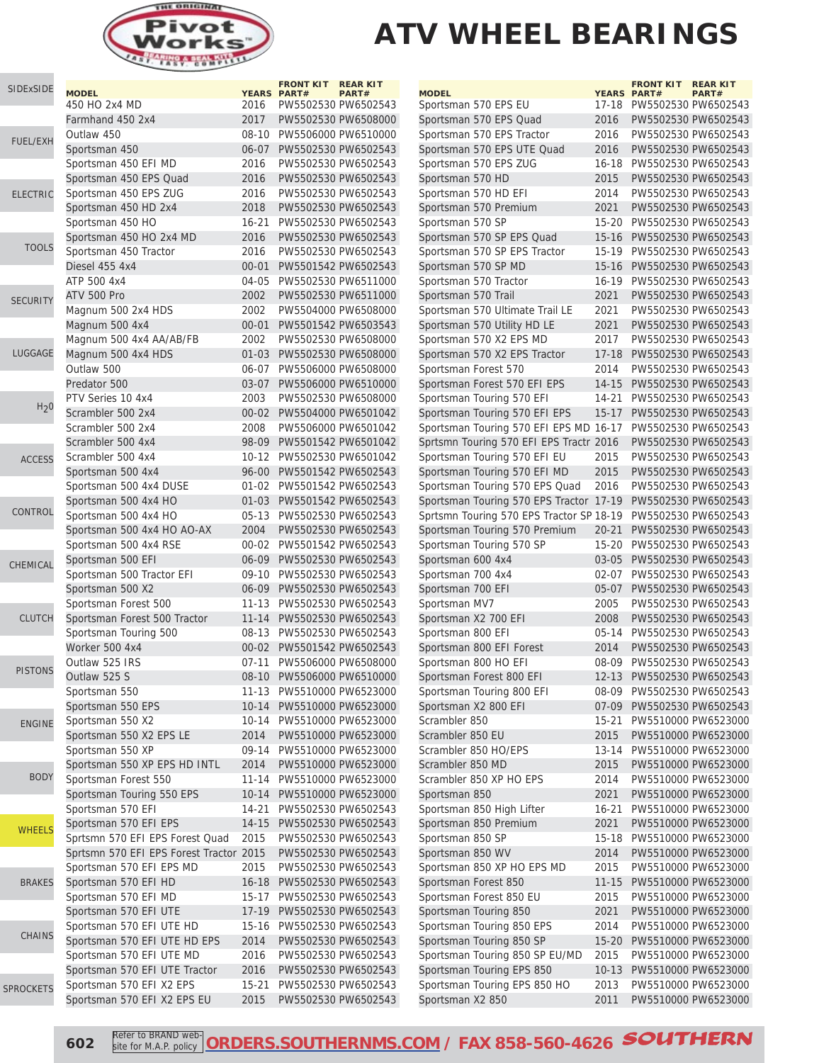# ATV WHEEL BEARINGS

| MODEL | YEARS | FRONT KIT PART# | REAR KIT PART# |
|---|---|---|---|
| 450 HO 2x4 MD | 2016 | PW5502530 | PW6502543 |
| Farmhand 450 2x4 | 2017 | PW5502530 | PW6508000 |
| Outlaw 450 | 08-10 | PW5506000 | PW6510000 |
| Sportsman 450 | 06-07 | PW5502530 | PW6502543 |
| Sportsman 450 EFI MD | 2016 | PW5502530 | PW6502543 |
| Sportsman 450 EPS Quad | 2016 | PW5502530 | PW6502543 |
| Sportsman 450 EPS ZUG | 2016 | PW5502530 | PW6502543 |
| Sportsman 450 HD 2x4 | 2018 | PW5502530 | PW6502543 |
| Sportsman 450 HO | 16-21 | PW5502530 | PW6502543 |
| Sportsman 450 HO 2x4 MD | 2016 | PW5502530 | PW6502543 |
| Sportsman 450 Tractor | 2016 | PW5502530 | PW6502543 |
| Diesel 455 4x4 | 00-01 | PW5501542 | PW6502543 |
| ATP 500 4x4 | 04-05 | PW5502530 | PW6511000 |
| ATV 500 Pro | 2002 | PW5502530 | PW6511000 |
| Magnum 500 2x4 HDS | 2002 | PW5504000 | PW6508000 |
| Magnum 500 4x4 | 00-01 | PW5501542 | PW6503543 |
| Magnum 500 4x4 AA/AB/FB | 2002 | PW5502530 | PW6508000 |
| Magnum 500 4x4 HDS | 01-03 | PW5502530 | PW6508000 |
| Outlaw 500 | 06-07 | PW5506000 | PW6508000 |
| Predator 500 | 03-07 | PW5506000 | PW6510000 |
| PTV Series 10 4x4 | 2003 | PW5502530 | PW6508000 |
| Scrambler 500 2x4 | 00-02 | PW5504000 | PW6501042 |
| Scrambler 500 2x4 | 2008 | PW5506000 | PW6501042 |
| Scrambler 500 4x4 | 98-09 | PW5501542 | PW6501042 |
| Scrambler 500 4x4 | 10-12 | PW5502530 | PW6501042 |
| Sportsman 500 4x4 | 96-00 | PW5501542 | PW6502543 |
| Sportsman 500 4x4 DUSE | 01-02 | PW5501542 | PW6502543 |
| Sportsman 500 4x4 HO | 01-03 | PW5501542 | PW6502543 |
| Sportsman 500 4x4 HO | 05-13 | PW5502530 | PW6502543 |
| Sportsman 500 4x4 HO AO-AX | 2004 | PW5502530 | PW6502543 |
| Sportsman 500 4x4 RSE | 00-02 | PW5501542 | PW6502543 |
| Sportsman 500 EFI | 06-09 | PW5502530 | PW6502543 |
| Sportsman 500 Tractor EFI | 09-10 | PW5502530 | PW6502543 |
| Sportsman 500 X2 | 06-09 | PW5502530 | PW6502543 |
| Sportsman Forest 500 | 11-13 | PW5502530 | PW6502543 |
| Sportsman Forest 500 Tractor | 11-14 | PW5502530 | PW6502543 |
| Sportsman Touring 500 | 08-13 | PW5502530 | PW6502543 |
| Worker 500 4x4 | 00-02 | PW5501542 | PW6502543 |
| Outlaw 525 IRS | 07-11 | PW5506000 | PW6508000 |
| Outlaw 525 S | 08-10 | PW5506000 | PW6510000 |
| Sportsman 550 | 11-13 | PW5510000 | PW6523000 |
| Sportsman 550 EPS | 10-14 | PW5510000 | PW6523000 |
| Sportsman 550 X2 | 10-14 | PW5510000 | PW6523000 |
| Sportsman 550 X2 EPS LE | 2014 | PW5510000 | PW6523000 |
| Sportsman 550 XP | 09-14 | PW5510000 | PW6523000 |
| Sportsman 550 XP EPS HD INTL | 2014 | PW5510000 | PW6523000 |
| Sportsman Forest 550 | 11-14 | PW5510000 | PW6523000 |
| Sportsman Touring 550 EPS | 10-14 | PW5510000 | PW6523000 |
| Sportsman 570 EFI | 14-21 | PW5502530 | PW6502543 |
| Sportsman 570 EFI EPS | 14-15 | PW5502530 | PW6502543 |
| Sprtsmn 570 EFI EPS Forest Quad | 2015 | PW5502530 | PW6502543 |
| Sprtsmn 570 EFI EPS Forest Tractor | 2015 | PW5502530 | PW6502543 |
| Sportsman 570 EFI EPS MD | 2015 | PW5502530 | PW6502543 |
| Sportsman 570 EFI HD | 16-18 | PW5502530 | PW6502543 |
| Sportsman 570 EFI MD | 15-17 | PW5502530 | PW6502543 |
| Sportsman 570 EFI UTE | 17-19 | PW5502530 | PW6502543 |
| Sportsman 570 EFI UTE HD | 15-16 | PW5502530 | PW6502543 |
| Sportsman 570 EFI UTE HD EPS | 2014 | PW5502530 | PW6502543 |
| Sportsman 570 EFI UTE MD | 2016 | PW5502530 | PW6502543 |
| Sportsman 570 EFI UTE Tractor | 2016 | PW5502530 | PW6502543 |
| Sportsman 570 EFI X2 EPS | 15-21 | PW5502530 | PW6502543 |
| Sportsman 570 EFI X2 EPS EU | 2015 | PW5502530 | PW6502543 |
| Sportsman 570 EPS EU | 17-18 | PW5502530 | PW6502543 |
| Sportsman 570 EPS Quad | 2016 | PW5502530 | PW6502543 |
| Sportsman 570 EPS Tractor | 2016 | PW5502530 | PW6502543 |
| Sportsman 570 EPS UTE Quad | 2016 | PW5502530 | PW6502543 |
| Sportsman 570 EPS ZUG | 16-18 | PW5502530 | PW6502543 |
| Sportsman 570 HD | 2015 | PW5502530 | PW6502543 |
| Sportsman 570 HD EFI | 2014 | PW5502530 | PW6502543 |
| Sportsman 570 Premium | 2021 | PW5502530 | PW6502543 |
| Sportsman 570 SP | 15-20 | PW5502530 | PW6502543 |
| Sportsman 570 SP EPS Quad | 15-16 | PW5502530 | PW6502543 |
| Sportsman 570 SP EPS Tractor | 15-19 | PW5502530 | PW6502543 |
| Sportsman 570 SP MD | 15-16 | PW5502530 | PW6502543 |
| Sportsman 570 Tractor | 16-19 | PW5502530 | PW6502543 |
| Sportsman 570 Trail | 2021 | PW5502530 | PW6502543 |
| Sportsman 570 Ultimate Trail LE | 2021 | PW5502530 | PW6502543 |
| Sportsman 570 Utility HD LE | 2021 | PW5502530 | PW6502543 |
| Sportsman 570 X2 EPS MD | 2017 | PW5502530 | PW6502543 |
| Sportsman 570 X2 EPS Tractor | 17-18 | PW5502530 | PW6502543 |
| Sportsman Forest 570 | 2014 | PW5502530 | PW6502543 |
| Sportsman Forest 570 EFI EPS | 14-15 | PW5502530 | PW6502543 |
| Sportsman Touring 570 EFI | 14-21 | PW5502530 | PW6502543 |
| Sportsman Touring 570 EFI EPS | 15-17 | PW5502530 | PW6502543 |
| Sportsman Touring 570 EFI EPS MD | 16-17 | PW5502530 | PW6502543 |
| Sprtsmn Touring 570 EFI EPS Tractr | 2016 | PW5502530 | PW6502543 |
| Sportsman Touring 570 EFI EU | 2015 | PW5502530 | PW6502543 |
| Sportsman Touring 570 EFI MD | 2015 | PW5502530 | PW6502543 |
| Sportsman Touring 570 EPS Quad | 2016 | PW5502530 | PW6502543 |
| Sportsman Touring 570 EPS Tractor | 17-19 | PW5502530 | PW6502543 |
| Sprtsmn Touring 570 EPS Tractor SP | 18-19 | PW5502530 | PW6502543 |
| Sportsman Touring 570 Premium | 20-21 | PW5502530 | PW6502543 |
| Sportsman Touring 570 SP | 15-20 | PW5502530 | PW6502543 |
| Sportsman 600 4x4 | 03-05 | PW5502530 | PW6502543 |
| Sportsman 700 4x4 | 02-07 | PW5502530 | PW6502543 |
| Sportsman 700 EFI | 05-07 | PW5502530 | PW6502543 |
| Sportsman MV7 | 2005 | PW5502530 | PW6502543 |
| Sportsman X2 700 EFI | 2008 | PW5502530 | PW6502543 |
| Sportsman 800 EFI | 05-14 | PW5502530 | PW6502543 |
| Sportsman 800 EFI Forest | 2014 | PW5502530 | PW6502543 |
| Sportsman 800 HO EFI | 08-09 | PW5502530 | PW6502543 |
| Sportsman Forest 800 EFI | 12-13 | PW5502530 | PW6502543 |
| Sportsman Touring 800 EFI | 08-09 | PW5502530 | PW6502543 |
| Sportsman X2 800 EFI | 07-09 | PW5502530 | PW6502543 |
| Scrambler 850 | 15-21 | PW5510000 | PW6523000 |
| Scrambler 850 EU | 2015 | PW5510000 | PW6523000 |
| Scrambler 850 HO/EPS | 13-14 | PW5510000 | PW6523000 |
| Scrambler 850 MD | 2015 | PW5510000 | PW6523000 |
| Scrambler 850 XP HO EPS | 2014 | PW5510000 | PW6523000 |
| Sportsman 850 | 2021 | PW5510000 | PW6523000 |
| Sportsman 850 High Lifter | 16-21 | PW5510000 | PW6523000 |
| Sportsman 850 Premium | 2021 | PW5510000 | PW6523000 |
| Sportsman 850 SP | 15-18 | PW5510000 | PW6523000 |
| Sportsman 850 WV | 2014 | PW5510000 | PW6523000 |
| Sportsman 850 XP HO EPS MD | 2015 | PW5510000 | PW6523000 |
| Sportsman Forest 850 | 11-15 | PW5510000 | PW6523000 |
| Sportsman Forest 850 EU | 2015 | PW5510000 | PW6523000 |
| Sportsman Touring 850 | 2021 | PW5510000 | PW6523000 |
| Sportsman Touring 850 EPS | 2014 | PW5510000 | PW6523000 |
| Sportsman Touring 850 SP | 15-20 | PW5510000 | PW6523000 |
| Sportsman Touring 850 SP EU/MD | 2015 | PW5510000 | PW6523000 |
| Sportsman Touring EPS 850 | 10-13 | PW5510000 | PW6523000 |
| Sportsman Touring EPS 850 HO | 2013 | PW5510000 | PW6523000 |
| Sportsman X2 850 | 2011 | PW5510000 | PW6523000 |

Refer to BRAND website for M.A.P. policy **ORDERS.SOUTHERNMS.COM / FAX 858-560-4626**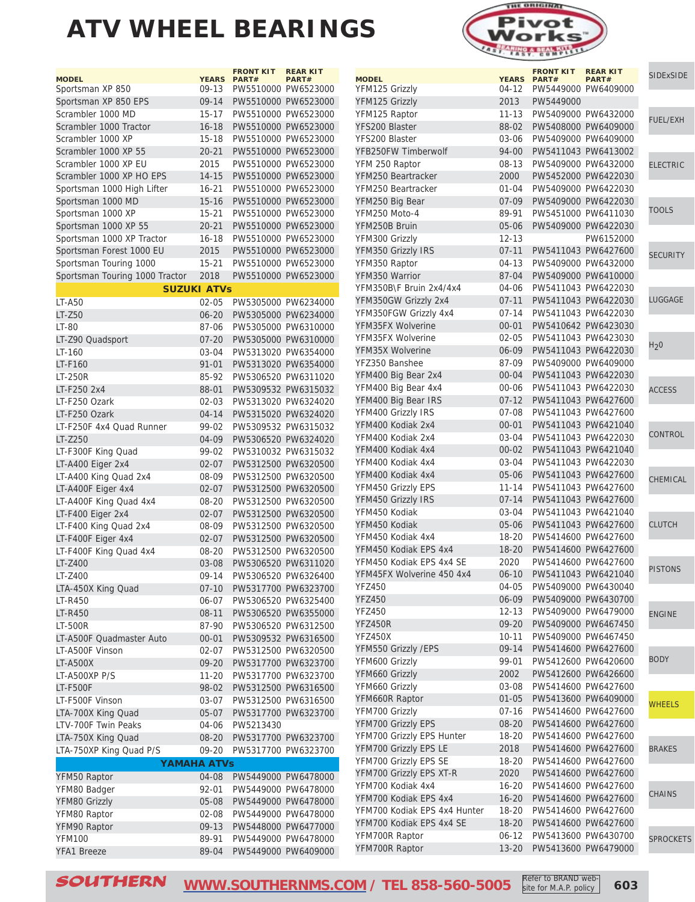# ATV WHEEL BEARINGS

| MODEL | YEARS | FRONT KIT PART# | REAR KIT PART# |
|---|---|---|---|
| Sportsman XP 850 | 09-13 | PW5510000 | PW6523000 |
| Sportsman XP 850 EPS | 09-14 | PW5510000 | PW6523000 |
| Scrambler 1000 MD | 15-17 | PW5510000 | PW6523000 |
| Scrambler 1000 Tractor | 16-18 | PW5510000 | PW6523000 |
| Scrambler 1000 XP | 15-18 | PW5510000 | PW6523000 |
| Scrambler 1000 XP 55 | 20-21 | PW5510000 | PW6523000 |
| Scrambler 1000 XP EU | 2015 | PW5510000 | PW6523000 |
| Scrambler 1000 XP HO EPS | 14-15 | PW5510000 | PW6523000 |
| Sportsman 1000 High Lifter | 16-21 | PW5510000 | PW6523000 |
| Sportsman 1000 MD | 15-16 | PW5510000 | PW6523000 |
| Sportsman 1000 XP | 15-21 | PW5510000 | PW6523000 |
| Sportsman 1000 XP 55 | 20-21 | PW5510000 | PW6523000 |
| Sportsman 1000 XP Tractor | 16-18 | PW5510000 | PW6523000 |
| Sportsman Forest 1000 EU | 2015 | PW5510000 | PW6523000 |
| Sportsman Touring 1000 | 15-21 | PW5510000 | PW6523000 |
| Sportsman Touring 1000 Tractor | 2018 | PW5510000 | PW6523000 |
| **SUZUKI ATVs** | | | |
| LT-A50 | 02-05 | PW5305000 | PW6234000 |
| LT-Z50 | 06-20 | PW5305000 | PW6234000 |
| LT-80 | 87-06 | PW5305000 | PW6310000 |
| LT-Z90 Quadsport | 07-20 | PW5305000 | PW6310000 |
| LT-160 | 03-04 | PW5313020 | PW6354000 |
| LT-F160 | 91-01 | PW5313020 | PW6354000 |
| LT-250R | 85-92 | PW5306520 | PW6311020 |
| LT-F250 2x4 | 88-01 | PW5309532 | PW6315032 |
| LT-F250 Ozark | 02-03 | PW5313020 | PW6324020 |
| LT-F250 Ozark | 04-14 | PW5315020 | PW6324020 |
| LT-F250F 4x4 Quad Runner | 99-02 | PW5309532 | PW6315032 |
| LT-Z250 | 04-09 | PW5306520 | PW6324020 |
| LT-F300F King Quad | 99-02 | PW5310032 | PW6315032 |
| LT-A400 Eiger 2x4 | 02-07 | PW5312500 | PW6320500 |
| LT-A400 King Quad 2x4 | 08-09 | PW5312500 | PW6320500 |
| LT-A400F Eiger 4x4 | 02-07 | PW5312500 | PW6320500 |
| LT-A400F King Quad 4x4 | 08-20 | PW5312500 | PW6320500 |
| LT-F400 Eiger 2x4 | 02-07 | PW5312500 | PW6320500 |
| LT-F400 King Quad 2x4 | 08-09 | PW5312500 | PW6320500 |
| LT-F400F Eiger 4x4 | 02-07 | PW5312500 | PW6320500 |
| LT-F400F King Quad 4x4 | 08-20 | PW5312500 | PW6320500 |
| LT-Z400 | 03-08 | PW5306520 | PW6311020 |
| LT-Z400 | 09-14 | PW5306520 | PW6326400 |
| LTA-450X King Quad | 07-10 | PW5317700 | PW6323700 |
| LT-R450 | 06-07 | PW5306520 | PW6325400 |
| LT-R450 | 08-11 | PW5306520 | PW6355000 |
| LT-500R | 87-90 | PW5306520 | PW6312500 |
| LT-A500F Quadmaster Auto | 00-01 | PW5309532 | PW6316500 |
| LT-A500F Vinson | 02-07 | PW5312500 | PW6320500 |
| LT-A500X | 09-20 | PW5317700 | PW6323700 |
| LT-A500XP P/S | 11-20 | PW5317700 | PW6323700 |
| LT-F500F | 98-02 | PW5312500 | PW6316500 |
| LT-F500F Vinson | 03-07 | PW5312500 | PW6316500 |
| LTA-700X King Quad | 05-07 | PW5317700 | PW6323700 |
| LTV-700F Twin Peaks | 04-06 | PW5213430 | |
| LTA-750X King Quad | 08-20 | PW5317700 | PW6323700 |
| LTA-750XP King Quad P/S | 09-20 | PW5317700 | PW6323700 |
| **YAMAHA ATVs** | | | |
| YFM50 Raptor | 04-08 | PW5449000 | PW6478000 |
| YFM80 Badger | 92-01 | PW5449000 | PW6478000 |
| YFM80 Grizzly | 05-08 | PW5449000 | PW6478000 |
| YFM80 Raptor | 02-08 | PW5449000 | PW6478000 |
| YFM90 Raptor | 09-13 | PW5448000 | PW6477000 |
| YFM100 | 89-91 | PW5449000 | PW6478000 |
| YFA1 Breeze | 89-04 | PW5449000 | PW6409000 |
| YFM125 Grizzly | 04-12 | PW5449000 | PW6409000 |
| YFM125 Grizzly | 2013 | PW5449000 | |
| YFM125 Raptor | 11-13 | PW5409000 | PW6432000 |
| YFS200 Blaster | 88-02 | PW5408000 | PW6409000 |
| YFS200 Blaster | 03-06 | PW5409000 | PW6409000 |
| YFB250FW Timberwolf | 94-00 | PW5411043 | PW6413002 |
| YFM 250 Raptor | 08-13 | PW5409000 | PW6432000 |
| YFM250 Beartracker | 2000 | PW5452000 | PW6422030 |
| YFM250 Beartracker | 01-04 | PW5409000 | PW6422030 |
| YFM250 Big Bear | 07-09 | PW5409000 | PW6422030 |
| YFM250 Moto-4 | 89-91 | PW5451000 | PW6411030 |
| YFM250B Bruin | 05-06 | PW5409000 | PW6422030 |
| YFM300 Grizzly | 12-13 | | PW6152000 |
| YFM350 Grizzly IRS | 07-11 | PW5411043 | PW6427600 |
| YFM350 Raptor | 04-13 | PW5409000 | PW6432000 |
| YFM350 Warrior | 87-04 | PW5409000 | PW6410000 |
| YFM350B\F Bruin 2x4/4x4 | 04-06 | PW5411043 | PW6422030 |
| YFM350GW Grizzly 2x4 | 07-11 | PW5411043 | PW6422030 |
| YFM350FGW Grizzly 4x4 | 07-14 | PW5411043 | PW6422030 |
| YFM35FX Wolverine | 00-01 | PW5410642 | PW6423030 |
| YFM35FX Wolverine | 02-05 | PW5411043 | PW6423030 |
| YFM35X Wolverine | 06-09 | PW5411043 | PW6422030 |
| YFZ350 Banshee | 87-09 | PW5409000 | PW6409000 |
| YFM400 Big Bear 2x4 | 00-04 | PW5411043 | PW6422030 |
| YFM400 Big Bear 4x4 | 00-06 | PW5411043 | PW6422030 |
| YFM400 Big Bear IRS | 07-12 | PW5411043 | PW6427600 |
| YFM400 Grizzly IRS | 07-08 | PW5411043 | PW6427600 |
| YFM400 Kodiak 2x4 | 00-01 | PW5411043 | PW6421040 |
| YFM400 Kodiak 2x4 | 03-04 | PW5411043 | PW6422030 |
| YFM400 Kodiak 4x4 | 00-02 | PW5411043 | PW6421040 |
| YFM400 Kodiak 4x4 | 03-04 | PW5411043 | PW6422030 |
| YFM400 Kodiak 4x4 | 05-06 | PW5411043 | PW6427600 |
| YFM450 Grizzly EPS | 11-14 | PW5411043 | PW6427600 |
| YFM450 Grizzly IRS | 07-14 | PW5411043 | PW6427600 |
| YFM450 Kodiak | 03-04 | PW5411043 | PW6421040 |
| YFM450 Kodiak | 05-06 | PW5411043 | PW6427600 |
| YFM450 Kodiak 4x4 | 18-20 | PW5414600 | PW6427600 |
| YFM450 Kodiak EPS 4x4 | 18-20 | PW5414600 | PW6427600 |
| YFM450 Kodiak EPS 4x4 SE | 2020 | PW5414600 | PW6427600 |
| YFM45FX Wolverine 450 4x4 | 06-10 | PW5411043 | PW6421040 |
| YFZ450 | 04-05 | PW5409000 | PW6430040 |
| YFZ450 | 06-09 | PW5409000 | PW6430700 |
| YFZ450 | 12-13 | PW5409000 | PW6479000 |
| YFZ450R | 09-20 | PW5409000 | PW6467450 |
| YFZ450X | 10-11 | PW5409000 | PW6467450 |
| YFM550 Grizzly /EPS | 09-14 | PW5414600 | PW6427600 |
| YFM600 Grizzly | 99-01 | PW5412600 | PW6420600 |
| YFM660 Grizzly | 2002 | PW5412600 | PW6426600 |
| YFM660 Grizzly | 03-08 | PW5414600 | PW6427600 |
| YFM660R Raptor | 01-05 | PW5413600 | PW6409000 |
| YFM700 Grizzly | 07-16 | PW5414600 | PW6427600 |
| YFM700 Grizzly EPS | 08-20 | PW5414600 | PW6427600 |
| YFM700 Grizzly EPS Hunter | 18-20 | PW5414600 | PW6427600 |
| YFM700 Grizzly EPS LE | 2018 | PW5414600 | PW6427600 |
| YFM700 Grizzly EPS SE | 18-20 | PW5414600 | PW6427600 |
| YFM700 Grizzly EPS XT-R | 2020 | PW5414600 | PW6427600 |
| YFM700 Kodiak 4x4 | 16-20 | PW5414600 | PW6427600 |
| YFM700 Kodiak EPS 4x4 | 16-20 | PW5414600 | PW6427600 |
| YFM700 Kodiak EPS 4x4 Hunter | 18-20 | PW5414600 | PW6427600 |
| YFM700 Kodiak EPS 4x4 SE | 18-20 | PW5414600 | PW6427600 |
| YFM700R Raptor | 06-12 | PW5413600 | PW6430700 |
| YFM700R Raptor | 13-20 | PW5413600 | PW6479000 |

WWW.SOUTHERNMS.COM / TEL 858-560-5005

Refer to BRAND website for M.A.P. policy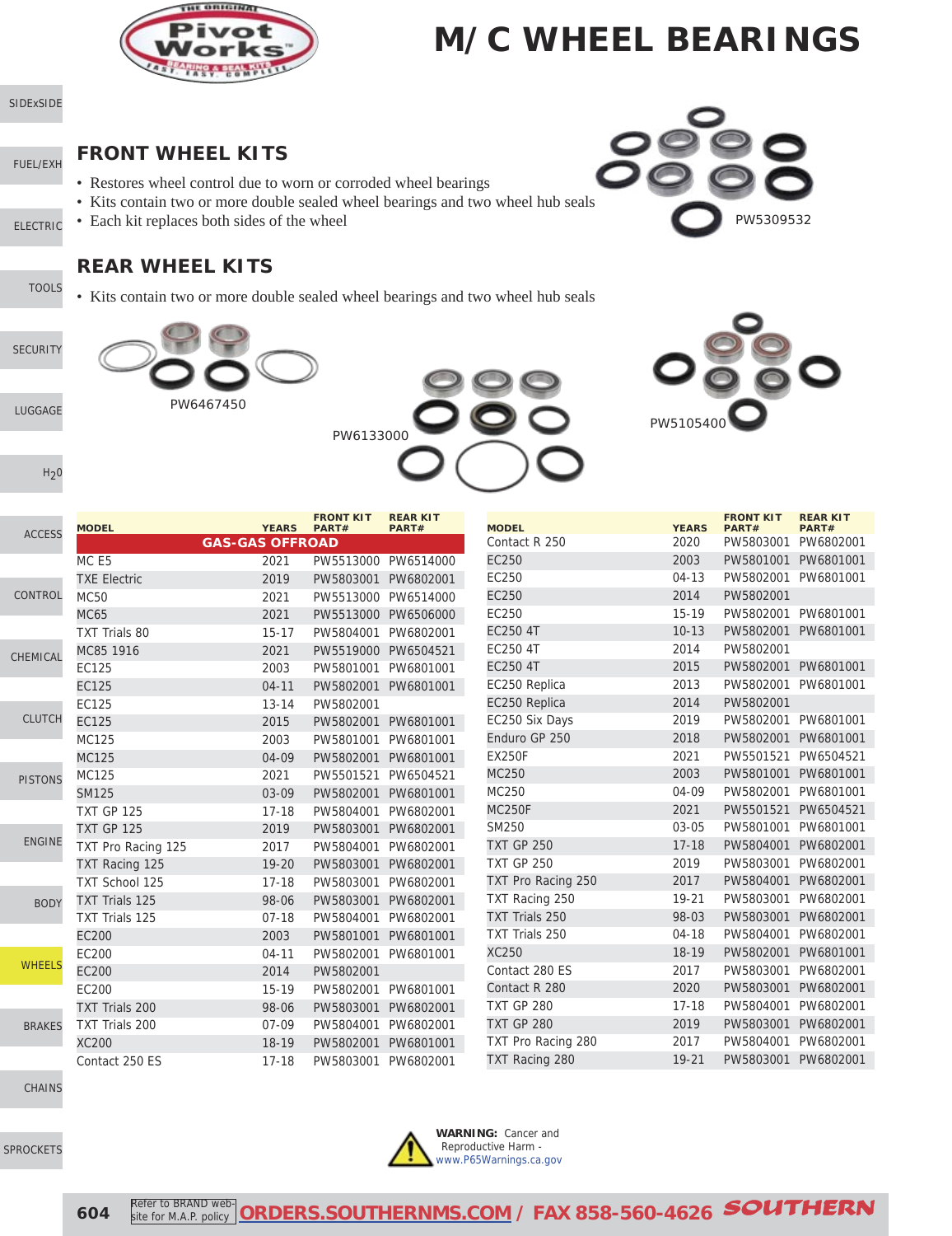# M/C WHEEL BEARINGS

## FRONT WHEEL KITS

- Restores wheel control due to worn or corroded wheel bearings
- Kits contain two or more double sealed wheel bearings and two wheel hub seals
- Each kit replaces both sides of the wheel

PW5309532

## REAR WHEEL KITS

- Kits contain two or more double sealed wheel bearings and two wheel hub seals

PW6467450

PW6133000

PW5105400

| MODEL | YEARS | FRONT KIT PART# | REAR KIT PART# |
|---|---|---|---|
| **GAS-GAS OFFROAD** | | | |
| MC E5 | 2021 | PW5513000 | PW6514000 |
| TXE Electric | 2019 | PW5803001 | PW6802001 |
| MC50 | 2021 | PW5513000 | PW6514000 |
| MC65 | 2021 | PW5513000 | PW6506000 |
| TXT Trials 80 | 15-17 | PW5804001 | PW6802001 |
| MC85 1916 | 2021 | PW5519000 | PW6504521 |
| EC125 | 2003 | PW5801001 | PW6801001 |
| EC125 | 04-11 | PW5802001 | PW6801001 |
| EC125 | 13-14 | PW5802001 | |
| EC125 | 2015 | PW5802001 | PW6801001 |
| MC125 | 2003 | PW5801001 | PW6801001 |
| MC125 | 04-09 | PW5802001 | PW6801001 |
| MC125 | 2021 | PW5501521 | PW6504521 |
| SM125 | 03-09 | PW5802001 | PW6801001 |
| TXT GP 125 | 17-18 | PW5804001 | PW6802001 |
| TXT GP 125 | 2019 | PW5803001 | PW6802001 |
| TXT Pro Racing 125 | 2017 | PW5804001 | PW6802001 |
| TXT Racing 125 | 19-20 | PW5803001 | PW6802001 |
| TXT School 125 | 17-18 | PW5803001 | PW6802001 |
| TXT Trials 125 | 98-06 | PW5803001 | PW6802001 |
| TXT Trials 125 | 07-18 | PW5804001 | PW6802001 |
| EC200 | 2003 | PW5801001 | PW6801001 |
| EC200 | 04-11 | PW5802001 | PW6801001 |
| EC200 | 2014 | PW5802001 | |
| EC200 | 15-19 | PW5802001 | PW6801001 |
| TXT Trials 200 | 98-06 | PW5803001 | PW6802001 |
| TXT Trials 200 | 07-09 | PW5804001 | PW6802001 |
| XC200 | 18-19 | PW5802001 | PW6801001 |
| Contact 250 ES | 17-18 | PW5803001 | PW6802001 |
| Contact R 250 | 2020 | PW5803001 | PW6802001 |
| EC250 | 2003 | PW5801001 | PW6801001 |
| EC250 | 04-13 | PW5802001 | PW6801001 |
| EC250 | 2014 | PW5802001 | |
| EC250 | 15-19 | PW5802001 | PW6801001 |
| EC250 4T | 10-13 | PW5802001 | PW6801001 |
| EC250 4T | 2014 | PW5802001 | |
| EC250 4T | 2015 | PW5802001 | PW6801001 |
| EC250 Replica | 2013 | PW5802001 | PW6801001 |
| EC250 Replica | 2014 | PW5802001 | |
| EC250 Six Days | 2019 | PW5802001 | PW6801001 |
| Enduro GP 250 | 2018 | PW5802001 | PW6801001 |
| EX250F | 2021 | PW5501521 | PW6504521 |
| MC250 | 2003 | PW5801001 | PW6801001 |
| MC250 | 04-09 | PW5802001 | PW6801001 |
| MC250F | 2021 | PW5501521 | PW6504521 |
| SM250 | 03-05 | PW5801001 | PW6801001 |
| TXT GP 250 | 17-18 | PW5804001 | PW6802001 |
| TXT GP 250 | 2019 | PW5803001 | PW6802001 |
| TXT Pro Racing 250 | 2017 | PW5804001 | PW6802001 |
| TXT Racing 250 | 19-21 | PW5803001 | PW6802001 |
| TXT Trials 250 | 98-03 | PW5803001 | PW6802001 |
| TXT Trials 250 | 04-18 | PW5804001 | PW6802001 |
| XC250 | 18-19 | PW5802001 | PW6801001 |
| Contact 280 ES | 2017 | PW5803001 | PW6802001 |
| Contact R 280 | 2020 | PW5803001 | PW6802001 |
| TXT GP 280 | 17-18 | PW5804001 | PW6802001 |
| TXT GP 280 | 2019 | PW5803001 | PW6802001 |
| TXT Pro Racing 280 | 2017 | PW5804001 | PW6802001 |
| TXT Racing 280 | 19-21 | PW5803001 | PW6802001 |

**WARNING:** Cancer and Reproductive Harm - www.P65Warnings.ca.gov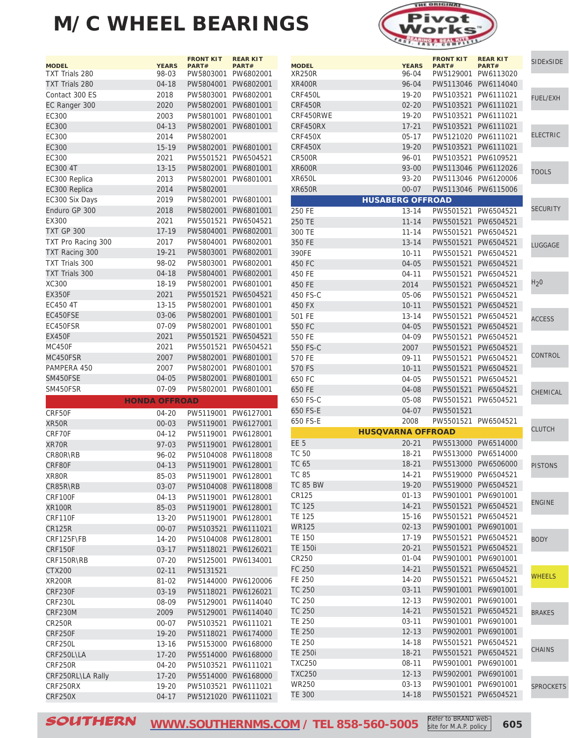# M/C WHEEL BEARINGS

| MODEL | YEARS | FRONT KIT PART# | REAR KIT PART# |
|---|---|---|---|
| TXT Trials 280 | 98-03 | PW5803001 | PW6802001 |
| TXT Trials 280 | 04-18 | PW5804001 | PW6802001 |
| Contact 300 ES | 2018 | PW5803001 | PW6802001 |
| EC Ranger 300 | 2020 | PW5802001 | PW6801001 |
| EC300 | 2003 | PW5801001 | PW6801001 |
| EC300 | 04-13 | PW5802001 | PW6801001 |
| EC300 | 2014 | PW5802001 | |
| EC300 | 15-19 | PW5802001 | PW6801001 |
| EC300 | 2021 | PW5501521 | PW6504521 |
| EC300 4T | 13-15 | PW5802001 | PW6801001 |
| EC300 Replica | 2013 | PW5802001 | PW6801001 |
| EC300 Replica | 2014 | PW5802001 | |
| EC300 Six Days | 2019 | PW5802001 | PW6801001 |
| Enduro GP 300 | 2018 | PW5802001 | PW6801001 |
| EX300 | 2021 | PW5501521 | PW6504521 |
| TXT GP 300 | 17-19 | PW5804001 | PW6802001 |
| TXT Pro Racing 300 | 2017 | PW5804001 | PW6802001 |
| TXT Racing 300 | 19-21 | PW5803001 | PW6802001 |
| TXT Trials 300 | 98-02 | PW5803001 | PW6802001 |
| TXT Trials 300 | 04-18 | PW5804001 | PW6802001 |
| XC300 | 18-19 | PW5802001 | PW6801001 |
| EX350F | 2021 | PW5501521 | PW6504521 |
| EC450 4T | 13-15 | PW5802001 | PW6801001 |
| EC450FSE | 03-06 | PW5802001 | PW6801001 |
| EC450FSR | 07-09 | PW5802001 | PW6801001 |
| EX450F | 2021 | PW5501521 | PW6504521 |
| MC450F | 2021 | PW5501521 | PW6504521 |
| MC450FSR | 2007 | PW5802001 | PW6801001 |
| PAMPERA 450 | 2007 | PW5802001 | PW6801001 |
| SM450FSE | 04-05 | PW5802001 | PW6801001 |
| SM450FSR | 07-09 | PW5802001 | PW6801001 |
| **HONDA OFFROAD** | | | |
| CRF50F | 04-20 | PW5119001 | PW6127001 |
| XR50R | 00-03 | PW5119001 | PW6127001 |
| CRF70F | 04-12 | PW5119001 | PW6128001 |
| XR70R | 97-03 | PW5119001 | PW6128001 |
| CR80R\RB | 96-02 | PW5104008 | PW6118008 |
| CRF80F | 04-13 | PW5119001 | PW6128001 |
| XR80R | 85-03 | PW5119001 | PW6128001 |
| CR85R\RB | 03-07 | PW5104008 | PW6118008 |
| CRF100F | 04-13 | PW5119001 | PW6128001 |
| XR100R | 85-03 | PW5119001 | PW6128001 |
| CRF110F | 13-20 | PW5119001 | PW6128001 |
| CR125R | 00-07 | PW5103521 | PW6111021 |
| CRF125F\FB | 14-20 | PW5104008 | PW6128001 |
| CRF150F | 03-17 | PW5118021 | PW6126021 |
| CRF150R\RB | 07-20 | PW5125001 | PW6134001 |
| CTX200 | 02-11 | PW5131521 | |
| XR200R | 81-02 | PW5144000 | PW6120006 |
| CRF230F | 03-19 | PW5118021 | PW6126021 |
| CRF230L | 08-09 | PW5129001 | PW6114040 |
| CRF230M | 2009 | PW5129001 | PW6114040 |
| CR250R | 00-07 | PW5103521 | PW6111021 |
| CRF250F | 19-20 | PW5118021 | PW6174000 |
| CRF250L | 13-16 | PW5153000 | PW6168000 |
| CRF250L\LA | 17-20 | PW5514000 | PW6168000 |
| CRF250R | 04-20 | PW5103521 | PW6111021 |
| CRF250RL\LA Rally | 17-20 | PW5514000 | PW6168000 |
| CRF250RX | 19-20 | PW5103521 | PW6111021 |
| CRF250X | 04-17 | PW5121020 | PW6111021 |
| XR250R | 96-04 | PW5129001 | PW6113020 |
| XR400R | 96-04 | PW5113046 | PW6114040 |
| CRF450L | 19-20 | PW5103521 | PW6111021 |
| CRF450R | 02-20 | PW5103521 | PW6111021 |
| CRF450RWE | 19-20 | PW5103521 | PW6111021 |
| CRF450RX | 17-21 | PW5103521 | PW6111021 |
| CRF450X | 05-17 | PW5121020 | PW6111021 |
| CRF450X | 19-20 | PW5103521 | PW6111021 |
| CR500R | 96-01 | PW5103521 | PW6109521 |
| XR600R | 93-00 | PW5113046 | PW6112026 |
| XR650L | 93-20 | PW5113046 | PW6120006 |
| XR650R | 00-07 | PW5113046 | PW6115006 |
| **HUSABERG OFFROAD** | | | |
| 250 FE | 13-14 | PW5501521 | PW6504521 |
| 250 TE | 11-14 | PW5501521 | PW6504521 |
| 300 TE | 11-14 | PW5501521 | PW6504521 |
| 350 FE | 13-14 | PW5501521 | PW6504521 |
| 390FE | 10-11 | PW5501521 | PW6504521 |
| 450 FC | 04-05 | PW5501521 | PW6504521 |
| 450 FE | 04-11 | PW5501521 | PW6504521 |
| 450 FE | 2014 | PW5501521 | PW6504521 |
| 450 FS-C | 05-06 | PW5501521 | PW6504521 |
| 450 FX | 10-11 | PW5501521 | PW6504521 |
| 501 FE | 13-14 | PW5501521 | PW6504521 |
| 550 FC | 04-05 | PW5501521 | PW6504521 |
| 550 FE | 04-09 | PW5501521 | PW6504521 |
| 550 FS-C | 2007 | PW5501521 | PW6504521 |
| 570 FE | 09-11 | PW5501521 | PW6504521 |
| 570 FS | 10-11 | PW5501521 | PW6504521 |
| 650 FC | 04-05 | PW5501521 | PW6504521 |
| 650 FE | 04-08 | PW5501521 | PW6504521 |
| 650 FS-C | 05-08 | PW5501521 | PW6504521 |
| 650 FS-E | 04-07 | PW5501521 | |
| 650 FS-E | 2008 | PW5501521 | PW6504521 |
| **HUSQVARNA OFFROAD** | | | |
| EE 5 | 20-21 | PW5513000 | PW6514000 |
| TC 50 | 18-21 | PW5513000 | PW6514000 |
| TC 65 | 18-21 | PW5513000 | PW6506000 |
| TC 85 | 14-21 | PW5519000 | PW6504521 |
| TC 85 BW | 19-20 | PW5519000 | PW6504521 |
| CR125 | 01-13 | PW5901001 | PW6901001 |
| TC 125 | 14-21 | PW5501521 | PW6504521 |
| TE 125 | 15-16 | PW5501521 | PW6504521 |
| WR125 | 02-13 | PW5901001 | PW6901001 |
| TE 150 | 17-19 | PW5501521 | PW6504521 |
| TE 150i | 20-21 | PW5501521 | PW6504521 |
| CR250 | 01-04 | PW5901001 | PW6901001 |
| FC 250 | 14-21 | PW5501521 | PW6504521 |
| FE 250 | 14-20 | PW5501521 | PW6504521 |
| TC 250 | 03-11 | PW5901001 | PW6901001 |
| TC 250 | 12-13 | PW5902001 | PW6901001 |
| TC 250 | 14-21 | PW5501521 | PW6504521 |
| TE 250 | 03-11 | PW5901001 | PW6901001 |
| TE 250 | 12-13 | PW5902001 | PW6901001 |
| TE 250 | 14-18 | PW5501521 | PW6504521 |
| TE 250i | 18-21 | PW5501521 | PW6504521 |
| TXC250 | 08-11 | PW5901001 | PW6901001 |
| TXC250 | 12-13 | PW5902001 | PW6901001 |
| WR250 | 03-13 | PW5901001 | PW6901001 |
| TE 300 | 14-18 | PW5501521 | PW6504521 |

SOUTHERN WWW.SOUTHERNMS.COM / TEL 858-560-5005 Refer to BRAND website for M.A.P. policy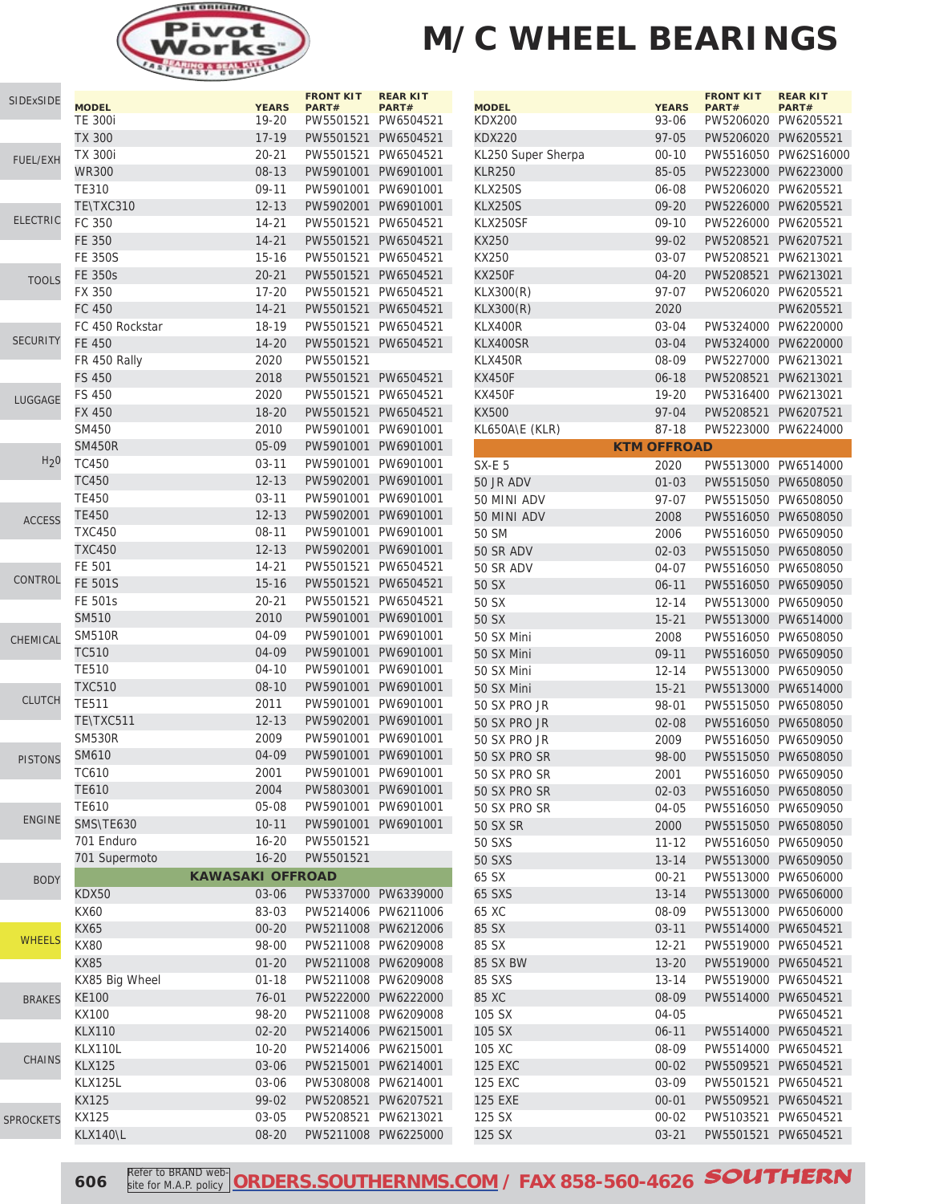# M/C WHEEL BEARINGS

| MODEL | YEARS | FRONT KIT PART# | REAR KIT PART# |
|---|---|---|---|
| TE 300i | 19-20 | PW5501521 | PW6504521 |
| TX 300 | 17-19 | PW5501521 | PW6504521 |
| TX 300i | 20-21 | PW5501521 | PW6504521 |
| WR300 | 08-13 | PW5901001 | PW6901001 |
| TE310 | 09-11 | PW5901001 | PW6901001 |
| TE\TXC310 | 12-13 | PW5902001 | PW6901001 |
| FC 350 | 14-21 | PW5501521 | PW6504521 |
| FE 350 | 14-21 | PW5501521 | PW6504521 |
| FE 350S | 15-16 | PW5501521 | PW6504521 |
| FE 350s | 20-21 | PW5501521 | PW6504521 |
| FX 350 | 17-20 | PW5501521 | PW6504521 |
| FC 450 | 14-21 | PW5501521 | PW6504521 |
| FC 450 Rockstar | 18-19 | PW5501521 | PW6504521 |
| FE 450 | 14-20 | PW5501521 | PW6504521 |
| FR 450 Rally | 2020 | PW5501521 | |
| FS 450 | 2018 | PW5501521 | PW6504521 |
| FS 450 | 2020 | PW5501521 | PW6504521 |
| FX 450 | 18-20 | PW5501521 | PW6504521 |
| SM450 | 2010 | PW5901001 | PW6901001 |
| SM450R | 05-09 | PW5901001 | PW6901001 |
| TC450 | 03-11 | PW5901001 | PW6901001 |
| TC450 | 12-13 | PW5902001 | PW6901001 |
| TE450 | 03-11 | PW5901001 | PW6901001 |
| TE450 | 12-13 | PW5902001 | PW6901001 |
| TXC450 | 08-11 | PW5901001 | PW6901001 |
| TXC450 | 12-13 | PW5902001 | PW6901001 |
| FE 501 | 14-21 | PW5501521 | PW6504521 |
| FE 501S | 15-16 | PW5501521 | PW6504521 |
| FE 501s | 20-21 | PW5501521 | PW6504521 |
| SM510 | 2010 | PW5901001 | PW6901001 |
| SM510R | 04-09 | PW5901001 | PW6901001 |
| TC510 | 04-09 | PW5901001 | PW6901001 |
| TE510 | 04-10 | PW5901001 | PW6901001 |
| TXC510 | 08-10 | PW5901001 | PW6901001 |
| TE511 | 2011 | PW5901001 | PW6901001 |
| TE\TXC511 | 12-13 | PW5902001 | PW6901001 |
| SM530R | 2009 | PW5901001 | PW6901001 |
| SM610 | 04-09 | PW5901001 | PW6901001 |
| TC610 | 2001 | PW5901001 | PW6901001 |
| TE610 | 2004 | PW5803001 | PW6901001 |
| TE610 | 05-08 | PW5901001 | PW6901001 |
| SMS\TE630 | 10-11 | PW5901001 | PW6901001 |
| 701 Enduro | 16-20 | PW5501521 | |
| 701 Supermoto | 16-20 | PW5501521 | |
| **KAWASAKI OFFROAD** | | | |
| KDX50 | 03-06 | PW5337000 | PW6339000 |
| KX60 | 83-03 | PW5214006 | PW6211006 |
| KX65 | 00-20 | PW5211008 | PW6212006 |
| KX80 | 98-00 | PW5211008 | PW6209008 |
| KX85 | 01-20 | PW5211008 | PW6209008 |
| KX85 Big Wheel | 01-18 | PW5211008 | PW6209008 |
| KE100 | 76-01 | PW5222000 | PW6222000 |
| KX100 | 98-20 | PW5211008 | PW6209008 |
| KLX110 | 02-20 | PW5214006 | PW6215001 |
| KLX110L | 10-20 | PW5214006 | PW6215001 |
| KLX125 | 03-06 | PW5215001 | PW6214001 |
| KLX125L | 03-06 | PW5308008 | PW6214001 |
| KX125 | 99-02 | PW5208521 | PW6207521 |
| KX125 | 03-05 | PW5208521 | PW6213021 |
| KLX140\L | 08-20 | PW5211008 | PW6225000 |
| KDX200 | 93-06 | PW5206020 | PW6205521 |
| KDX220 | 97-05 | PW5206020 | PW6205521 |
| KL250 Super Sherpa | 00-10 | PW5516050 | PW62S16000 |
| KLR250 | 85-05 | PW5223000 | PW6223000 |
| KLX250S | 06-08 | PW5206020 | PW6205521 |
| KLX250S | 09-20 | PW5226000 | PW6205521 |
| KLX250SF | 09-10 | PW5226000 | PW6205521 |
| KX250 | 99-02 | PW5208521 | PW6207521 |
| KX250 | 03-07 | PW5208521 | PW6213021 |
| KX250F | 04-20 | PW5208521 | PW6213021 |
| KLX300(R) | 97-07 | PW5206020 | PW6205521 |
| KLX300(R) | 2020 | | PW6205521 |
| KLX400R | 03-04 | PW5324000 | PW6220000 |
| KLX400SR | 03-04 | PW5324000 | PW6220000 |
| KLX450R | 08-09 | PW5227000 | PW6213021 |
| KX450F | 06-18 | PW5208521 | PW6213021 |
| KX450F | 19-20 | PW5316400 | PW6213021 |
| KX500 | 97-04 | PW5208521 | PW6207521 |
| KL650A\E (KLR) | 87-18 | PW5223000 | PW6224000 |
| **KTM OFFROAD** | | | |
| SX-E 5 | 2020 | PW5513000 | PW6514000 |
| 50 JR ADV | 01-03 | PW5515050 | PW6508050 |
| 50 MINI ADV | 97-07 | PW5515050 | PW6508050 |
| 50 MINI ADV | 2008 | PW5516050 | PW6508050 |
| 50 SM | 2006 | PW5516050 | PW6509050 |
| 50 SR ADV | 02-03 | PW5515050 | PW6508050 |
| 50 SR ADV | 04-07 | PW5516050 | PW6508050 |
| 50 SX | 06-11 | PW5516050 | PW6509050 |
| 50 SX | 12-14 | PW5513000 | PW6509050 |
| 50 SX | 15-21 | PW5513000 | PW6514000 |
| 50 SX Mini | 2008 | PW5516050 | PW6508050 |
| 50 SX Mini | 09-11 | PW5516050 | PW6509050 |
| 50 SX Mini | 12-14 | PW5513000 | PW6509050 |
| 50 SX Mini | 15-21 | PW5513000 | PW6514000 |
| 50 SX PRO JR | 98-01 | PW5515050 | PW6508050 |
| 50 SX PRO JR | 02-08 | PW5516050 | PW6508050 |
| 50 SX PRO JR | 2009 | PW5516050 | PW6509050 |
| 50 SX PRO SR | 98-00 | PW5515050 | PW6508050 |
| 50 SX PRO SR | 2001 | PW5516050 | PW6509050 |
| 50 SX PRO SR | 02-03 | PW5516050 | PW6508050 |
| 50 SX PRO SR | 04-05 | PW5516050 | PW6509050 |
| 50 SX SR | 2000 | PW5515050 | PW6508050 |
| 50 SXS | 11-12 | PW5516050 | PW6509050 |
| 50 SXS | 13-14 | PW5513000 | PW6509050 |
| 65 SX | 00-21 | PW5513000 | PW6506000 |
| 65 SXS | 13-14 | PW5513000 | PW6506000 |
| 65 XC | 08-09 | PW5513000 | PW6506000 |
| 85 SX | 03-11 | PW5514000 | PW6504521 |
| 85 SX | 12-21 | PW5519000 | PW6504521 |
| 85 SX BW | 13-20 | PW5519000 | PW6504521 |
| 85 SXS | 13-14 | PW5519000 | PW6504521 |
| 85 XC | 08-09 | PW5514000 | PW6504521 |
| 105 SX | 04-05 | | PW6504521 |
| 105 SX | 06-11 | PW5514000 | PW6504521 |
| 105 XC | 08-09 | PW5514000 | PW6504521 |
| 125 EXC | 00-02 | PW5509521 | PW6504521 |
| 125 EXC | 03-09 | PW5501521 | PW6504521 |
| 125 EXE | 00-01 | PW5509521 | PW6504521 |
| 125 SX | 00-02 | PW5103521 | PW6504521 |
| 125 SX | 03-21 | PW5501521 | PW6504521 |

Refer to BRAND web-site for M.A.P. policy **ORDERS.SOUTHERNMS.COM / FAX 858-560-4626**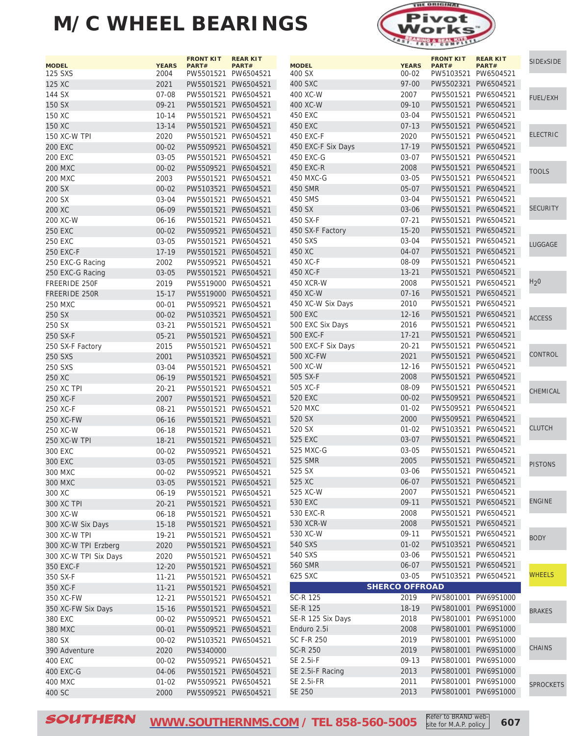# M/C WHEEL BEARINGS

| MODEL | YEARS | FRONT KIT PART# | REAR KIT PART# |
|---|---|---|---|
| 125 SXS | 2004 | PW5501521 | PW6504521 |
| 125 XC | 2021 | PW5501521 | PW6504521 |
| 144 SX | 07-08 | PW5501521 | PW6504521 |
| 150 SX | 09-21 | PW5501521 | PW6504521 |
| 150 XC | 10-14 | PW5501521 | PW6504521 |
| 150 XC | 13-14 | PW5501521 | PW6504521 |
| 150 XC-W TPI | 2020 | PW5501521 | PW6504521 |
| 200 EXC | 00-02 | PW5509521 | PW6504521 |
| 200 EXC | 03-05 | PW5501521 | PW6504521 |
| 200 MXC | 00-02 | PW5509521 | PW6504521 |
| 200 MXC | 2003 | PW5501521 | PW6504521 |
| 200 SX | 00-02 | PW5103521 | PW6504521 |
| 200 SX | 03-04 | PW5501521 | PW6504521 |
| 200 XC | 06-09 | PW5501521 | PW6504521 |
| 200 XC-W | 06-16 | PW5501521 | PW6504521 |
| 250 EXC | 00-02 | PW5509521 | PW6504521 |
| 250 EXC | 03-05 | PW5501521 | PW6504521 |
| 250 EXC-F | 17-19 | PW5501521 | PW6504521 |
| 250 EXC-G Racing | 2002 | PW5509521 | PW6504521 |
| 250 EXC-G Racing | 03-05 | PW5501521 | PW6504521 |
| FREERIDE 250F | 2019 | PW5519000 | PW6504521 |
| FREERIDE 250R | 15-17 | PW5519000 | PW6504521 |
| 250 MXC | 00-01 | PW5509521 | PW6504521 |
| 250 SX | 00-02 | PW5103521 | PW6504521 |
| 250 SX | 03-21 | PW5501521 | PW6504521 |
| 250 SX-F | 05-21 | PW5501521 | PW6504521 |
| 250 SX-F Factory | 2015 | PW5501521 | PW6504521 |
| 250 SXS | 2001 | PW5103521 | PW6504521 |
| 250 SXS | 03-04 | PW5501521 | PW6504521 |
| 250 XC | 06-19 | PW5501521 | PW6504521 |
| 250 XC TPI | 20-21 | PW5501521 | PW6504521 |
| 250 XC-F | 2007 | PW5501521 | PW6504521 |
| 250 XC-F | 08-21 | PW5501521 | PW6504521 |
| 250 XC-FW | 06-16 | PW5501521 | PW6504521 |
| 250 XC-W | 06-18 | PW5501521 | PW6504521 |
| 250 XC-W TPI | 18-21 | PW5501521 | PW6504521 |
| 300 EXC | 00-02 | PW5509521 | PW6504521 |
| 300 EXC | 03-05 | PW5501521 | PW6504521 |
| 300 MXC | 00-02 | PW5509521 | PW6504521 |
| 300 MXC | 03-05 | PW5501521 | PW6504521 |
| 300 XC | 06-19 | PW5501521 | PW6504521 |
| 300 XC TPI | 20-21 | PW5501521 | PW6504521 |
| 300 XC-W | 06-18 | PW5501521 | PW6504521 |
| 300 XC-W Six Days | 15-18 | PW5501521 | PW6504521 |
| 300 XC-W TPI | 19-21 | PW5501521 | PW6504521 |
| 300 XC-W TPI Erzberg | 2020 | PW5501521 | PW6504521 |
| 300 XC-W TPI Six Days | 2020 | PW5501521 | PW6504521 |
| 350 EXC-F | 12-20 | PW5501521 | PW6504521 |
| 350 SX-F | 11-21 | PW5501521 | PW6504521 |
| 350 XC-F | 11-21 | PW5501521 | PW6504521 |
| 350 XC-FW | 12-21 | PW5501521 | PW6504521 |
| 350 XC-FW Six Days | 15-16 | PW5501521 | PW6504521 |
| 380 EXC | 00-02 | PW5509521 | PW6504521 |
| 380 MXC | 00-01 | PW5509521 | PW6504521 |
| 380 SX | 00-02 | PW5103521 | PW6504521 |
| 390 Adventure | 2020 | PW5340000 | |
| 400 EXC | 00-02 | PW5509521 | PW6504521 |
| 400 EXC-G | 04-06 | PW5501521 | PW6504521 |
| 400 MXC | 01-02 | PW5509521 | PW6504521 |
| 400 SC | 2000 | PW5509521 | PW6504521 |
| 400 SX | 00-02 | PW5103521 | PW6504521 |
| 400 SXC | 97-00 | PW5502321 | PW6504521 |
| 400 XC-W | 2007 | PW5501521 | PW6504521 |
| 400 XC-W | 09-10 | PW5501521 | PW6504521 |
| 450 EXC | 03-04 | PW5501521 | PW6504521 |
| 450 EXC | 07-13 | PW5501521 | PW6504521 |
| 450 EXC-F | 2020 | PW5501521 | PW6504521 |
| 450 EXC-F Six Days | 17-19 | PW5501521 | PW6504521 |
| 450 EXC-G | 03-07 | PW5501521 | PW6504521 |
| 450 EXC-R | 2008 | PW5501521 | PW6504521 |
| 450 MXC-G | 03-05 | PW5501521 | PW6504521 |
| 450 SMR | 05-07 | PW5501521 | PW6504521 |
| 450 SMS | 03-04 | PW5501521 | PW6504521 |
| 450 SX | 03-06 | PW5501521 | PW6504521 |
| 450 SX-F | 07-21 | PW5501521 | PW6504521 |
| 450 SX-F Factory | 15-20 | PW5501521 | PW6504521 |
| 450 SXS | 03-04 | PW5501521 | PW6504521 |
| 450 XC | 04-07 | PW5501521 | PW6504521 |
| 450 XC-F | 08-09 | PW5501521 | PW6504521 |
| 450 XC-F | 13-21 | PW5501521 | PW6504521 |
| 450 XCR-W | 2008 | PW5501521 | PW6504521 |
| 450 XC-W | 07-16 | PW5501521 | PW6504521 |
| 450 XC-W Six Days | 2010 | PW5501521 | PW6504521 |
| 500 EXC | 12-16 | PW5501521 | PW6504521 |
| 500 EXC Six Days | 2016 | PW5501521 | PW6504521 |
| 500 EXC-F | 17-21 | PW5501521 | PW6504521 |
| 500 EXC-F Six Days | 20-21 | PW5501521 | PW6504521 |
| 500 XC-FW | 2021 | PW5501521 | PW6504521 |
| 500 XC-W | 12-16 | PW5501521 | PW6504521 |
| 505 SX-F | 2008 | PW5501521 | PW6504521 |
| 505 XC-F | 08-09 | PW5501521 | PW6504521 |
| 520 EXC | 00-02 | PW5509521 | PW6504521 |
| 520 MXC | 01-02 | PW5509521 | PW6504521 |
| 520 SX | 2000 | PW5509521 | PW6504521 |
| 520 SX | 01-02 | PW5103521 | PW6504521 |
| 525 EXC | 03-07 | PW5501521 | PW6504521 |
| 525 MXC-G | 03-05 | PW5501521 | PW6504521 |
| 525 SMR | 2005 | PW5501521 | PW6504521 |
| 525 SX | 03-06 | PW5501521 | PW6504521 |
| 525 XC | 06-07 | PW5501521 | PW6504521 |
| 525 XC-W | 2007 | PW5501521 | PW6504521 |
| 530 EXC | 09-11 | PW5501521 | PW6504521 |
| 530 EXC-R | 2008 | PW5501521 | PW6504521 |
| 530 XCR-W | 2008 | PW5501521 | PW6504521 |
| 530 XC-W | 09-11 | PW5501521 | PW6504521 |
| 540 SXS | 01-02 | PW5103521 | PW6504521 |
| 540 SXS | 03-06 | PW5501521 | PW6504521 |
| 560 SMR | 06-07 | PW5501521 | PW6504521 |
| 625 SXC | 03-05 | PW5103521 | PW6504521 |
| **SHERCO OFFROAD** | | | |
| SC-R 125 | 2019 | PW5801001 | PW69S1000 |
| SE-R 125 | 18-19 | PW5801001 | PW69S1000 |
| SE-R 125 Six Days | 2018 | PW5801001 | PW69S1000 |
| Enduro 2.5i | 2008 | PW5801001 | PW69S1000 |
| SC F-R 250 | 2019 | PW5801001 | PW69S1000 |
| SC-R 250 | 2019 | PW5801001 | PW69S1000 |
| SE 2.5i-F | 09-13 | PW5801001 | PW69S1000 |
| SE 2.5i-F Racing | 2013 | PW5801001 | PW69S1000 |
| SE 2.5i-FR | 2011 | PW5801001 | PW69S1000 |
| SE 250 | 2013 | PW5801001 | PW69S1000 |

Refer to BRAND website for M.A.P. policy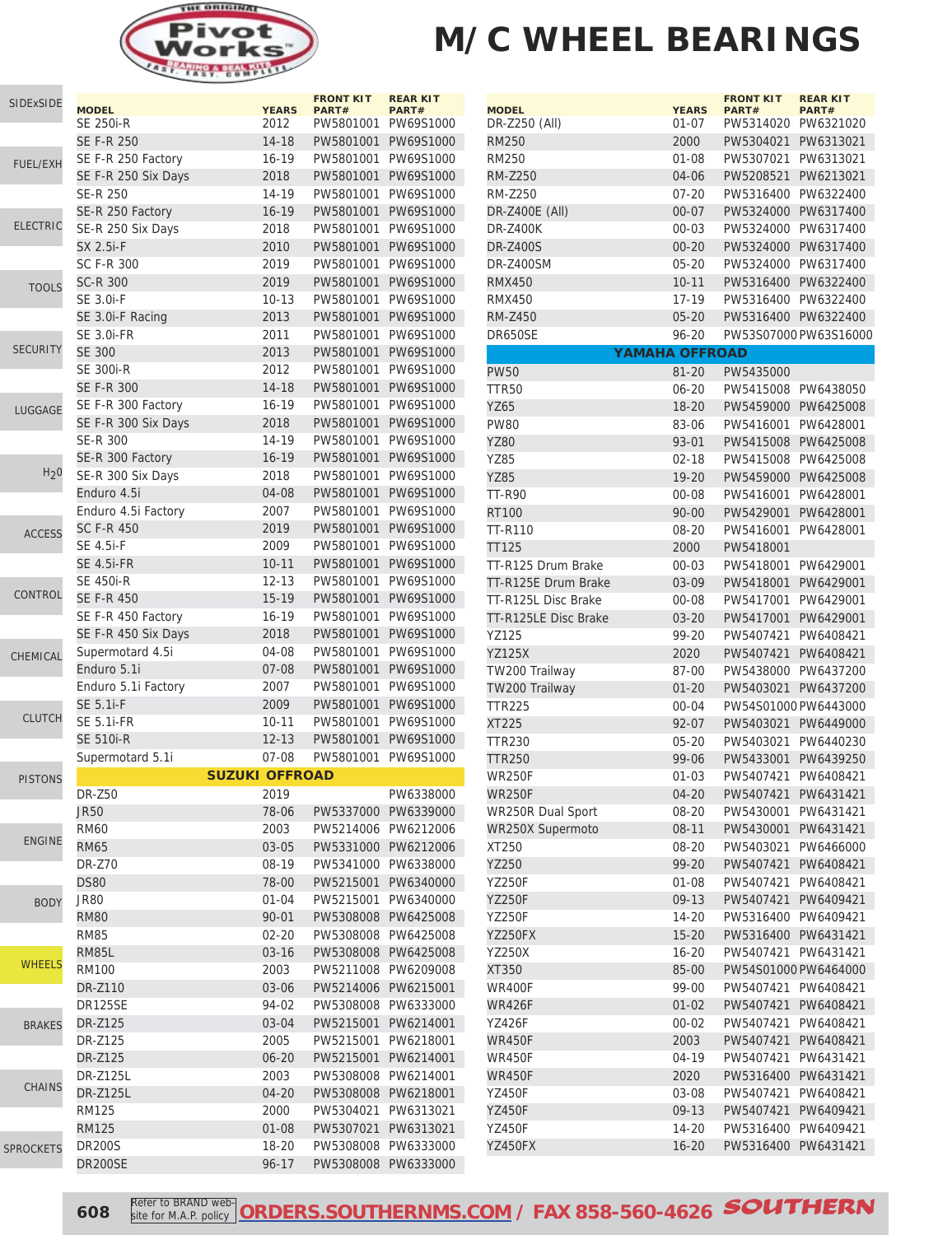# M/C WHEEL BEARINGS

| MODEL | YEARS | FRONT KIT PART# | REAR KIT PART# |
|---|---|---|---|
| SE 250i-R | 2012 | PW5801001 | PW69S1000 |
| SE F-R 250 | 14-18 | PW5801001 | PW69S1000 |
| SE F-R 250 Factory | 16-19 | PW5801001 | PW69S1000 |
| SE F-R 250 Six Days | 2018 | PW5801001 | PW69S1000 |
| SE-R 250 | 14-19 | PW5801001 | PW69S1000 |
| SE-R 250 Factory | 16-19 | PW5801001 | PW69S1000 |
| SE-R 250 Six Days | 2018 | PW5801001 | PW69S1000 |
| SX 2.5i-F | 2010 | PW5801001 | PW69S1000 |
| SC F-R 300 | 2019 | PW5801001 | PW69S1000 |
| SC-R 300 | 2019 | PW5801001 | PW69S1000 |
| SE 3.0i-F | 10-13 | PW5801001 | PW69S1000 |
| SE 3.0i-F Racing | 2013 | PW5801001 | PW69S1000 |
| SE 3.0i-FR | 2011 | PW5801001 | PW69S1000 |
| SE 300 | 2013 | PW5801001 | PW69S1000 |
| SE 300i-R | 2012 | PW5801001 | PW69S1000 |
| SE F-R 300 | 14-18 | PW5801001 | PW69S1000 |
| SE F-R 300 Factory | 16-19 | PW5801001 | PW69S1000 |
| SE F-R 300 Six Days | 2018 | PW5801001 | PW69S1000 |
| SE-R 300 | 14-19 | PW5801001 | PW69S1000 |
| SE-R 300 Factory | 16-19 | PW5801001 | PW69S1000 |
| SE-R 300 Six Days | 2018 | PW5801001 | PW69S1000 |
| Enduro 4.5i | 04-08 | PW5801001 | PW69S1000 |
| Enduro 4.5i Factory | 2007 | PW5801001 | PW69S1000 |
| SC F-R 450 | 2019 | PW5801001 | PW69S1000 |
| SE 4.5i-F | 2009 | PW5801001 | PW69S1000 |
| SE 4.5i-FR | 10-11 | PW5801001 | PW69S1000 |
| SE 450i-R | 12-13 | PW5801001 | PW69S1000 |
| SE F-R 450 | 15-19 | PW5801001 | PW69S1000 |
| SE F-R 450 Factory | 16-19 | PW5801001 | PW69S1000 |
| SE F-R 450 Six Days | 2018 | PW5801001 | PW69S1000 |
| Supermotard 4.5i | 04-08 | PW5801001 | PW69S1000 |
| Enduro 5.1i | 07-08 | PW5801001 | PW69S1000 |
| Enduro 5.1i Factory | 2007 | PW5801001 | PW69S1000 |
| SE 5.1i-F | 2009 | PW5801001 | PW69S1000 |
| SE 5.1i-FR | 10-11 | PW5801001 | PW69S1000 |
| SE 510i-R | 12-13 | PW5801001 | PW69S1000 |
| Supermotard 5.1i | 07-08 | PW5801001 | PW69S1000 |
| **SUZUKI OFFROAD** | | | |
| DR-Z50 | 2019 | | PW6338000 |
| JR50 | 78-06 | PW5337000 | PW6339000 |
| RM60 | 2003 | PW5214006 | PW6212006 |
| RM65 | 03-05 | PW5331000 | PW6212006 |
| DR-Z70 | 08-19 | PW5341000 | PW6338000 |
| DS80 | 78-00 | PW5215001 | PW6340000 |
| JR80 | 01-04 | PW5215001 | PW6340000 |
| RM80 | 90-01 | PW5308008 | PW6425008 |
| RM85 | 02-20 | PW5308008 | PW6425008 |
| RM85L | 03-16 | PW5308008 | PW6425008 |
| RM100 | 2003 | PW5211008 | PW6209008 |
| DR-Z110 | 03-06 | PW5214006 | PW6215001 |
| DR125SE | 94-02 | PW5308008 | PW6333000 |
| DR-Z125 | 03-04 | PW5215001 | PW6214001 |
| DR-Z125 | 2005 | PW5215001 | PW6218001 |
| DR-Z125 | 06-20 | PW5215001 | PW6214001 |
| DR-Z125L | 2003 | PW5308008 | PW6214001 |
| DR-Z125L | 04-20 | PW5308008 | PW6218001 |
| RM125 | 2000 | PW5304021 | PW6313021 |
| RM125 | 01-08 | PW5307021 | PW6313021 |
| DR200S | 18-20 | PW5308008 | PW6333000 |
| DR200SE | 96-17 | PW5308008 | PW6333000 |
| DR-Z250 (All) | 01-07 | PW5314020 | PW6321020 |
| RM250 | 2000 | PW5304021 | PW6313021 |
| RM250 | 01-08 | PW5307021 | PW6313021 |
| RM-Z250 | 04-06 | PW5208521 | PW6213021 |
| RM-Z250 | 07-20 | PW5316400 | PW6322400 |
| DR-Z400E (All) | 00-07 | PW5324000 | PW6317400 |
| DR-Z400K | 00-03 | PW5324000 | PW6317400 |
| DR-Z400S | 00-20 | PW5324000 | PW6317400 |
| DR-Z400SM | 05-20 | PW5324000 | PW6317400 |
| RMX450 | 10-11 | PW5316400 | PW6322400 |
| RMX450 | 17-19 | PW5316400 | PW6322400 |
| RM-Z450 | 05-20 | PW5316400 | PW6322400 |
| DR650SE | 96-20 | PW53S07000 | PW63S16000 |
| **YAMAHA OFFROAD** | | | |
| PW50 | 81-20 | PW5435000 | |
| TTR50 | 06-20 | PW5415008 | PW6438050 |
| YZ65 | 18-20 | PW5459000 | PW6425008 |
| PW80 | 83-06 | PW5416001 | PW6428001 |
| YZ80 | 93-01 | PW5415008 | PW6425008 |
| YZ85 | 02-18 | PW5415008 | PW6425008 |
| YZ85 | 19-20 | PW5459000 | PW6425008 |
| TT-R90 | 00-08 | PW5416001 | PW6428001 |
| RT100 | 90-00 | PW5429001 | PW6428001 |
| TT-R110 | 08-20 | PW5416001 | PW6428001 |
| TT125 | 2000 | PW5418001 | |
| TT-R125 Drum Brake | 00-03 | PW5418001 | PW6429001 |
| TT-R125E Drum Brake | 03-09 | PW5418001 | PW6429001 |
| TT-R125L Disc Brake | 00-08 | PW5417001 | PW6429001 |
| TT-R125LE Disc Brake | 03-20 | PW5417001 | PW6429001 |
| YZ125 | 99-20 | PW5407421 | PW6408421 |
| YZ125X | 2020 | PW5407421 | PW6408421 |
| TW200 Trailway | 87-00 | PW5438000 | PW6437200 |
| TW200 Trailway | 01-20 | PW5403021 | PW6437200 |
| TTR225 | 00-04 | PW54S01000 | PW6443000 |
| XT225 | 92-07 | PW5403021 | PW6449000 |
| TTR230 | 05-20 | PW5403021 | PW6440230 |
| TTR250 | 99-06 | PW5433001 | PW6439250 |
| WR250F | 01-03 | PW5407421 | PW6408421 |
| WR250F | 04-20 | PW5407421 | PW6431421 |
| WR250R Dual Sport | 08-20 | PW5430001 | PW6431421 |
| WR250X Supermoto | 08-11 | PW5430001 | PW6431421 |
| XT250 | 08-20 | PW5403021 | PW6466000 |
| YZ250 | 99-20 | PW5407421 | PW6408421 |
| YZ250F | 01-08 | PW5407421 | PW6408421 |
| YZ250F | 09-13 | PW5407421 | PW6409421 |
| YZ250F | 14-20 | PW5316400 | PW6409421 |
| YZ250FX | 15-20 | PW5316400 | PW6431421 |
| YZ250X | 16-20 | PW5407421 | PW6431421 |
| XT350 | 85-00 | PW54S01000 | PW6464000 |
| WR400F | 99-00 | PW5407421 | PW6408421 |
| WR426F | 01-02 | PW5407421 | PW6408421 |
| YZ426F | 00-02 | PW5407421 | PW6408421 |
| WR450F | 2003 | PW5407421 | PW6408421 |
| WR450F | 04-19 | PW5407421 | PW6431421 |
| WR450F | 2020 | PW5316400 | PW6431421 |
| YZ450F | 03-08 | PW5407421 | PW6408421 |
| YZ450F | 09-13 | PW5407421 | PW6409421 |
| YZ450F | 14-20 | PW5316400 | PW6409421 |
| YZ450FX | 16-20 | PW5316400 | PW6431421 |

Refer to BRAND website for M.A.P. policy **ORDERS.SOUTHERNMS.COM / FAX 858-560-4626**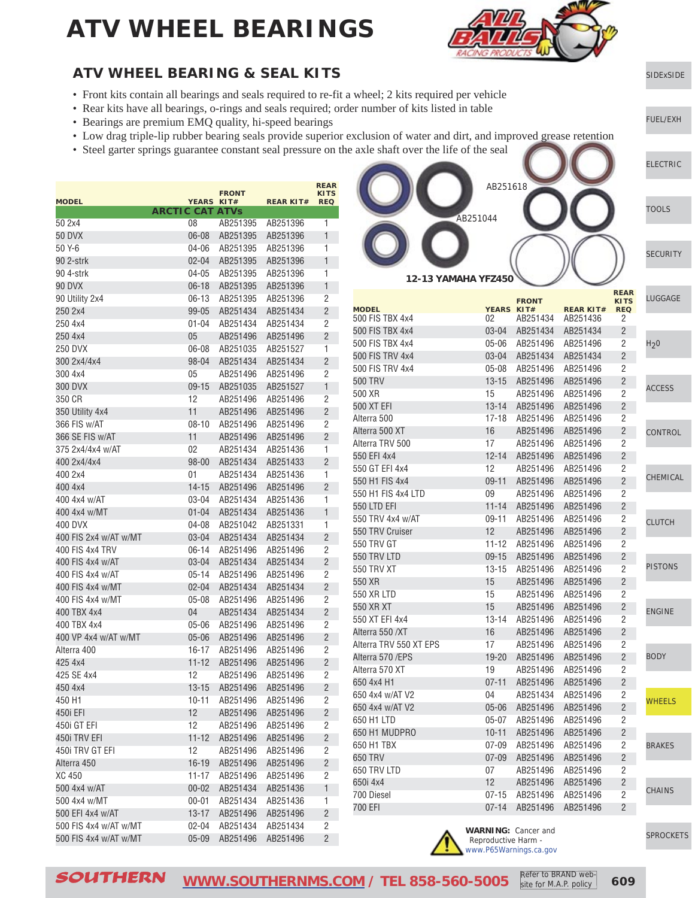# ATV WHEEL BEARINGS

## ATV WHEEL BEARING & SEAL KITS

- Front kits contain all bearings and seals required to re-fit a wheel; 2 kits required per vehicle
- Rear kits have all bearings, o-rings and seals required; order number of kits listed in table
- Bearings are premium EMQ quality, hi-speed bearings
- Low drag triple-lip rubber bearing seals provide superior exclusion of water and dirt, and improved grease retention
- Steel garter springs guarantee constant seal pressure on the axle shaft over the life of the seal

AB251618

AB251044

12-13 YAMAHA YFZ450

| MODEL | YEARS | FRONT KIT# | REAR KIT# | REAR KITS REQ |
|---|---|---|---|---|
| **ARCTIC CAT ATVs** | | | | |
| 50 2x4 | 08 | AB251395 | AB251396 | 1 |
| 50 DVX | 06-08 | AB251395 | AB251396 | 1 |
| 50 Y-6 | 04-06 | AB251395 | AB251396 | 1 |
| 90 2-strk | 02-04 | AB251395 | AB251396 | 1 |
| 90 4-strk | 04-05 | AB251395 | AB251396 | 1 |
| 90 DVX | 06-18 | AB251395 | AB251396 | 1 |
| 90 Utility 2x4 | 06-13 | AB251395 | AB251396 | 2 |
| 250 2x4 | 99-05 | AB251434 | AB251434 | 2 |
| 250 4x4 | 01-04 | AB251434 | AB251434 | 2 |
| 250 4x4 | 05 | AB251496 | AB251496 | 2 |
| 250 DVX | 06-08 | AB251035 | AB251527 | 1 |
| 300 2x4/4x4 | 98-04 | AB251434 | AB251434 | 2 |
| 300 4x4 | 05 | AB251496 | AB251496 | 2 |
| 300 DVX | 09-15 | AB251035 | AB251527 | 1 |
| 350 CR | 12 | AB251496 | AB251496 | 2 |
| 350 Utility 4x4 | 11 | AB251496 | AB251496 | 2 |
| 366 FIS w/AT | 08-10 | AB251496 | AB251496 | 2 |
| 366 SE FIS w/AT | 11 | AB251496 | AB251496 | 2 |
| 375 2x4/4x4 w/AT | 02 | AB251434 | AB251436 | 1 |
| 400 2x4/4x4 | 98-00 | AB251434 | AB251433 | 2 |
| 400 2x4 | 01 | AB251434 | AB251436 | 1 |
| 400 4x4 | 14-15 | AB251496 | AB251496 | 2 |
| 400 4x4 w/AT | 03-04 | AB251434 | AB251436 | 1 |
| 400 4x4 w/MT | 01-04 | AB251434 | AB251436 | 1 |
| 400 DVX | 04-08 | AB251042 | AB251331 | 1 |
| 400 FIS 2x4 w/AT w/MT | 03-04 | AB251434 | AB251434 | 2 |
| 400 FIS 4x4 TRV | 06-14 | AB251496 | AB251496 | 2 |
| 400 FIS 4x4 w/AT | 03-04 | AB251434 | AB251434 | 2 |
| 400 FIS 4x4 w/AT | 05-14 | AB251496 | AB251496 | 2 |
| 400 FIS 4x4 w/MT | 02-04 | AB251434 | AB251434 | 2 |
| 400 FIS 4x4 w/MT | 05-08 | AB251496 | AB251496 | 2 |
| 400 TBX 4x4 | 04 | AB251434 | AB251434 | 2 |
| 400 TBX 4x4 | 05-06 | AB251496 | AB251496 | 2 |
| 400 VP 4x4 w/AT w/MT | 05-06 | AB251496 | AB251496 | 2 |
| Alterra 400 | 16-17 | AB251496 | AB251496 | 2 |
| 425 4x4 | 11-12 | AB251496 | AB251496 | 2 |
| 425 SE 4x4 | 12 | AB251496 | AB251496 | 2 |
| 450 4x4 | 13-15 | AB251496 | AB251496 | 2 |
| 450 H1 | 10-11 | AB251496 | AB251496 | 2 |
| 450i EFI | 12 | AB251496 | AB251496 | 2 |
| 450i GT EFI | 12 | AB251496 | AB251496 | 2 |
| 450i TRV EFI | 11-12 | AB251496 | AB251496 | 2 |
| 450i TRV GT EFI | 12 | AB251496 | AB251496 | 2 |
| Alterra 450 | 16-19 | AB251496 | AB251496 | 2 |
| XC 450 | 11-17 | AB251496 | AB251496 | 2 |
| 500 4x4 w/AT | 00-02 | AB251434 | AB251436 | 1 |
| 500 4x4 w/MT | 00-01 | AB251434 | AB251436 | 1 |
| 500 EFI 4x4 w/AT | 13-17 | AB251496 | AB251496 | 2 |
| 500 FIS 4x4 w/AT w/MT | 02-04 | AB251434 | AB251434 | 2 |
| 500 FIS 4x4 w/AT w/MT | 05-09 | AB251496 | AB251496 | 2 |
| 500 FIS TBX 4x4 | 02 | AB251434 | AB251436 | 2 |
| 500 FIS TBX 4x4 | 03-04 | AB251434 | AB251434 | 2 |
| 500 FIS TBX 4x4 | 05-06 | AB251496 | AB251496 | 2 |
| 500 FIS TRV 4x4 | 03-04 | AB251434 | AB251434 | 2 |
| 500 FIS TRV 4x4 | 05-08 | AB251496 | AB251496 | 2 |
| 500 TRV | 13-15 | AB251496 | AB251496 | 2 |
| 500 XR | 15 | AB251496 | AB251496 | 2 |
| 500 XT EFI | 13-14 | AB251496 | AB251496 | 2 |
| Alterra 500 | 17-18 | AB251496 | AB251496 | 2 |
| Alterra 500 XT | 16 | AB251496 | AB251496 | 2 |
| Alterra TRV 500 | 17 | AB251496 | AB251496 | 2 |
| 550 EFI 4x4 | 12-14 | AB251496 | AB251496 | 2 |
| 550 GT EFI 4x4 | 12 | AB251496 | AB251496 | 2 |
| 550 H1 FIS 4x4 | 09-11 | AB251496 | AB251496 | 2 |
| 550 H1 FIS 4x4 LTD | 09 | AB251496 | AB251496 | 2 |
| 550 LTD EFI | 11-14 | AB251496 | AB251496 | 2 |
| 550 TRV 4x4 w/AT | 09-11 | AB251496 | AB251496 | 2 |
| 550 TRV Cruiser | 12 | AB251496 | AB251496 | 2 |
| 550 TRV GT | 11-12 | AB251496 | AB251496 | 2 |
| 550 TRV LTD | 09-15 | AB251496 | AB251496 | 2 |
| 550 TRV XT | 13-15 | AB251496 | AB251496 | 2 |
| 550 XR | 15 | AB251496 | AB251496 | 2 |
| 550 XR LTD | 15 | AB251496 | AB251496 | 2 |
| 550 XR XT | 15 | AB251496 | AB251496 | 2 |
| 550 XT EFI 4x4 | 13-14 | AB251496 | AB251496 | 2 |
| Alterra 550 /XT | 16 | AB251496 | AB251496 | 2 |
| Alterra TRV 550 XT EPS | 17 | AB251496 | AB251496 | 2 |
| Alterra 570 /EPS | 19-20 | AB251496 | AB251496 | 2 |
| Alterra 570 XT | 19 | AB251496 | AB251496 | 2 |
| 650 4x4 H1 | 07-11 | AB251496 | AB251496 | 2 |
| 650 4x4 w/AT V2 | 04 | AB251434 | AB251496 | 2 |
| 650 4x4 w/AT V2 | 05-06 | AB251496 | AB251496 | 2 |
| 650 H1 LTD | 05-07 | AB251496 | AB251496 | 2 |
| 650 H1 MUDPRO | 10-11 | AB251496 | AB251496 | 2 |
| 650 H1 TBX | 07-09 | AB251496 | AB251496 | 2 |
| 650 TRV | 07-09 | AB251496 | AB251496 | 2 |
| 650 TRV LTD | 07 | AB251496 | AB251496 | 2 |
| 650i 4x4 | 12 | AB251496 | AB251496 | 2 |
| 700 Diesel | 07-15 | AB251496 | AB251496 | 2 |
| 700 EFI | 07-14 | AB251496 | AB251496 | 2 |

**WARNING:** Cancer and Reproductive Harm - www.P65Warnings.ca.gov

Refer to BRAND website for M.A.P. policy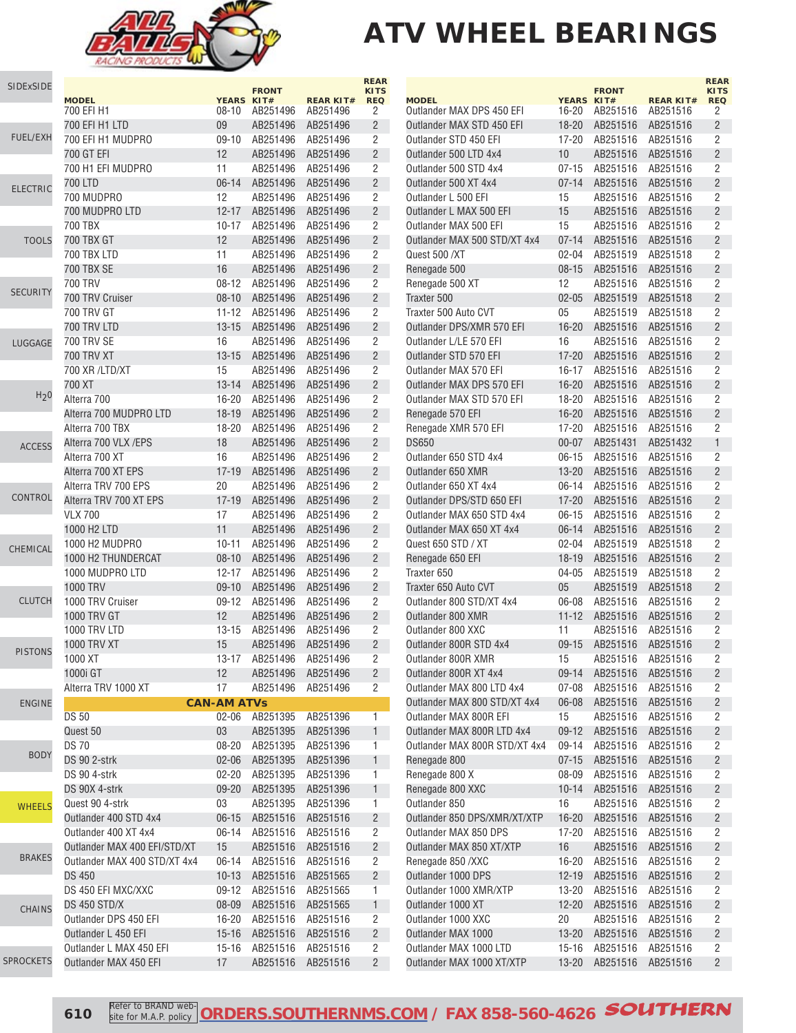# ATV WHEEL BEARINGS

| MODEL | YEARS | FRONT KIT# | REAR KIT# | REAR KITS REQ |
|---|---|---|---|---|
| 700 EFI H1 | 08-10 | AB251496 | AB251496 | 2 |
| 700 EFI H1 LTD | 09 | AB251496 | AB251496 | 2 |
| 700 EFI H1 MUDPRO | 09-10 | AB251496 | AB251496 | 2 |
| 700 GT EFI | 12 | AB251496 | AB251496 | 2 |
| 700 H1 EFI MUDPRO | 11 | AB251496 | AB251496 | 2 |
| 700 LTD | 06-14 | AB251496 | AB251496 | 2 |
| 700 MUDPRO | 12 | AB251496 | AB251496 | 2 |
| 700 MUDPRO LTD | 12-17 | AB251496 | AB251496 | 2 |
| 700 TBX | 10-17 | AB251496 | AB251496 | 2 |
| 700 TBX GT | 12 | AB251496 | AB251496 | 2 |
| 700 TBX LTD | 11 | AB251496 | AB251496 | 2 |
| 700 TBX SE | 16 | AB251496 | AB251496 | 2 |
| 700 TRV | 08-12 | AB251496 | AB251496 | 2 |
| 700 TRV Cruiser | 08-10 | AB251496 | AB251496 | 2 |
| 700 TRV GT | 11-12 | AB251496 | AB251496 | 2 |
| 700 TRV LTD | 13-15 | AB251496 | AB251496 | 2 |
| 700 TRV SE | 16 | AB251496 | AB251496 | 2 |
| 700 TRV XT | 13-15 | AB251496 | AB251496 | 2 |
| 700 XR /LTD/XT | 15 | AB251496 | AB251496 | 2 |
| 700 XT | 13-14 | AB251496 | AB251496 | 2 |
| Alterra 700 | 16-20 | AB251496 | AB251496 | 2 |
| Alterra 700 MUDPRO LTD | 18-19 | AB251496 | AB251496 | 2 |
| Alterra 700 TBX | 18-20 | AB251496 | AB251496 | 2 |
| Alterra 700 VLX /EPS | 18 | AB251496 | AB251496 | 2 |
| Alterra 700 XT | 16 | AB251496 | AB251496 | 2 |
| Alterra 700 XT EPS | 17-19 | AB251496 | AB251496 | 2 |
| Alterra TRV 700 EPS | 20 | AB251496 | AB251496 | 2 |
| Alterra TRV 700 XT EPS | 17-19 | AB251496 | AB251496 | 2 |
| VLX 700 | 17 | AB251496 | AB251496 | 2 |
| 1000 H2 LTD | 11 | AB251496 | AB251496 | 2 |
| 1000 H2 MUDPRO | 10-11 | AB251496 | AB251496 | 2 |
| 1000 H2 THUNDERCAT | 08-10 | AB251496 | AB251496 | 2 |
| 1000 MUDPRO LTD | 12-17 | AB251496 | AB251496 | 2 |
| 1000 TRV | 09-10 | AB251496 | AB251496 | 2 |
| 1000 TRV Cruiser | 09-12 | AB251496 | AB251496 | 2 |
| 1000 TRV GT | 12 | AB251496 | AB251496 | 2 |
| 1000 TRV LTD | 13-15 | AB251496 | AB251496 | 2 |
| 1000 TRV XT | 15 | AB251496 | AB251496 | 2 |
| 1000 XT | 13-17 | AB251496 | AB251496 | 2 |
| 1000i GT | 12 | AB251496 | AB251496 | 2 |
| Alterra TRV 1000 XT | 17 | AB251496 | AB251496 | 2 |
| **CAN-AM ATVs** | | | | |
| DS 50 | 02-06 | AB251395 | AB251396 | 1 |
| Quest 50 | 03 | AB251395 | AB251396 | 1 |
| DS 70 | 08-20 | AB251395 | AB251396 | 1 |
| DS 90 2-strk | 02-06 | AB251395 | AB251396 | 1 |
| DS 90 4-strk | 02-20 | AB251395 | AB251396 | 1 |
| DS 90X 4-strk | 09-20 | AB251395 | AB251396 | 1 |
| Quest 90 4-strk | 03 | AB251395 | AB251396 | 1 |
| Outlander 400 STD 4x4 | 06-15 | AB251516 | AB251516 | 2 |
| Outlander 400 XT 4x4 | 06-14 | AB251516 | AB251516 | 2 |
| Outlander MAX 400 EFI/STD/XT | 15 | AB251516 | AB251516 | 2 |
| Outlander MAX 400 STD/XT 4x4 | 06-14 | AB251516 | AB251516 | 2 |
| DS 450 | 10-13 | AB251516 | AB251565 | 2 |
| DS 450 EFI MXC/XXC | 09-12 | AB251516 | AB251565 | 1 |
| DS 450 STD/X | 08-09 | AB251516 | AB251565 | 1 |
| Outlander DPS 450 EFI | 16-20 | AB251516 | AB251516 | 2 |
| Outlander L 450 EFI | 15-16 | AB251516 | AB251516 | 2 |
| Outlander L MAX 450 EFI | 15-16 | AB251516 | AB251516 | 2 |
| Outlander MAX 450 EFI | 17 | AB251516 | AB251516 | 2 |
| Outlander MAX DPS 450 EFI | 16-20 | AB251516 | AB251516 | 2 |
| Outlander MAX STD 450 EFI | 18-20 | AB251516 | AB251516 | 2 |
| Outlander STD 450 EFI | 17-20 | AB251516 | AB251516 | 2 |
| Outlander 500 LTD 4x4 | 10 | AB251516 | AB251516 | 2 |
| Outlander 500 STD 4x4 | 07-15 | AB251516 | AB251516 | 2 |
| Outlander 500 XT 4x4 | 07-14 | AB251516 | AB251516 | 2 |
| Outlander L 500 EFI | 15 | AB251516 | AB251516 | 2 |
| Outlander L MAX 500 EFI | 15 | AB251516 | AB251516 | 2 |
| Outlander MAX 500 EFI | 15 | AB251516 | AB251516 | 2 |
| Outlander MAX 500 STD/XT 4x4 | 07-14 | AB251516 | AB251516 | 2 |
| Quest 500 /XT | 02-04 | AB251519 | AB251518 | 2 |
| Renegade 500 | 08-15 | AB251516 | AB251516 | 2 |
| Renegade 500 XT | 12 | AB251516 | AB251516 | 2 |
| Traxter 500 | 02-05 | AB251519 | AB251518 | 2 |
| Traxter 500 Auto CVT | 05 | AB251519 | AB251518 | 2 |
| Outlander DPS/XMR 570 EFI | 16-20 | AB251516 | AB251516 | 2 |
| Outlander L/LE 570 EFI | 16 | AB251516 | AB251516 | 2 |
| Outlander STD 570 EFI | 17-20 | AB251516 | AB251516 | 2 |
| Outlander MAX 570 EFI | 16-17 | AB251516 | AB251516 | 2 |
| Outlander MAX DPS 570 EFI | 16-20 | AB251516 | AB251516 | 2 |
| Outlander MAX STD 570 EFI | 18-20 | AB251516 | AB251516 | 2 |
| Renegade 570 EFI | 16-20 | AB251516 | AB251516 | 2 |
| Renegade XMR 570 EFI | 17-20 | AB251516 | AB251516 | 2 |
| DS650 | 00-07 | AB251431 | AB251432 | 1 |
| Outlander 650 STD 4x4 | 06-15 | AB251516 | AB251516 | 2 |
| Outlander 650 XMR | 13-20 | AB251516 | AB251516 | 2 |
| Outlander 650 XT 4x4 | 06-14 | AB251516 | AB251516 | 2 |
| Outlander DPS/STD 650 EFI | 17-20 | AB251516 | AB251516 | 2 |
| Outlander MAX 650 STD 4x4 | 06-15 | AB251516 | AB251516 | 2 |
| Outlander MAX 650 XT 4x4 | 06-14 | AB251516 | AB251516 | 2 |
| Quest 650 STD / XT | 02-04 | AB251519 | AB251518 | 2 |
| Renegade 650 EFI | 18-19 | AB251516 | AB251516 | 2 |
| Traxter 650 | 04-05 | AB251519 | AB251518 | 2 |
| Traxter 650 Auto CVT | 05 | AB251519 | AB251518 | 2 |
| Outlander 800 STD/XT 4x4 | 06-08 | AB251516 | AB251516 | 2 |
| Outlander 800 XMR | 11-12 | AB251516 | AB251516 | 2 |
| Outlander 800 XXC | 11 | AB251516 | AB251516 | 2 |
| Outlander 800R STD 4x4 | 09-15 | AB251516 | AB251516 | 2 |
| Outlander 800R XMR | 15 | AB251516 | AB251516 | 2 |
| Outlander 800R XT 4x4 | 09-14 | AB251516 | AB251516 | 2 |
| Outlander MAX 800 LTD 4x4 | 07-08 | AB251516 | AB251516 | 2 |
| Outlander MAX 800 STD/XT 4x4 | 06-08 | AB251516 | AB251516 | 2 |
| Outlander MAX 800R EFI | 15 | AB251516 | AB251516 | 2 |
| Outlander MAX 800R LTD 4x4 | 09-12 | AB251516 | AB251516 | 2 |
| Outlander MAX 800R STD/XT 4x4 | 09-14 | AB251516 | AB251516 | 2 |
| Renegade 800 | 07-15 | AB251516 | AB251516 | 2 |
| Renegade 800 X | 08-09 | AB251516 | AB251516 | 2 |
| Renegade 800 XXC | 10-14 | AB251516 | AB251516 | 2 |
| Outlander 850 | 16 | AB251516 | AB251516 | 2 |
| Outlander 850 DPS/XMR/XT/XTP | 16-20 | AB251516 | AB251516 | 2 |
| Outlander MAX 850 DPS | 17-20 | AB251516 | AB251516 | 2 |
| Outlander MAX 850 XT/XTP | 16 | AB251516 | AB251516 | 2 |
| Renegade 850 /XXC | 16-20 | AB251516 | AB251516 | 2 |
| Outlander 1000 DPS | 12-19 | AB251516 | AB251516 | 2 |
| Outlander 1000 XMR/XTP | 13-20 | AB251516 | AB251516 | 2 |
| Outlander 1000 XT | 12-20 | AB251516 | AB251516 | 2 |
| Outlander 1000 XXC | 20 | AB251516 | AB251516 | 2 |
| Outlander MAX 1000 | 13-20 | AB251516 | AB251516 | 2 |
| Outlander MAX 1000 LTD | 15-16 | AB251516 | AB251516 | 2 |
| Outlander MAX 1000 XT/XTP | 13-20 | AB251516 | AB251516 | 2 |

Refer to BRAND web-site for M.A.P. policy **ORDERS.SOUTHERNMS.COM / FAX 858-560-4626**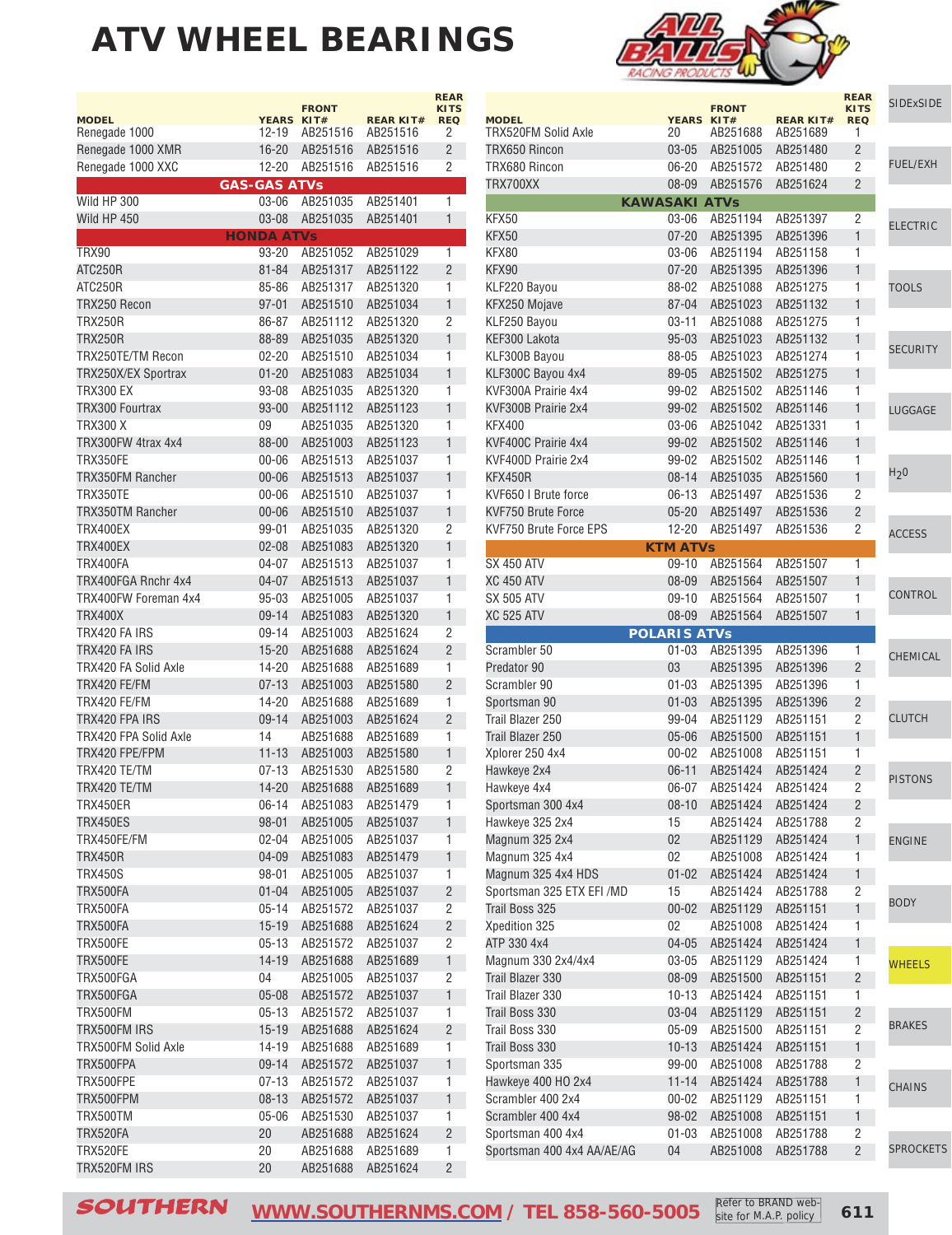# ATV WHEEL BEARINGS

| MODEL | YEARS | FRONT KIT# | REAR KIT# | REAR KITS REQ |
|---|---|---|---|---|
| Renegade 1000 | 12-19 | AB251516 | AB251516 | 2 |
| Renegade 1000 XMR | 16-20 | AB251516 | AB251516 | 2 |
| Renegade 1000 XXC | 12-20 | AB251516 | AB251516 | 2 |
| **GAS-GAS ATVs** | | | | |
| Wild HP 300 | 03-06 | AB251035 | AB251401 | 1 |
| Wild HP 450 | 03-08 | AB251035 | AB251401 | 1 |
| **HONDA ATVs** | | | | |
| TRX90 | 93-20 | AB251052 | AB251029 | 1 |
| ATC250R | 81-84 | AB251317 | AB251122 | 2 |
| ATC250R | 85-86 | AB251317 | AB251320 | 1 |
| TRX250 Recon | 97-01 | AB251510 | AB251034 | 1 |
| TRX250R | 86-87 | AB251112 | AB251320 | 2 |
| TRX250R | 88-89 | AB251035 | AB251320 | 1 |
| TRX250TE/TM Recon | 02-20 | AB251510 | AB251034 | 1 |
| TRX250X/EX Sportrax | 01-20 | AB251083 | AB251034 | 1 |
| TRX300 EX | 93-08 | AB251035 | AB251320 | 1 |
| TRX300 Fourtrax | 93-00 | AB251112 | AB251123 | 1 |
| TRX300 X | 09 | AB251035 | AB251320 | 1 |
| TRX300FW 4trax 4x4 | 88-00 | AB251003 | AB251123 | 1 |
| TRX350FE | 00-06 | AB251513 | AB251037 | 1 |
| TRX350FM Rancher | 00-06 | AB251513 | AB251037 | 1 |
| TRX350TE | 00-06 | AB251510 | AB251037 | 1 |
| TRX350TM Rancher | 00-06 | AB251510 | AB251037 | 1 |
| TRX400EX | 99-01 | AB251035 | AB251320 | 2 |
| TRX400EX | 02-08 | AB251083 | AB251320 | 1 |
| TRX400FA | 04-07 | AB251513 | AB251037 | 1 |
| TRX400FGA Rnchr 4x4 | 04-07 | AB251513 | AB251037 | 1 |
| TRX400FW Foreman 4x4 | 95-03 | AB251005 | AB251037 | 1 |
| TRX400X | 09-14 | AB251083 | AB251320 | 1 |
| TRX420 FA IRS | 09-14 | AB251003 | AB251624 | 2 |
| TRX420 FA IRS | 15-20 | AB251688 | AB251624 | 2 |
| TRX420 FA Solid Axle | 14-20 | AB251688 | AB251689 | 1 |
| TRX420 FE/FM | 07-13 | AB251003 | AB251580 | 2 |
| TRX420 FE/FM | 14-20 | AB251688 | AB251689 | 1 |
| TRX420 FPA IRS | 09-14 | AB251003 | AB251624 | 2 |
| TRX420 FPA Solid Axle | 14 | AB251688 | AB251689 | 1 |
| TRX420 FPE/FPM | 11-13 | AB251003 | AB251580 | 1 |
| TRX420 TE/TM | 07-13 | AB251530 | AB251580 | 2 |
| TRX420 TE/TM | 14-20 | AB251688 | AB251689 | 1 |
| TRX450ER | 06-14 | AB251083 | AB251479 | 1 |
| TRX450ES | 98-01 | AB251005 | AB251037 | 1 |
| TRX450FE/FM | 02-04 | AB251005 | AB251037 | 1 |
| TRX450R | 04-09 | AB251083 | AB251479 | 1 |
| TRX450S | 98-01 | AB251005 | AB251037 | 1 |
| TRX500FA | 01-04 | AB251005 | AB251037 | 2 |
| TRX500FA | 05-14 | AB251572 | AB251037 | 2 |
| TRX500FA | 15-19 | AB251688 | AB251624 | 2 |
| TRX500FE | 05-13 | AB251572 | AB251037 | 2 |
| TRX500FE | 14-19 | AB251688 | AB251689 | 1 |
| TRX500FGA | 04 | AB251005 | AB251037 | 2 |
| TRX500FGA | 05-08 | AB251572 | AB251037 | 1 |
| TRX500FM | 05-13 | AB251572 | AB251037 | 1 |
| TRX500FM IRS | 15-19 | AB251688 | AB251624 | 2 |
| TRX500FM Solid Axle | 14-19 | AB251688 | AB251689 | 1 |
| TRX500FPA | 09-14 | AB251572 | AB251037 | 1 |
| TRX500FPE | 07-13 | AB251572 | AB251037 | 1 |
| TRX500FPM | 08-13 | AB251572 | AB251037 | 1 |
| TRX500TM | 05-06 | AB251530 | AB251037 | 1 |
| TRX520FA | 20 | AB251688 | AB251624 | 2 |
| TRX520FE | 20 | AB251688 | AB251689 | 1 |
| TRX520FM IRS | 20 | AB251688 | AB251624 | 2 |
| TRX520FM Solid Axle | 20 | AB251688 | AB251689 | 1 |
| TRX650 Rincon | 03-05 | AB251005 | AB251480 | 2 |
| TRX680 Rincon | 06-20 | AB251572 | AB251480 | 2 |
| TRX700XX | 08-09 | AB251576 | AB251624 | 2 |
| **KAWASAKI ATVs** | | | | |
| KFX50 | 03-06 | AB251194 | AB251397 | 2 |
| KFX50 | 07-20 | AB251395 | AB251396 | 1 |
| KFX80 | 03-06 | AB251194 | AB251158 | 1 |
| KFX90 | 07-20 | AB251395 | AB251396 | 1 |
| KLF220 Bayou | 88-02 | AB251088 | AB251275 | 1 |
| KFX250 Mojave | 87-04 | AB251023 | AB251132 | 1 |
| KLF250 Bayou | 03-11 | AB251088 | AB251275 | 1 |
| KEF300 Lakota | 95-03 | AB251023 | AB251132 | 1 |
| KLF300B Bayou | 88-05 | AB251023 | AB251274 | 1 |
| KLF300C Bayou 4x4 | 89-05 | AB251502 | AB251275 | 1 |
| KVF300A Prairie 4x4 | 99-02 | AB251502 | AB251146 | 1 |
| KVF300B Prairie 2x4 | 99-02 | AB251502 | AB251146 | 1 |
| KFX400 | 03-06 | AB251042 | AB251331 | 1 |
| KVF400C Prairie 4x4 | 99-02 | AB251502 | AB251146 | 1 |
| KVF400D Prairie 2x4 | 99-02 | AB251502 | AB251146 | 1 |
| KFX450R | 08-14 | AB251035 | AB251560 | 1 |
| KVF650 I Brute force | 06-13 | AB251497 | AB251536 | 2 |
| KVF750 Brute Force | 05-20 | AB251497 | AB251536 | 2 |
| KVF750 Brute Force EPS | 12-20 | AB251497 | AB251536 | 2 |
| **KTM ATVs** | | | | |
| SX 450 ATV | 09-10 | AB251564 | AB251507 | 1 |
| XC 450 ATV | 08-09 | AB251564 | AB251507 | 1 |
| SX 505 ATV | 09-10 | AB251564 | AB251507 | 1 |
| XC 525 ATV | 08-09 | AB251564 | AB251507 | 1 |
| **POLARIS ATVs** | | | | |
| Scrambler 50 | 01-03 | AB251395 | AB251396 | 1 |
| Predator 90 | 03 | AB251395 | AB251396 | 2 |
| Scrambler 90 | 01-03 | AB251395 | AB251396 | 1 |
| Sportsman 90 | 01-03 | AB251395 | AB251396 | 2 |
| Trail Blazer 250 | 99-04 | AB251129 | AB251151 | 2 |
| Trail Blazer 250 | 05-06 | AB251500 | AB251151 | 1 |
| Xplorer 250 4x4 | 00-02 | AB251008 | AB251151 | 1 |
| Hawkeye 2x4 | 06-11 | AB251424 | AB251424 | 2 |
| Hawkeye 4x4 | 06-07 | AB251424 | AB251424 | 2 |
| Sportsman 300 4x4 | 08-10 | AB251424 | AB251424 | 2 |
| Hawkeye 325 2x4 | 15 | AB251424 | AB251788 | 2 |
| Magnum 325 2x4 | 02 | AB251129 | AB251424 | 1 |
| Magnum 325 4x4 | 02 | AB251008 | AB251424 | 1 |
| Magnum 325 4x4 HDS | 01-02 | AB251424 | AB251424 | 1 |
| Sportsman 325 ETX EFI /MD | 15 | AB251424 | AB251788 | 2 |
| Trail Boss 325 | 00-02 | AB251129 | AB251151 | 1 |
| Xpedition 325 | 02 | AB251008 | AB251424 | 1 |
| ATP 330 4x4 | 04-05 | AB251424 | AB251424 | 1 |
| Magnum 330 2x4/4x4 | 03-05 | AB251129 | AB251424 | 1 |
| Trail Blazer 330 | 08-09 | AB251500 | AB251151 | 2 |
| Trail Blazer 330 | 10-13 | AB251424 | AB251151 | 1 |
| Trail Boss 330 | 03-04 | AB251129 | AB251151 | 2 |
| Trail Boss 330 | 05-09 | AB251500 | AB251151 | 2 |
| Trail Boss 330 | 10-13 | AB251424 | AB251151 | 1 |
| Sportsman 335 | 99-00 | AB251008 | AB251788 | 2 |
| Hawkeye 400 HO 2x4 | 11-14 | AB251424 | AB251788 | 1 |
| Scrambler 400 2x4 | 00-02 | AB251129 | AB251151 | 1 |
| Scrambler 400 4x4 | 98-02 | AB251008 | AB251151 | 1 |
| Sportsman 400 4x4 | 01-03 | AB251008 | AB251788 | 2 |
| Sportsman 400 4x4 AA/AE/AG | 04 | AB251008 | AB251788 | 2 |

**SOUTHERN** WWW.SOUTHERNMS.COM / TEL 858-560-5005

Refer to BRAND website for M.A.P. policy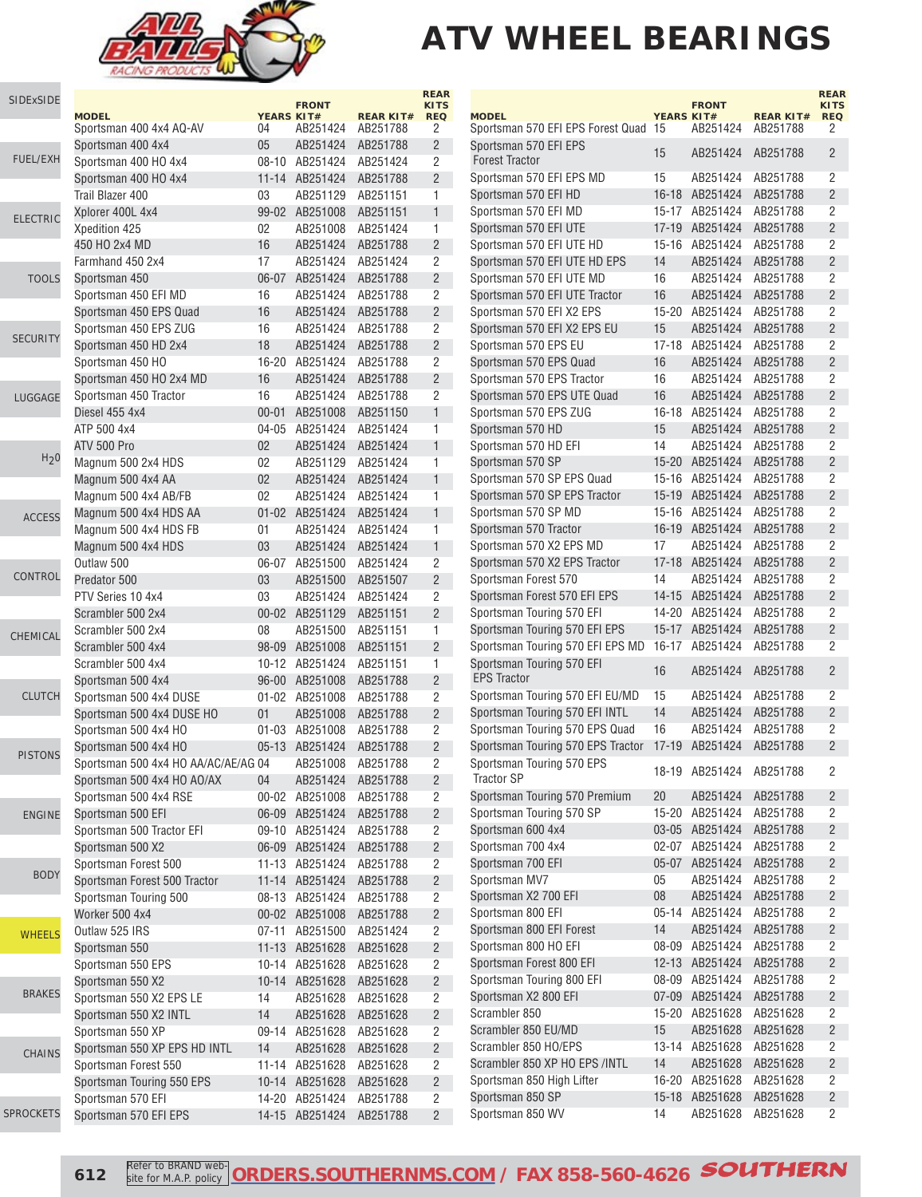# ATV WHEEL BEARINGS

| MODEL | YEARS | FRONT KIT# | REAR KIT# | REAR KITS REQ |
|---|---|---|---|---|
| Sportsman 400 4x4 AQ-AV | 04 | AB251424 | AB251788 | 2 |
| Sportsman 400 4x4 | 05 | AB251424 | AB251788 | 2 |
| Sportsman 400 HO 4x4 | 08-10 | AB251424 | AB251424 | 2 |
| Sportsman 400 HO 4x4 | 11-14 | AB251424 | AB251788 | 2 |
| Trail Blazer 400 | 03 | AB251129 | AB251151 | 1 |
| Xplorer 400L 4x4 | 99-02 | AB251008 | AB251151 | 1 |
| Xpedition 425 | 02 | AB251008 | AB251424 | 1 |
| 450 HO 2x4 MD | 16 | AB251424 | AB251788 | 2 |
| Farmhand 450 2x4 | 17 | AB251424 | AB251424 | 2 |
| Sportsman 450 | 06-07 | AB251424 | AB251788 | 2 |
| Sportsman 450 EFI MD | 16 | AB251424 | AB251788 | 2 |
| Sportsman 450 EPS Quad | 16 | AB251424 | AB251788 | 2 |
| Sportsman 450 EPS ZUG | 16 | AB251424 | AB251788 | 2 |
| Sportsman 450 HD 2x4 | 18 | AB251424 | AB251788 | 2 |
| Sportsman 450 HO | 16-20 | AB251424 | AB251788 | 2 |
| Sportsman 450 HO 2x4 MD | 16 | AB251424 | AB251788 | 2 |
| Sportsman 450 Tractor | 16 | AB251424 | AB251788 | 2 |
| Diesel 455 4x4 | 00-01 | AB251008 | AB251150 | 1 |
| ATP 500 4x4 | 04-05 | AB251424 | AB251424 | 1 |
| ATV 500 Pro | 02 | AB251424 | AB251424 | 1 |
| Magnum 500 2x4 HDS | 02 | AB251129 | AB251424 | 1 |
| Magnum 500 4x4 AA | 02 | AB251424 | AB251424 | 1 |
| Magnum 500 4x4 AB/FB | 02 | AB251424 | AB251424 | 1 |
| Magnum 500 4x4 HDS AA | 01-02 | AB251424 | AB251424 | 1 |
| Magnum 500 4x4 HDS FB | 01 | AB251424 | AB251424 | 1 |
| Magnum 500 4x4 HDS | 03 | AB251424 | AB251424 | 1 |
| Outlaw 500 | 06-07 | AB251500 | AB251424 | 2 |
| Predator 500 | 03 | AB251500 | AB251507 | 2 |
| PTV Series 10 4x4 | 03 | AB251424 | AB251424 | 2 |
| Scrambler 500 2x4 | 00-02 | AB251129 | AB251151 | 2 |
| Scrambler 500 2x4 | 08 | AB251500 | AB251151 | 1 |
| Scrambler 500 4x4 | 98-09 | AB251008 | AB251151 | 2 |
| Scrambler 500 4x4 | 10-12 | AB251424 | AB251151 | 1 |
| Sportsman 500 4x4 | 96-00 | AB251008 | AB251788 | 2 |
| Sportsman 500 4x4 DUSE | 01-02 | AB251008 | AB251788 | 2 |
| Sportsman 500 4x4 DUSE HO | 01 | AB251008 | AB251788 | 2 |
| Sportsman 500 4x4 HO | 01-03 | AB251008 | AB251788 | 2 |
| Sportsman 500 4x4 HO | 05-13 | AB251424 | AB251788 | 2 |
| Sportsman 500 4x4 HO AA/AC/AE/AG | 04 | AB251008 | AB251788 | 2 |
| Sportsman 500 4x4 HO AO/AX | 04 | AB251424 | AB251788 | 2 |
| Sportsman 500 4x4 RSE | 00-02 | AB251008 | AB251788 | 2 |
| Sportsman 500 EFI | 06-09 | AB251424 | AB251788 | 2 |
| Sportsman 500 Tractor EFI | 09-10 | AB251424 | AB251788 | 2 |
| Sportsman 500 X2 | 06-09 | AB251424 | AB251788 | 2 |
| Sportsman Forest 500 | 11-13 | AB251424 | AB251788 | 2 |
| Sportsman Forest 500 Tractor | 11-14 | AB251424 | AB251788 | 2 |
| Sportsman Touring 500 | 08-13 | AB251424 | AB251788 | 2 |
| Worker 500 4x4 | 00-02 | AB251008 | AB251788 | 2 |
| Outlaw 525 IRS | 07-11 | AB251500 | AB251424 | 2 |
| Sportsman 550 | 11-13 | AB251628 | AB251628 | 2 |
| Sportsman 550 EPS | 10-14 | AB251628 | AB251628 | 2 |
| Sportsman 550 X2 | 10-14 | AB251628 | AB251628 | 2 |
| Sportsman 550 X2 EPS LE | 14 | AB251628 | AB251628 | 2 |
| Sportsman 550 X2 INTL | 14 | AB251628 | AB251628 | 2 |
| Sportsman 550 XP | 09-14 | AB251628 | AB251628 | 2 |
| Sportsman 550 XP EPS HD INTL | 14 | AB251628 | AB251628 | 2 |
| Sportsman Forest 550 | 11-14 | AB251628 | AB251628 | 2 |
| Sportsman Touring 550 EPS | 10-14 | AB251628 | AB251628 | 2 |
| Sportsman 570 EFI | 14-20 | AB251424 | AB251788 | 2 |
| Sportsman 570 EFI EPS | 14-15 | AB251424 | AB251788 | 2 |
| Sportsman 570 EFI EPS Forest Quad | 15 | AB251424 | AB251788 | 2 |
| Sportsman 570 EFI EPS Forest Tractor | 15 | AB251424 | AB251788 | 2 |
| Sportsman 570 EFI EPS MD | 15 | AB251424 | AB251788 | 2 |
| Sportsman 570 EFI HD | 16-18 | AB251424 | AB251788 | 2 |
| Sportsman 570 EFI MD | 15-17 | AB251424 | AB251788 | 2 |
| Sportsman 570 EFI UTE | 17-19 | AB251424 | AB251788 | 2 |
| Sportsman 570 EFI UTE HD | 15-16 | AB251424 | AB251788 | 2 |
| Sportsman 570 EFI UTE HD EPS | 14 | AB251424 | AB251788 | 2 |
| Sportsman 570 EFI UTE MD | 16 | AB251424 | AB251788 | 2 |
| Sportsman 570 EFI UTE Tractor | 16 | AB251424 | AB251788 | 2 |
| Sportsman 570 EFI X2 EPS | 15-20 | AB251424 | AB251788 | 2 |
| Sportsman 570 EFI X2 EPS EU | 15 | AB251424 | AB251788 | 2 |
| Sportsman 570 EPS EU | 17-18 | AB251424 | AB251788 | 2 |
| Sportsman 570 EPS Quad | 16 | AB251424 | AB251788 | 2 |
| Sportsman 570 EPS Tractor | 16 | AB251424 | AB251788 | 2 |
| Sportsman 570 EPS UTE Quad | 16 | AB251424 | AB251788 | 2 |
| Sportsman 570 EPS ZUG | 16-18 | AB251424 | AB251788 | 2 |
| Sportsman 570 HD | 15 | AB251424 | AB251788 | 2 |
| Sportsman 570 HD EFI | 14 | AB251424 | AB251788 | 2 |
| Sportsman 570 SP | 15-20 | AB251424 | AB251788 | 2 |
| Sportsman 570 SP EPS Quad | 15-16 | AB251424 | AB251788 | 2 |
| Sportsman 570 SP EPS Tractor | 15-19 | AB251424 | AB251788 | 2 |
| Sportsman 570 SP MD | 15-16 | AB251424 | AB251788 | 2 |
| Sportsman 570 Tractor | 16-19 | AB251424 | AB251788 | 2 |
| Sportsman 570 X2 EPS MD | 17 | AB251424 | AB251788 | 2 |
| Sportsman 570 X2 EPS Tractor | 17-18 | AB251424 | AB251788 | 2 |
| Sportsman Forest 570 | 14 | AB251424 | AB251788 | 2 |
| Sportsman Forest 570 EFI EPS | 14-15 | AB251424 | AB251788 | 2 |
| Sportsman Touring 570 EFI | 14-20 | AB251424 | AB251788 | 2 |
| Sportsman Touring 570 EFI EPS | 15-17 | AB251424 | AB251788 | 2 |
| Sportsman Touring 570 EFI EPS MD | 16-17 | AB251424 | AB251788 | 2 |
| Sportsman Touring 570 EFI EPS Tractor | 16 | AB251424 | AB251788 | 2 |
| Sportsman Touring 570 EFI EU/MD | 15 | AB251424 | AB251788 | 2 |
| Sportsman Touring 570 EFI INTL | 14 | AB251424 | AB251788 | 2 |
| Sportsman Touring 570 EPS Quad | 16 | AB251424 | AB251788 | 2 |
| Sportsman Touring 570 EPS Tractor | 17-19 | AB251424 | AB251788 | 2 |
| Sportsman Touring 570 EPS Tractor SP | 18-19 | AB251424 | AB251788 | 2 |
| Sportsman Touring 570 Premium | 20 | AB251424 | AB251788 | 2 |
| Sportsman Touring 570 SP | 15-20 | AB251424 | AB251788 | 2 |
| Sportsman 600 4x4 | 03-05 | AB251424 | AB251788 | 2 |
| Sportsman 700 4x4 | 02-07 | AB251424 | AB251788 | 2 |
| Sportsman 700 EFI | 05-07 | AB251424 | AB251788 | 2 |
| Sportsman MV7 | 05 | AB251424 | AB251788 | 2 |
| Sportsman X2 700 EFI | 08 | AB251424 | AB251788 | 2 |
| Sportsman 800 EFI | 05-14 | AB251424 | AB251788 | 2 |
| Sportsman 800 EFI Forest | 14 | AB251424 | AB251788 | 2 |
| Sportsman 800 HO EFI | 08-09 | AB251424 | AB251788 | 2 |
| Sportsman Forest 800 EFI | 12-13 | AB251424 | AB251788 | 2 |
| Sportsman Touring 800 EFI | 08-09 | AB251424 | AB251788 | 2 |
| Sportsman X2 800 EFI | 07-09 | AB251424 | AB251788 | 2 |
| Scrambler 850 | 15-20 | AB251628 | AB251628 | 2 |
| Scrambler 850 EU/MD | 15 | AB251628 | AB251628 | 2 |
| Scrambler 850 HO/EPS | 13-14 | AB251628 | AB251628 | 2 |
| Scrambler 850 XP HO EPS /INTL | 14 | AB251628 | AB251628 | 2 |
| Sportsman 850 High Lifter | 16-20 | AB251628 | AB251628 | 2 |
| Sportsman 850 SP | 15-18 | AB251628 | AB251628 | 2 |
| Sportsman 850 WV | 14 | AB251628 | AB251628 | 2 |

Refer to BRAND web-site for M.A.P. policy **ORDERS.SOUTHERNMS.COM / FAX 858-560-4626**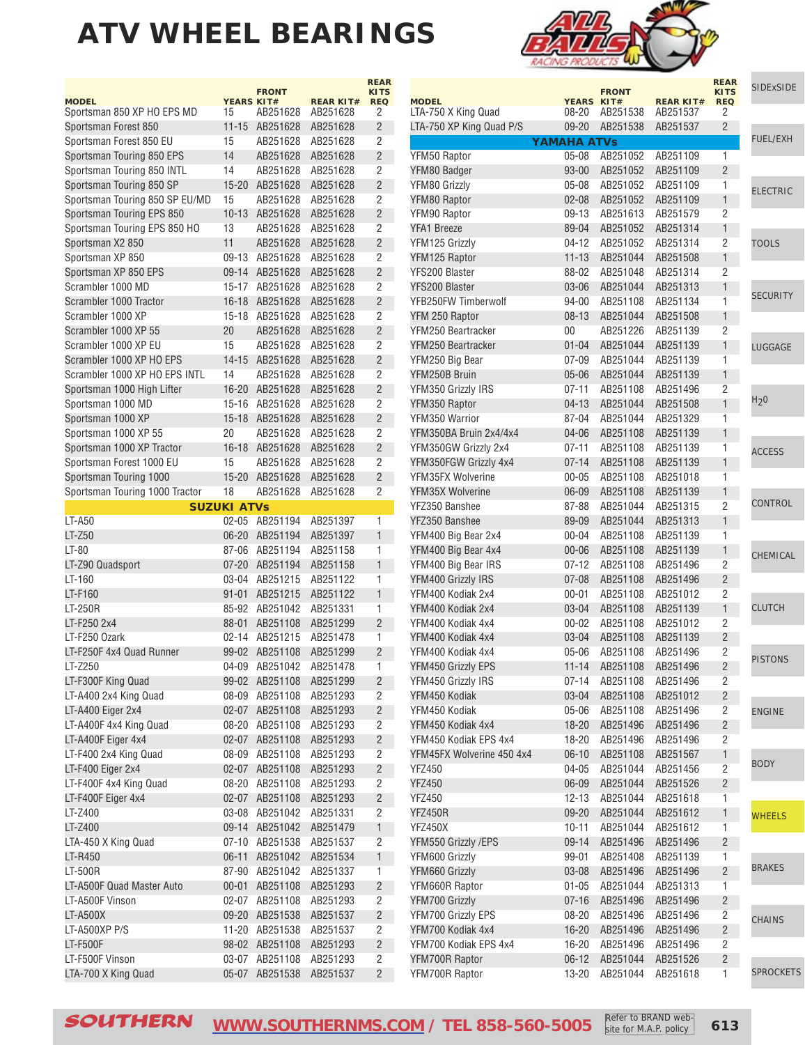# ATV WHEEL BEARINGS

| MODEL | YEARS | FRONT KIT# | REAR KIT# | REAR KITS REQ |
|---|---|---|---|---|
| Sportsman 850 XP HO EPS MD | 15 | AB251628 | AB251628 | 2 |
| Sportsman Forest 850 | 11-15 | AB251628 | AB251628 | 2 |
| Sportsman Forest 850 EU | 15 | AB251628 | AB251628 | 2 |
| Sportsman Touring 850 EPS | 14 | AB251628 | AB251628 | 2 |
| Sportsman Touring 850 INTL | 14 | AB251628 | AB251628 | 2 |
| Sportsman Touring 850 SP | 15-20 | AB251628 | AB251628 | 2 |
| Sportsman Touring 850 SP EU/MD | 15 | AB251628 | AB251628 | 2 |
| Sportsman Touring EPS 850 | 10-13 | AB251628 | AB251628 | 2 |
| Sportsman Touring EPS 850 HO | 13 | AB251628 | AB251628 | 2 |
| Sportsman X2 850 | 11 | AB251628 | AB251628 | 2 |
| Sportsman XP 850 | 09-13 | AB251628 | AB251628 | 2 |
| Sportsman XP 850 EPS | 09-14 | AB251628 | AB251628 | 2 |
| Scrambler 1000 MD | 15-17 | AB251628 | AB251628 | 2 |
| Scrambler 1000 Tractor | 16-18 | AB251628 | AB251628 | 2 |
| Scrambler 1000 XP | 15-18 | AB251628 | AB251628 | 2 |
| Scrambler 1000 XP 55 | 20 | AB251628 | AB251628 | 2 |
| Scrambler 1000 XP EU | 15 | AB251628 | AB251628 | 2 |
| Scrambler 1000 XP HO EPS | 14-15 | AB251628 | AB251628 | 2 |
| Scrambler 1000 XP HO EPS INTL | 14 | AB251628 | AB251628 | 2 |
| Sportsman 1000 High Lifter | 16-20 | AB251628 | AB251628 | 2 |
| Sportsman 1000 MD | 15-16 | AB251628 | AB251628 | 2 |
| Sportsman 1000 XP | 15-18 | AB251628 | AB251628 | 2 |
| Sportsman 1000 XP 55 | 20 | AB251628 | AB251628 | 2 |
| Sportsman 1000 XP Tractor | 16-18 | AB251628 | AB251628 | 2 |
| Sportsman Forest 1000 EU | 15 | AB251628 | AB251628 | 2 |
| Sportsman Touring 1000 | 15-20 | AB251628 | AB251628 | 2 |
| Sportsman Touring 1000 Tractor | 18 | AB251628 | AB251628 | 2 |
| **SUZUKI ATVs** | | | | |
| LT-A50 | 02-05 | AB251194 | AB251397 | 1 |
| LT-Z50 | 06-20 | AB251194 | AB251397 | 1 |
| LT-80 | 87-06 | AB251194 | AB251158 | 1 |
| LT-Z90 Quadsport | 07-20 | AB251194 | AB251158 | 1 |
| LT-160 | 03-04 | AB251215 | AB251122 | 1 |
| LT-F160 | 91-01 | AB251215 | AB251122 | 1 |
| LT-250R | 85-92 | AB251042 | AB251331 | 1 |
| LT-F250 2x4 | 88-01 | AB251108 | AB251299 | 2 |
| LT-F250 Ozark | 02-14 | AB251215 | AB251478 | 1 |
| LT-F250F 4x4 Quad Runner | 99-02 | AB251108 | AB251299 | 2 |
| LT-Z250 | 04-09 | AB251042 | AB251478 | 1 |
| LT-F300F King Quad | 99-02 | AB251108 | AB251299 | 2 |
| LT-A400 2x4 King Quad | 08-09 | AB251108 | AB251293 | 2 |
| LT-A400 Eiger 2x4 | 02-07 | AB251108 | AB251293 | 2 |
| LT-A400F 4x4 King Quad | 08-20 | AB251108 | AB251293 | 2 |
| LT-A400F Eiger 4x4 | 02-07 | AB251108 | AB251293 | 2 |
| LT-F400 2x4 King Quad | 08-09 | AB251108 | AB251293 | 2 |
| LT-F400 Eiger 2x4 | 02-07 | AB251108 | AB251293 | 2 |
| LT-F400F 4x4 King Quad | 08-20 | AB251108 | AB251293 | 2 |
| LT-F400F Eiger 4x4 | 02-07 | AB251108 | AB251293 | 2 |
| LT-Z400 | 03-08 | AB251042 | AB251331 | 2 |
| LT-Z400 | 09-14 | AB251042 | AB251479 | 1 |
| LTA-450 X King Quad | 07-10 | AB251538 | AB251537 | 2 |
| LT-R450 | 06-11 | AB251042 | AB251534 | 1 |
| LT-500R | 87-90 | AB251042 | AB251337 | 1 |
| LT-A500F Quad Master Auto | 00-01 | AB251108 | AB251293 | 2 |
| LT-A500F Vinson | 02-07 | AB251108 | AB251293 | 2 |
| LT-A500X | 09-20 | AB251538 | AB251537 | 2 |
| LT-A500XP P/S | 11-20 | AB251538 | AB251537 | 2 |
| LT-F500F | 98-02 | AB251108 | AB251293 | 2 |
| LT-F500F Vinson | 03-07 | AB251108 | AB251293 | 2 |
| LTA-700 X King Quad | 05-07 | AB251538 | AB251537 | 2 |
| LTA-750 X King Quad | 08-20 | AB251538 | AB251537 | 2 |
| LTA-750 XP King Quad P/S | 09-20 | AB251538 | AB251537 | 2 |
| **YAMAHA ATVs** | | | | |
| YFM50 Raptor | 05-08 | AB251052 | AB251109 | 1 |
| YFM80 Badger | 93-00 | AB251052 | AB251109 | 2 |
| YFM80 Grizzly | 05-08 | AB251052 | AB251109 | 1 |
| YFM80 Raptor | 02-08 | AB251052 | AB251109 | 1 |
| YFM90 Raptor | 09-13 | AB251613 | AB251579 | 2 |
| YFA1 Breeze | 89-04 | AB251052 | AB251314 | 1 |
| YFM125 Grizzly | 04-12 | AB251052 | AB251314 | 2 |
| YFM125 Raptor | 11-13 | AB251044 | AB251508 | 1 |
| YFS200 Blaster | 88-02 | AB251048 | AB251314 | 2 |
| YFS200 Blaster | 03-06 | AB251044 | AB251313 | 1 |
| YFB250FW Timberwolf | 94-00 | AB251108 | AB251134 | 1 |
| YFM 250 Raptor | 08-13 | AB251044 | AB251508 | 1 |
| YFM250 Beartracker | 00 | AB251226 | AB251139 | 2 |
| YFM250 Beartracker | 01-04 | AB251044 | AB251139 | 1 |
| YFM250 Big Bear | 07-09 | AB251044 | AB251139 | 1 |
| YFM250B Bruin | 05-06 | AB251044 | AB251139 | 1 |
| YFM350 Grizzly IRS | 07-11 | AB251108 | AB251496 | 2 |
| YFM350 Raptor | 04-13 | AB251044 | AB251508 | 1 |
| YFM350 Warrior | 87-04 | AB251044 | AB251329 | 1 |
| YFM350BA Bruin 2x4/4x4 | 04-06 | AB251108 | AB251139 | 1 |
| YFM350GW Grizzly 2x4 | 07-11 | AB251108 | AB251139 | 1 |
| YFM350FGW Grizzly 4x4 | 07-14 | AB251108 | AB251139 | 1 |
| YFM35FX Wolverine | 00-05 | AB251108 | AB251018 | 1 |
| YFM35X Wolverine | 06-09 | AB251108 | AB251139 | 1 |
| YFZ350 Banshee | 87-88 | AB251044 | AB251315 | 2 |
| YFZ350 Banshee | 89-09 | AB251044 | AB251313 | 1 |
| YFM400 Big Bear 2x4 | 00-04 | AB251108 | AB251139 | 1 |
| YFM400 Big Bear 4x4 | 00-06 | AB251108 | AB251139 | 1 |
| YFM400 Big Bear IRS | 07-12 | AB251108 | AB251496 | 2 |
| YFM400 Grizzly IRS | 07-08 | AB251108 | AB251496 | 2 |
| YFM400 Kodiak 2x4 | 00-01 | AB251108 | AB251012 | 2 |
| YFM400 Kodiak 2x4 | 03-04 | AB251108 | AB251139 | 1 |
| YFM400 Kodiak 4x4 | 00-02 | AB251108 | AB251012 | 2 |
| YFM400 Kodiak 4x4 | 03-04 | AB251108 | AB251139 | 2 |
| YFM400 Kodiak 4x4 | 05-06 | AB251108 | AB251496 | 2 |
| YFM450 Grizzly EPS | 11-14 | AB251108 | AB251496 | 2 |
| YFM450 Grizzly IRS | 07-14 | AB251108 | AB251496 | 2 |
| YFM450 Kodiak | 03-04 | AB251108 | AB251012 | 2 |
| YFM450 Kodiak | 05-06 | AB251108 | AB251496 | 2 |
| YFM450 Kodiak 4x4 | 18-20 | AB251496 | AB251496 | 2 |
| YFM450 Kodiak EPS 4x4 | 18-20 | AB251496 | AB251496 | 2 |
| YFM45FX Wolverine 450 4x4 | 06-10 | AB251108 | AB251567 | 1 |
| YFZ450 | 04-05 | AB251044 | AB251456 | 2 |
| YFZ450 | 06-09 | AB251044 | AB251526 | 2 |
| YFZ450 | 12-13 | AB251044 | AB251618 | 1 |
| YFZ450R | 09-20 | AB251044 | AB251612 | 1 |
| YFZ450X | 10-11 | AB251044 | AB251612 | 1 |
| YFM550 Grizzly /EPS | 09-14 | AB251496 | AB251496 | 2 |
| YFM600 Grizzly | 99-01 | AB251408 | AB251139 | 1 |
| YFM660 Grizzly | 03-08 | AB251496 | AB251496 | 2 |
| YFM660R Raptor | 01-05 | AB251044 | AB251313 | 1 |
| YFM700 Grizzly | 07-16 | AB251496 | AB251496 | 2 |
| YFM700 Grizzly EPS | 08-20 | AB251496 | AB251496 | 2 |
| YFM700 Kodiak 4x4 | 16-20 | AB251496 | AB251496 | 2 |
| YFM700 Kodiak EPS 4x4 | 16-20 | AB251496 | AB251496 | 2 |
| YFM700R Raptor | 06-12 | AB251044 | AB251526 | 2 |
| YFM700R Raptor | 13-20 | AB251044 | AB251618 | 1 |

SOUTHERN WWW.SOUTHERNMS.COM / TEL 858-560-5005 Refer to BRAND website for M.A.P. policy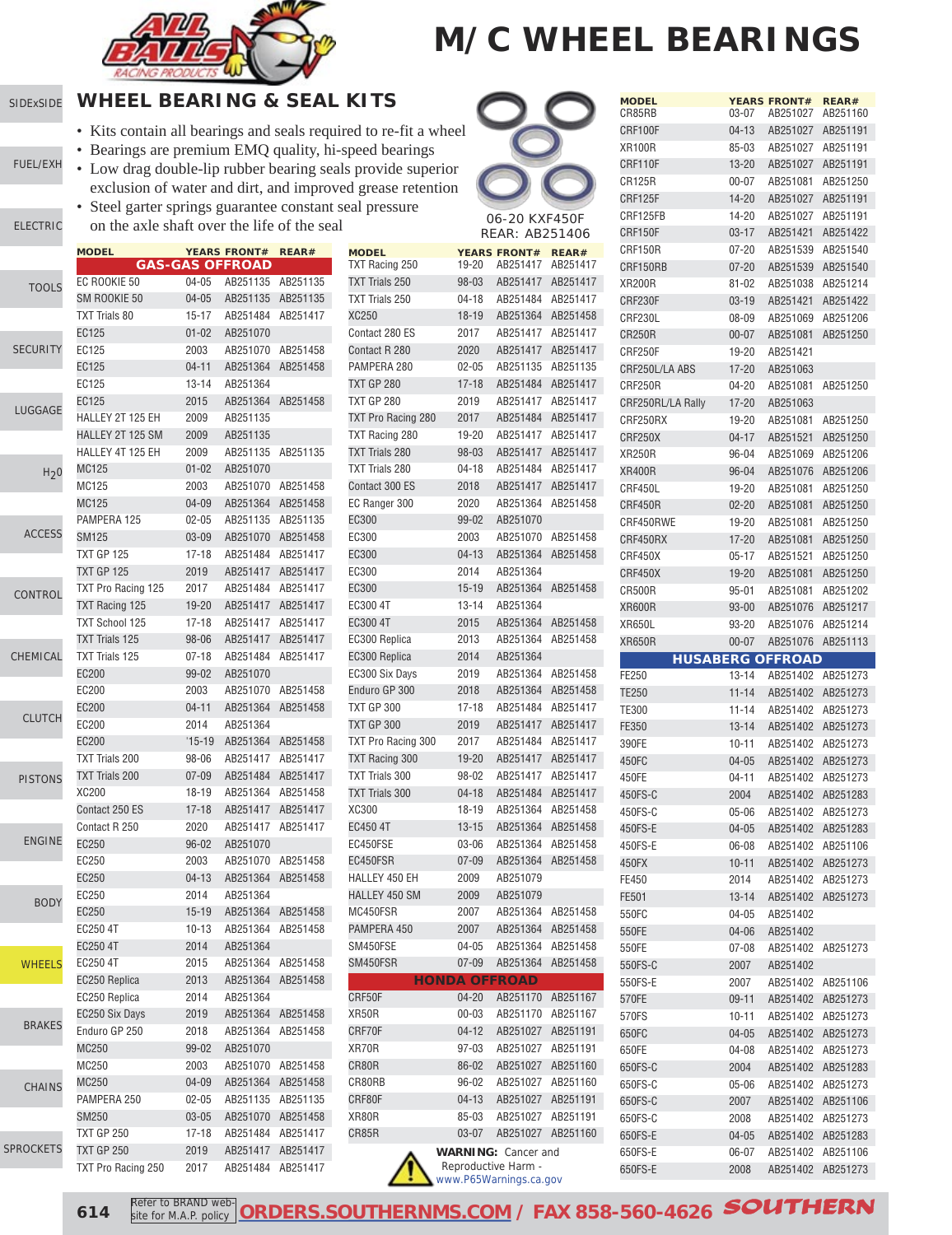# M/C WHEEL BEARINGS

## WHEEL BEARING & SEAL KITS

- Kits contain all bearings and seals required to re-fit a wheel
- Bearings are premium EMQ quality, hi-speed bearings
- Low drag double-lip rubber bearing seals provide superior exclusion of water and dirt, and improved grease retention
- Steel garter springs guarantee constant seal pressure on the axle shaft over the life of the seal

06-20 KXF450F
REAR: AB251406

| MODEL | YEARS | FRONT# | REAR# |
|---|---|---|---|
| **GAS-GAS OFFROAD** | | | |
| EC ROOKIE 50 | 04-05 | AB251135 | AB251135 |
| SM ROOKIE 50 | 04-05 | AB251135 | AB251135 |
| TXT Trials 80 | 15-17 | AB251484 | AB251417 |
| EC125 | 01-02 | AB251070 | |
| EC125 | 2003 | AB251070 | AB251458 |
| EC125 | 04-11 | AB251364 | AB251458 |
| EC125 | 13-14 | AB251364 | |
| EC125 | 2015 | AB251364 | AB251458 |
| HALLEY 2T 125 EH | 2009 | AB251135 | |
| HALLEY 2T 125 SM | 2009 | AB251135 | |
| HALLEY 4T 125 EH | 2009 | AB251135 | AB251135 |
| MC125 | 01-02 | AB251070 | |
| MC125 | 2003 | AB251070 | AB251458 |
| MC125 | 04-09 | AB251364 | AB251458 |
| PAMPERA 125 | 02-05 | AB251135 | AB251135 |
| SM125 | 03-09 | AB251070 | AB251458 |
| TXT GP 125 | 17-18 | AB251484 | AB251417 |
| TXT GP 125 | 2019 | AB251417 | AB251417 |
| TXT Pro Racing 125 | 2017 | AB251484 | AB251417 |
| TXT Racing 125 | 19-20 | AB251417 | AB251417 |
| TXT School 125 | 17-18 | AB251417 | AB251417 |
| TXT Trials 125 | 98-06 | AB251417 | AB251417 |
| TXT Trials 125 | 07-18 | AB251484 | AB251417 |
| EC200 | 99-02 | AB251070 | |
| EC200 | 2003 | AB251070 | AB251458 |
| EC200 | 04-11 | AB251364 | AB251458 |
| EC200 | 2014 | AB251364 | |
| EC200 | '15-19 | AB251364 | AB251458 |
| TXT Trials 200 | 98-06 | AB251417 | AB251417 |
| TXT Trials 200 | 07-09 | AB251484 | AB251417 |
| XC200 | 18-19 | AB251364 | AB251458 |
| Contact 250 ES | 17-18 | AB251417 | AB251417 |
| Contact R 250 | 2020 | AB251417 | AB251417 |
| EC250 | 96-02 | AB251070 | |
| EC250 | 2003 | AB251070 | AB251458 |
| EC250 | 04-13 | AB251364 | AB251458 |
| EC250 | 2014 | AB251364 | |
| EC250 | 15-19 | AB251364 | AB251458 |
| EC250 4T | 10-13 | AB251364 | AB251458 |
| EC250 4T | 2014 | AB251364 | |
| EC250 4T | 2015 | AB251364 | AB251458 |
| EC250 Replica | 2013 | AB251364 | AB251458 |
| EC250 Replica | 2014 | AB251364 | |
| EC250 Six Days | 2019 | AB251364 | AB251458 |
| Enduro GP 250 | 2018 | AB251364 | AB251458 |
| MC250 | 99-02 | AB251070 | |
| MC250 | 2003 | AB251070 | AB251458 |
| MC250 | 04-09 | AB251364 | AB251458 |
| PAMPERA 250 | 02-05 | AB251135 | AB251135 |
| SM250 | 03-05 | AB251070 | AB251458 |
| TXT GP 250 | 17-18 | AB251484 | AB251417 |
| TXT GP 250 | 2019 | AB251417 | AB251417 |
| TXT Pro Racing 250 | 2017 | AB251484 | AB251417 |
| TXT Racing 250 | 19-20 | AB251417 | AB251417 |
| TXT Trials 250 | 98-03 | AB251417 | AB251417 |
| TXT Trials 250 | 04-18 | AB251484 | AB251417 |
| XC250 | 18-19 | AB251364 | AB251458 |
| Contact 280 ES | 2017 | AB251417 | AB251417 |
| Contact R 280 | 2020 | AB251417 | AB251417 |
| PAMPERA 280 | 02-05 | AB251135 | AB251135 |
| TXT GP 280 | 17-18 | AB251484 | AB251417 |
| TXT GP 280 | 2019 | AB251417 | AB251417 |
| TXT Pro Racing 280 | 2017 | AB251484 | AB251417 |
| TXT Racing 280 | 19-20 | AB251417 | AB251417 |
| TXT Trials 280 | 98-03 | AB251417 | AB251417 |
| TXT Trials 280 | 04-18 | AB251484 | AB251417 |
| Contact 300 ES | 2018 | AB251417 | AB251417 |
| EC Ranger 300 | 2020 | AB251364 | AB251458 |
| EC300 | 99-02 | AB251070 | |
| EC300 | 2003 | AB251070 | AB251458 |
| EC300 | 04-13 | AB251364 | AB251458 |
| EC300 | 2014 | AB251364 | |
| EC300 | 15-19 | AB251364 | AB251458 |
| EC300 4T | 13-14 | AB251364 | |
| EC300 4T | 2015 | AB251364 | AB251458 |
| EC300 Replica | 2013 | AB251364 | AB251458 |
| EC300 Replica | 2014 | AB251364 | |
| EC300 Six Days | 2019 | AB251364 | AB251458 |
| Enduro GP 300 | 2018 | AB251364 | AB251458 |
| TXT GP 300 | 17-18 | AB251484 | AB251417 |
| TXT GP 300 | 2019 | AB251417 | AB251417 |
| TXT Pro Racing 300 | 2017 | AB251484 | AB251417 |
| TXT Racing 300 | 19-20 | AB251417 | AB251417 |
| TXT Trials 300 | 98-02 | AB251417 | AB251417 |
| TXT Trials 300 | 04-18 | AB251484 | AB251417 |
| XC300 | 18-19 | AB251364 | AB251458 |
| EC450 4T | 13-15 | AB251364 | AB251458 |
| EC450FSE | 03-06 | AB251364 | AB251458 |
| EC450FSR | 07-09 | AB251364 | AB251458 |
| HALLEY 450 EH | 2009 | AB251079 | |
| HALLEY 450 SM | 2009 | AB251079 | |
| MC450FSR | 2007 | AB251364 | AB251458 |
| PAMPERA 450 | 2007 | AB251364 | AB251458 |
| SM450FSE | 04-05 | AB251364 | AB251458 |
| SM450FSR | 07-09 | AB251364 | AB251458 |
| **HONDA OFFROAD** | | | |
| CRF50F | 04-20 | AB251170 | AB251167 |
| XR50R | 00-03 | AB251170 | AB251167 |
| CRF70F | 04-12 | AB251027 | AB251191 |
| XR70R | 97-03 | AB251027 | AB251191 |
| CR80R | 86-02 | AB251027 | AB251160 |
| CR80RB | 96-02 | AB251027 | AB251160 |
| CRF80F | 04-13 | AB251027 | AB251191 |
| XR80R | 85-03 | AB251027 | AB251191 |
| CR85R | 03-07 | AB251027 | AB251160 |
| CR85RB | 03-07 | AB251027 | AB251160 |
| CRF100F | 04-13 | AB251027 | AB251191 |
| XR100R | 85-03 | AB251027 | AB251191 |
| CRF110F | 13-20 | AB251027 | AB251191 |
| CR125R | 00-07 | AB251081 | AB251250 |
| CRF125F | 14-20 | AB251027 | AB251191 |
| CRF125FB | 14-20 | AB251027 | AB251191 |
| CRF150F | 03-17 | AB251421 | AB251422 |
| CRF150R | 07-20 | AB251539 | AB251540 |
| CRF150RB | 07-20 | AB251539 | AB251540 |
| XR200R | 81-02 | AB251038 | AB251214 |
| CRF230F | 03-19 | AB251421 | AB251422 |
| CRF230L | 08-09 | AB251069 | AB251206 |
| CR250R | 00-07 | AB251081 | AB251250 |
| CRF250F | 19-20 | AB251421 | |
| CRF250L/LA ABS | 17-20 | AB251063 | |
| CRF250R | 04-20 | AB251081 | AB251250 |
| CRF250RL/LA Rally | 17-20 | AB251063 | |
| CRF250RX | 19-20 | AB251081 | AB251250 |
| CRF250X | 04-17 | AB251521 | AB251250 |
| XR250R | 96-04 | AB251069 | AB251206 |
| XR400R | 96-04 | AB251076 | AB251206 |
| CRF450L | 19-20 | AB251081 | AB251250 |
| CRF450R | 02-20 | AB251081 | AB251250 |
| CRF450RWE | 19-20 | AB251081 | AB251250 |
| CRF450RX | 17-20 | AB251081 | AB251250 |
| CRF450X | 05-17 | AB251521 | AB251250 |
| CRF450X | 19-20 | AB251081 | AB251250 |
| CR500R | 95-01 | AB251081 | AB251202 |
| XR600R | 93-00 | AB251076 | AB251217 |
| XR650L | 93-20 | AB251076 | AB251214 |
| XR650R | 00-07 | AB251076 | AB251113 |
| **HUSABERG OFFROAD** | | | |
| FE250 | 13-14 | AB251402 | AB251273 |
| TE250 | 11-14 | AB251402 | AB251273 |
| TE300 | 11-14 | AB251402 | AB251273 |
| FE350 | 13-14 | AB251402 | AB251273 |
| 390FE | 10-11 | AB251402 | AB251273 |
| 450FC | 04-05 | AB251402 | AB251273 |
| 450FE | 04-11 | AB251402 | AB251273 |
| 450FS-C | 2004 | AB251402 | AB251283 |
| 450FS-C | 05-06 | AB251402 | AB251273 |
| 450FS-E | 04-05 | AB251402 | AB251283 |
| 450FS-E | 06-08 | AB251402 | AB251106 |
| 450FX | 10-11 | AB251402 | AB251273 |
| FE450 | 2014 | AB251402 | AB251273 |
| FE501 | 13-14 | AB251402 | AB251273 |
| 550FC | 04-05 | AB251402 | |
| 550FE | 04-06 | AB251402 | |
| 550FE | 07-08 | AB251402 | AB251273 |
| 550FS-C | 2007 | AB251402 | |
| 550FS-E | 2007 | AB251402 | AB251106 |
| 570FE | 09-11 | AB251402 | AB251273 |
| 570FS | 10-11 | AB251402 | AB251273 |
| 650FC | 04-05 | AB251402 | AB251273 |
| 650FE | 04-08 | AB251402 | AB251273 |
| 650FS-C | 2004 | AB251402 | AB251283 |
| 650FS-C | 05-06 | AB251402 | AB251273 |
| 650FS-C | 2007 | AB251402 | AB251106 |
| 650FS-C | 2008 | AB251402 | AB251273 |
| 650FS-E | 04-05 | AB251402 | AB251283 |
| 650FS-E | 06-07 | AB251402 | AB251106 |
| 650FS-E | 2008 | AB251402 | AB251273 |

**WARNING:** Cancer and Reproductive Harm - www.P65Warnings.ca.gov

Refer to BRAND web-site for M.A.P. policy | ORDERS.SOUTHERNMS.COM / FAX 858-560-4626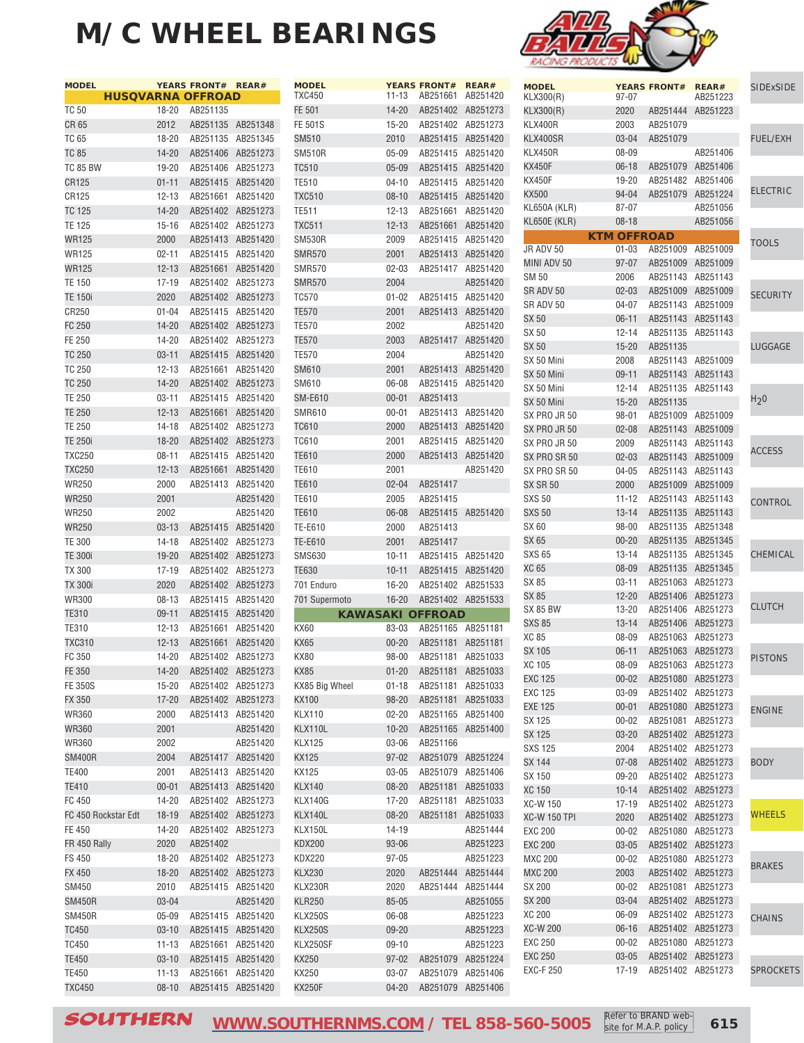# M/C WHEEL BEARINGS

| MODEL | YEARS | FRONT# | REAR# |
|---|---|---|---|
| **HUSQVARNA OFFROAD** | | | |
| TC 50 | 18-20 | AB251135 | |
| CR 65 | 2012 | AB251135 | AB251348 |
| TC 65 | 18-20 | AB251135 | AB251345 |
| TC 85 | 14-20 | AB251406 | AB251273 |
| TC 85 BW | 19-20 | AB251406 | AB251273 |
| CR125 | 01-11 | AB251415 | AB251420 |
| CR125 | 12-13 | AB251661 | AB251420 |
| TC 125 | 14-20 | AB251402 | AB251273 |
| TE 125 | 15-16 | AB251402 | AB251273 |
| WR125 | 2000 | AB251413 | AB251420 |
| WR125 | 02-11 | AB251415 | AB251420 |
| WR125 | 12-13 | AB251661 | AB251420 |
| TE 150 | 17-19 | AB251402 | AB251273 |
| TE 150i | 2020 | AB251402 | AB251273 |
| CR250 | 01-04 | AB251415 | AB251420 |
| FC 250 | 14-20 | AB251402 | AB251273 |
| FE 250 | 14-20 | AB251402 | AB251273 |
| TC 250 | 03-11 | AB251415 | AB251420 |
| TC 250 | 12-13 | AB251661 | AB251420 |
| TC 250 | 14-20 | AB251402 | AB251273 |
| TE 250 | 03-11 | AB251415 | AB251420 |
| TE 250 | 12-13 | AB251661 | AB251420 |
| TE 250 | 14-18 | AB251402 | AB251273 |
| TE 250i | 18-20 | AB251402 | AB251273 |
| TXC250 | 08-11 | AB251415 | AB251420 |
| TXC250 | 12-13 | AB251661 | AB251420 |
| WR250 | 2000 | AB251413 | AB251420 |
| WR250 | 2001 | | AB251420 |
| WR250 | 2002 | | AB251420 |
| WR250 | 03-13 | AB251415 | AB251420 |
| TE 300 | 14-18 | AB251402 | AB251273 |
| TE 300i | 19-20 | AB251402 | AB251273 |
| TX 300 | 17-19 | AB251402 | AB251273 |
| TX 300i | 2020 | AB251402 | AB251273 |
| WR300 | 08-13 | AB251415 | AB251420 |
| TE310 | 09-11 | AB251415 | AB251420 |
| TE310 | 12-13 | AB251661 | AB251420 |
| TXC310 | 12-13 | AB251661 | AB251420 |
| FC 350 | 14-20 | AB251402 | AB251273 |
| FE 350 | 14-20 | AB251402 | AB251273 |
| FE 350S | 15-20 | AB251402 | AB251273 |
| FX 350 | 17-20 | AB251402 | AB251273 |
| WR360 | 2000 | AB251413 | AB251420 |
| WR360 | 2001 | | AB251420 |
| WR360 | 2002 | | AB251420 |
| SM400R | 2004 | AB251417 | AB251420 |
| TE400 | 2001 | AB251413 | AB251420 |
| TE410 | 00-01 | AB251413 | AB251420 |
| FC 450 | 14-20 | AB251402 | AB251273 |
| FC 450 Rockstar Edt | 18-19 | AB251402 | AB251273 |
| FE 450 | 14-20 | AB251402 | AB251273 |
| FR 450 Rally | 2020 | AB251402 | |
| FS 450 | 18-20 | AB251402 | AB251273 |
| FX 450 | 18-20 | AB251402 | AB251273 |
| SM450 | 2010 | AB251415 | AB251420 |
| SM450R | 03-04 | | AB251420 |
| SM450R | 05-09 | AB251415 | AB251420 |
| TC450 | 03-10 | AB251415 | AB251420 |
| TC450 | 11-13 | AB251661 | AB251420 |
| TE450 | 03-10 | AB251415 | AB251420 |
| TE450 | 11-13 | AB251661 | AB251420 |
| TXC450 | 08-10 | AB251415 | AB251420 |
| TXC450 | 11-13 | AB251661 | AB251420 |
| FE 501 | 14-20 | AB251402 | AB251273 |
| FE 501S | 15-20 | AB251402 | AB251273 |
| SM510 | 2010 | AB251415 | AB251420 |
| SM510R | 05-09 | AB251415 | AB251420 |
| TC510 | 05-09 | AB251415 | AB251420 |
| TE510 | 04-10 | AB251415 | AB251420 |
| TXC510 | 08-10 | AB251415 | AB251420 |
| TE511 | 12-13 | AB251661 | AB251420 |
| TXC511 | 12-13 | AB251661 | AB251420 |
| SM530R | 2009 | AB251415 | AB251420 |
| SMR570 | 2001 | AB251413 | AB251420 |
| SMR570 | 02-03 | AB251417 | AB251420 |
| SMR570 | 2004 | | AB251420 |
| TC570 | 01-02 | AB251415 | AB251420 |
| TE570 | 2001 | AB251413 | AB251420 |
| TE570 | 2002 | | AB251420 |
| TE570 | 2003 | AB251417 | AB251420 |
| TE570 | 2004 | | AB251420 |
| SM610 | 2001 | AB251413 | AB251420 |
| SM610 | 06-08 | AB251415 | AB251420 |
| SM-E610 | 00-01 | AB251413 | |
| SMR610 | 00-01 | AB251413 | AB251420 |
| TC610 | 2000 | AB251413 | AB251420 |
| TC610 | 2001 | AB251415 | AB251420 |
| TE610 | 2000 | AB251413 | AB251420 |
| TE610 | 2001 | | AB251420 |
| TE610 | 02-04 | AB251417 | |
| TE610 | 2005 | AB251415 | |
| TE610 | 06-08 | AB251415 | AB251420 |
| TE-E610 | 2000 | AB251413 | |
| TE-E610 | 2001 | AB251417 | |
| SMS630 | 10-11 | AB251415 | AB251420 |
| TE630 | 10-11 | AB251415 | AB251420 |
| 701 Enduro | 16-20 | AB251402 | AB251533 |
| 701 Supermoto | 16-20 | AB251402 | AB251533 |
| **KAWASAKI OFFROAD** | | | |
| KX60 | 83-03 | AB251165 | AB251181 |
| KX65 | 00-20 | AB251181 | AB251181 |
| KX80 | 98-00 | AB251181 | AB251033 |
| KX85 | 01-20 | AB251181 | AB251033 |
| KX85 Big Wheel | 01-18 | AB251181 | AB251033 |
| KX100 | 98-20 | AB251181 | AB251033 |
| KLX110 | 02-20 | AB251165 | AB251400 |
| KLX110L | 10-20 | AB251165 | AB251400 |
| KLX125 | 03-06 | AB251166 | |
| KX125 | 97-02 | AB251079 | AB251224 |
| KX125 | 03-05 | AB251079 | AB251406 |
| KLX140 | 08-20 | AB251181 | AB251033 |
| KLX140G | 17-20 | AB251181 | AB251033 |
| KLX140L | 08-20 | AB251181 | AB251033 |
| KLX150L | 14-19 | | AB251444 |
| KDX200 | 93-06 | | AB251223 |
| KDX220 | 97-05 | | AB251223 |
| KLX230 | 2020 | AB251444 | AB251444 |
| KLX230R | 2020 | AB251444 | AB251444 |
| KLR250 | 85-05 | | AB251055 |
| KLX250S | 06-08 | | AB251223 |
| KLX250S | 09-20 | | AB251223 |
| KLX250SF | 09-10 | | AB251223 |
| KX250 | 97-02 | AB251079 | AB251224 |
| KX250 | 03-07 | AB251079 | AB251406 |
| KX250F | 04-20 | AB251079 | AB251406 |
| KLX300(R) | 97-07 | | AB251223 |
| KLX300(R) | 2020 | AB251444 | AB251223 |
| KLX400R | 2003 | AB251079 | |
| KLX400SR | 03-04 | AB251079 | |
| KLX450R | 08-09 | | AB251406 |
| KX450F | 06-18 | AB251079 | AB251406 |
| KX450F | 19-20 | AB251482 | AB251406 |
| KX500 | 94-04 | AB251079 | AB251224 |
| KL650A (KLR) | 87-07 | | AB251056 |
| KL650E (KLR) | 08-18 | | AB251056 |
| **KTM OFFROAD** | | | |
| JR ADV 50 | 01-03 | AB251009 | AB251009 |
| MINI ADV 50 | 97-07 | AB251009 | AB251009 |
| SM 50 | 2006 | AB251143 | AB251143 |
| SR ADV 50 | 02-03 | AB251009 | AB251009 |
| SR ADV 50 | 04-07 | AB251143 | AB251009 |
| SX 50 | 06-11 | AB251143 | AB251143 |
| SX 50 | 12-14 | AB251135 | AB251143 |
| SX 50 | 15-20 | AB251135 | |
| SX 50 Mini | 2008 | AB251143 | AB251009 |
| SX 50 Mini | 09-11 | AB251143 | AB251143 |
| SX 50 Mini | 12-14 | AB251135 | AB251143 |
| SX 50 Mini | 15-20 | AB251135 | |
| SX PRO JR 50 | 98-01 | AB251009 | AB251009 |
| SX PRO JR 50 | 02-08 | AB251143 | AB251009 |
| SX PRO JR 50 | 2009 | AB251143 | AB251143 |
| SX PRO SR 50 | 02-03 | AB251143 | AB251009 |
| SX PRO SR 50 | 04-05 | AB251143 | AB251143 |
| SX SR 50 | 2000 | AB251009 | AB251009 |
| SXS 50 | 11-12 | AB251143 | AB251143 |
| SXS 50 | 13-14 | AB251135 | AB251143 |
| SX 60 | 98-00 | AB251135 | AB251348 |
| SX 65 | 00-20 | AB251135 | AB251345 |
| SXS 65 | 13-14 | AB251135 | AB251345 |
| XC 65 | 08-09 | AB251135 | AB251345 |
| SX 85 | 03-11 | AB251063 | AB251273 |
| SX 85 | 12-20 | AB251406 | AB251273 |
| SX 85 BW | 13-20 | AB251406 | AB251273 |
| SXS 85 | 13-14 | AB251406 | AB251273 |
| XC 85 | 08-09 | AB251063 | AB251273 |
| SX 105 | 06-11 | AB251063 | AB251273 |
| XC 105 | 08-09 | AB251063 | AB251273 |
| EXC 125 | 00-02 | AB251080 | AB251273 |
| EXC 125 | 03-09 | AB251402 | AB251273 |
| EXE 125 | 00-01 | AB251080 | AB251273 |
| SX 125 | 00-02 | AB251081 | AB251273 |
| SX 125 | 03-20 | AB251402 | AB251273 |
| SXS 125 | 2004 | AB251402 | AB251273 |
| SX 144 | 07-08 | AB251402 | AB251273 |
| SX 150 | 09-20 | AB251402 | AB251273 |
| XC 150 | 10-14 | AB251402 | AB251273 |
| XC-W 150 | 17-19 | AB251402 | AB251273 |
| XC-W 150 TPI | 2020 | AB251402 | AB251273 |
| EXC 200 | 00-02 | AB251080 | AB251273 |
| EXC 200 | 03-05 | AB251402 | AB251273 |
| MXC 200 | 00-02 | AB251080 | AB251273 |
| MXC 200 | 2003 | AB251402 | AB251273 |
| SX 200 | 00-02 | AB251081 | AB251273 |
| SX 200 | 03-04 | AB251402 | AB251273 |
| XC 200 | 06-09 | AB251402 | AB251273 |
| XC-W 200 | 06-16 | AB251402 | AB251273 |
| EXC 250 | 00-02 | AB251080 | AB251273 |
| EXC 250 | 03-05 | AB251402 | AB251273 |
| EXC-F 250 | 17-19 | AB251402 | AB251273 |

SOUTHERN WWW.SOUTHERNMS.COM / TEL 858-560-5005

Refer to BRAND web-site for M.A.P. policy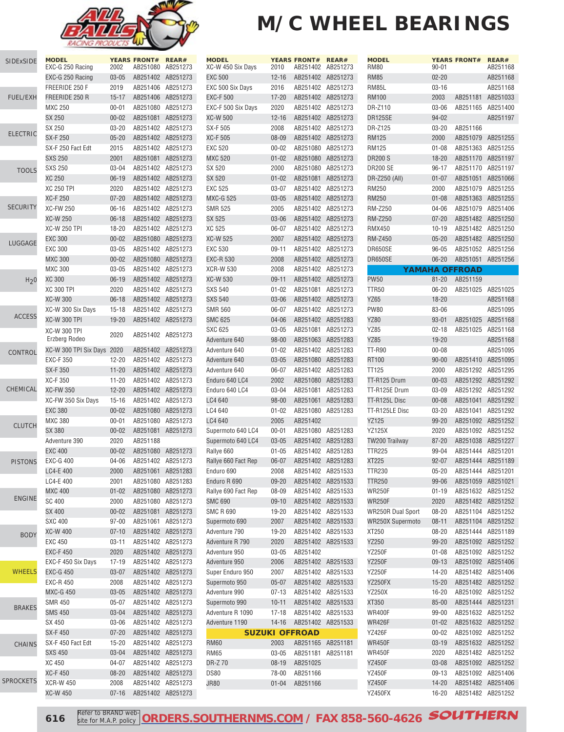# M/C WHEEL BEARINGS

| MODEL | YEARS | FRONT# | REAR# |
|---|---|---|---|
| EXC-G 250 Racing | 2002 | AB251080 | AB251273 |
| EXC-G 250 Racing | 03-05 | AB251402 | AB251273 |
| FREERIDE 250 F | 2019 | AB251406 | AB251273 |
| FREERIDE 250 R | 15-17 | AB251406 | AB251273 |
| MXC 250 | 00-01 | AB251080 | AB251273 |
| SX 250 | 00-02 | AB251081 | AB251273 |
| SX 250 | 03-20 | AB251402 | AB251273 |
| SX-F 250 | 05-20 | AB251402 | AB251273 |
| SX-F 250 Fact Edt | 2015 | AB251402 | AB251273 |
| SXS 250 | 2001 | AB251081 | AB251273 |
| SXS 250 | 03-04 | AB251402 | AB251273 |
| XC 250 | 06-19 | AB251402 | AB251273 |
| XC 250 TPI | 2020 | AB251402 | AB251273 |
| XC-F 250 | 07-20 | AB251402 | AB251273 |
| XC-FW 250 | 06-16 | AB251402 | AB251273 |
| XC-W 250 | 06-18 | AB251402 | AB251273 |
| XC-W 250 TPI | 18-20 | AB251402 | AB251273 |
| EXC 300 | 00-02 | AB251080 | AB251273 |
| EXC 300 | 03-05 | AB251402 | AB251273 |
| MXC 300 | 00-02 | AB251080 | AB251273 |
| MXC 300 | 03-05 | AB251402 | AB251273 |
| XC 300 | 06-19 | AB251402 | AB251273 |
| XC 300 TPI | 2020 | AB251402 | AB251273 |
| XC-W 300 | 06-18 | AB251402 | AB251273 |
| XC-W 300 Six Days | 15-18 | AB251402 | AB251273 |
| XC-W 300 TPI | 19-20 | AB251402 | AB251273 |
| XC-W 300 TPI Erzberg Rodeo | 2020 | AB251402 | AB251273 |
| XC-W 300 TPI Six Days | 2020 | AB251402 | AB251273 |
| EXC-F 350 | 12-20 | AB251402 | AB251273 |
| SX-F 350 | 11-20 | AB251402 | AB251273 |
| XC-F 350 | 11-20 | AB251402 | AB251273 |
| XC-FW 350 | 12-20 | AB251402 | AB251273 |
| XC-FW 350 Six Days | 15-16 | AB251402 | AB251273 |
| EXC 380 | 00-02 | AB251080 | AB251273 |
| MXC 380 | 00-01 | AB251080 | AB251273 |
| SX 380 | 00-02 | AB251081 | AB251273 |
| Adventure 390 | 2020 | AB251188 | |
| EXC 400 | 00-02 | AB251080 | AB251273 |
| EXC-G 400 | 04-06 | AB251402 | AB251273 |
| LC4-E 400 | 2000 | AB251061 | AB251283 |
| LC4-E 400 | 2001 | AB251080 | AB251283 |
| MXC 400 | 01-02 | AB251080 | AB251273 |
| SC 400 | 2000 | AB251080 | AB251273 |
| SX 400 | 00-02 | AB251081 | AB251273 |
| SXC 400 | 97-00 | AB251061 | AB251273 |
| XC-W 400 | 07-10 | AB251402 | AB251273 |
| EXC 450 | 03-11 | AB251402 | AB251273 |
| EXC-F 450 | 2020 | AB251402 | AB251273 |
| EXC-F 450 Six Days | 17-19 | AB251402 | AB251273 |
| EXC-G 450 | 03-07 | AB251402 | AB251273 |
| EXC-R 450 | 2008 | AB251402 | AB251273 |
| MXC-G 450 | 03-05 | AB251402 | AB251273 |
| SMR 450 | 05-07 | AB251402 | AB251273 |
| SMS 450 | 03-04 | AB251402 | AB251273 |
| SX 450 | 03-06 | AB251402 | AB251273 |
| SX-F 450 | 07-20 | AB251402 | AB251273 |
| SX-F 450 Fact Edt | 15-20 | AB251402 | AB251273 |
| SXS 450 | 03-04 | AB251402 | AB251273 |
| XC 450 | 04-07 | AB251402 | AB251273 |
| XC-F 450 | 08-20 | AB251402 | AB251273 |
| XCR-W 450 | 2008 | AB251402 | AB251273 |
| XC-W 450 | 07-16 | AB251402 | AB251273 |
| XC-W 450 Six Days | 2010 | AB251402 | AB251273 |
| EXC 500 | 12-16 | AB251402 | AB251273 |
| EXC 500 Six Days | 2016 | AB251402 | AB251273 |
| EXC-F 500 | 17-20 | AB251402 | AB251273 |
| EXC-F 500 Six Days | 2020 | AB251402 | AB251273 |
| XC-W 500 | 12-16 | AB251402 | AB251273 |
| SX-F 505 | 2008 | AB251402 | AB251273 |
| XC-F 505 | 08-09 | AB251402 | AB251273 |
| EXC 520 | 00-02 | AB251080 | AB251273 |
| MXC 520 | 01-02 | AB251080 | AB251273 |
| SX 520 | 2000 | AB251080 | AB251273 |
| SX 520 | 01-02 | AB251081 | AB251273 |
| EXC 525 | 03-07 | AB251402 | AB251273 |
| MXC-G 525 | 03-05 | AB251402 | AB251273 |
| SMR 525 | 2005 | AB251402 | AB251273 |
| SX 525 | 03-06 | AB251402 | AB251273 |
| XC 525 | 06-07 | AB251402 | AB251273 |
| XC-W 525 | 2007 | AB251402 | AB251273 |
| EXC 530 | 09-11 | AB251402 | AB251273 |
| EXC-R 530 | 2008 | AB251402 | AB251273 |
| XCR-W 530 | 2008 | AB251402 | AB251273 |
| XC-W 530 | 09-11 | AB251402 | AB251273 |
| SXS 540 | 01-02 | AB251081 | AB251273 |
| SXS 540 | 03-06 | AB251402 | AB251273 |
| SMR 560 | 06-07 | AB251402 | AB251273 |
| SMC 625 | 04-06 | AB251402 | AB251283 |
| SXC 625 | 03-05 | AB251081 | AB251273 |
| Adventure 640 | 98-00 | AB251063 | AB251283 |
| Adventure 640 | 01-02 | AB251402 | AB251283 |
| Adventure 640 | 03-05 | AB251080 | AB251283 |
| Adventure 640 | 06-07 | AB251402 | AB251283 |
| Enduro 640 LC4 | 2002 | AB251080 | AB251283 |
| Enduro 640 LC4 | 03-04 | AB251081 | AB251283 |
| LC4 640 | 98-00 | AB251061 | AB251283 |
| LC4 640 | 01-02 | AB251080 | AB251283 |
| LC4 640 | 2005 | AB251402 | |
| Supermoto 640 LC4 | 00-01 | AB251080 | AB251283 |
| Supermoto 640 LC4 | 03-05 | AB251402 | AB251283 |
| Rallye 660 | 01-05 | AB251402 | AB251283 |
| Rallye 660 Fact Rep | 06-07 | AB251402 | AB251283 |
| Enduro 690 | 2008 | AB251402 | AB251533 |
| Enduro R 690 | 09-20 | AB251402 | AB251533 |
| Rallye 690 Fact Rep | 08-09 | AB251402 | AB251533 |
| SMC 690 | 09-10 | AB251402 | AB251533 |
| SMC R 690 | 19-20 | AB251402 | AB251533 |
| Supermoto 690 | 2007 | AB251402 | AB251533 |
| Adventure 790 | 19-20 | AB251402 | AB251533 |
| Adventure R 790 | 2020 | AB251402 | AB251533 |
| Adventure 950 | 03-05 | AB251402 | |
| Adventure 950 | 2006 | AB251402 | AB251533 |
| Super Enduro 950 | 2007 | AB251402 | AB251533 |
| Supermoto 950 | 05-07 | AB251402 | AB251533 |
| Adventure 990 | 07-13 | AB251402 | AB251533 |
| Supermoto 990 | 10-11 | AB251402 | AB251533 |
| Adventure R 1090 | 17-18 | AB251402 | AB251533 |
| Adventure 1190 | 14-16 | AB251402 | AB251533 |
| **SUZUKI OFFROAD** | | | |
| RM60 | 2003 | AB251165 | AB251181 |
| RM65 | 03-05 | AB251181 | AB251181 |
| DR-Z 70 | 08-19 | AB251025 | |
| DS80 | 78-00 | AB251166 | |
| JR80 | 01-04 | AB251166 | |
| RM80 | 90-01 | | AB251168 |
| RM85 | 02-20 | | AB251168 |
| RM85L | 03-16 | | AB251168 |
| RM100 | 2003 | AB251181 | AB251033 |
| DR-Z110 | 03-06 | AB251165 | AB251400 |
| DR125SE | 94-02 | | AB251197 |
| DR-Z125 | 03-20 | AB251166 | |
| RM125 | 2000 | AB251079 | AB251255 |
| RM125 | 01-08 | AB251363 | AB251255 |
| DR200 S | 18-20 | AB251170 | AB251197 |
| DR200 SE | 96-17 | AB251170 | AB251197 |
| DR-Z250 (All) | 01-07 | AB251051 | AB251066 |
| RM250 | 2000 | AB251079 | AB251255 |
| RM250 | 01-08 | AB251363 | AB251255 |
| RM-Z250 | 04-06 | AB251079 | AB251406 |
| RM-Z250 | 07-20 | AB251482 | AB251250 |
| RMX450 | 10-19 | AB251482 | AB251250 |
| RM-Z450 | 05-20 | AB251482 | AB251250 |
| DR650SE | 96-05 | AB251052 | AB251256 |
| DR650SE | 06-20 | AB251051 | AB251256 |
| **YAMAHA OFFROAD** | | | |
| PW50 | 81-20 | AB251159 | |
| TTR50 | 06-20 | AB251025 | AB251025 |
| YZ65 | 18-20 | | AB251168 |
| PW80 | 83-06 | | AB251095 |
| YZ80 | 93-01 | AB251025 | AB251168 |
| YZ85 | 02-18 | AB251025 | AB251168 |
| YZ85 | 19-20 | | AB251168 |
| TT-R90 | 00-08 | | AB251095 |
| RT100 | 90-00 | AB251410 | AB251095 |
| TT125 | 2000 | AB251292 | AB251295 |
| TT-R125 Drum | 00-03 | AB251292 | AB251292 |
| TT-R125E Drum | 03-09 | AB251292 | AB251292 |
| TT-R125L Disc | 00-08 | AB251041 | AB251292 |
| TT-R125LE Disc | 03-20 | AB251041 | AB251292 |
| YZ125 | 99-20 | AB251092 | AB251252 |
| YZ125X | 2020 | AB251092 | AB251252 |
| TW200 Trailway | 87-20 | AB251038 | AB251227 |
| TTR225 | 99-04 | AB251444 | AB251201 |
| XT225 | 92-07 | AB251444 | AB251189 |
| TTR230 | 05-20 | AB251444 | AB251201 |
| TTR250 | 99-06 | AB251059 | AB251021 |
| WR250F | 01-19 | AB251632 | AB251252 |
| WR250F | 2020 | AB251482 | AB251252 |
| WR250R Dual Sport | 08-20 | AB251104 | AB251252 |
| WR250X Supermoto | 08-11 | AB251104 | AB251252 |
| XT250 | 08-20 | AB251444 | AB251189 |
| YZ250 | 99-20 | AB251092 | AB251252 |
| YZ250F | 01-08 | AB251092 | AB251252 |
| YZ250F | 09-13 | AB251092 | AB251406 |
| YZ250F | 14-20 | AB251482 | AB251406 |
| YZ250FX | 15-20 | AB251482 | AB251252 |
| YZ250X | 16-20 | AB251092 | AB251252 |
| XT350 | 85-00 | AB251444 | AB251231 |
| WR400F | 99-00 | AB251632 | AB251252 |
| WR426F | 01-02 | AB251632 | AB251252 |
| YZ426F | 00-02 | AB251092 | AB251252 |
| WR450F | 03-19 | AB251632 | AB251252 |
| WR450F | 2020 | AB251482 | AB251252 |
| YZ450F | 03-08 | AB251092 | AB251252 |
| YZ450F | 09-13 | AB251092 | AB251406 |
| YZ450F | 14-20 | AB251482 | AB251406 |
| YZ450FX | 16-20 | AB251482 | AB251252 |

Refer to BRAND web-site for M.A.P. policy **ORDERS.SOUTHERNMS.COM / FAX 858-560-4626**